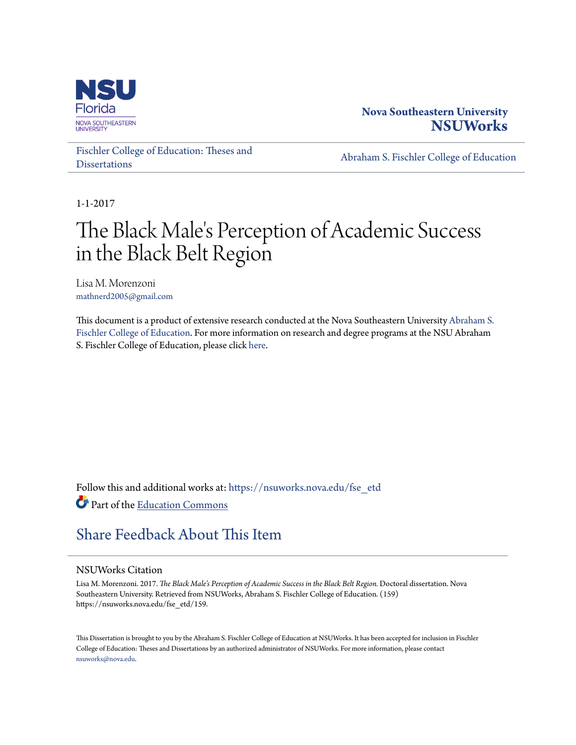Nova Southeastern University
**NSUWorks**

Fischler College of Education: Theses and Dissertations

Abraham S. Fischler College of Education

1-1-2017

# The Black Male's Perception of Academic Success in the Black Belt Region

Lisa M. Morenzoni
mathnerd2005@gmail.com

This document is a product of extensive research conducted at the Nova Southeastern University Abraham S. Fischler College of Education. For more information on research and degree programs at the NSU Abraham S. Fischler College of Education, please click here.

Follow this and additional works at: https://nsuworks.nova.edu/fse_etd

Part of the Education Commons

## Share Feedback About This Item

### NSUWorks Citation

Lisa M. Morenzoni. 2017. *The Black Male's Perception of Academic Success in the Black Belt Region.* Doctoral dissertation. Nova Southeastern University. Retrieved from NSUWorks, Abraham S. Fischler College of Education. (159) https://nsuworks.nova.edu/fse_etd/159.

This Dissertation is brought to you by the Abraham S. Fischler College of Education at NSUWorks. It has been accepted for inclusion in Fischler College of Education: Theses and Dissertations by an authorized administrator of NSUWorks. For more information, please contact nsuworks@nova.edu.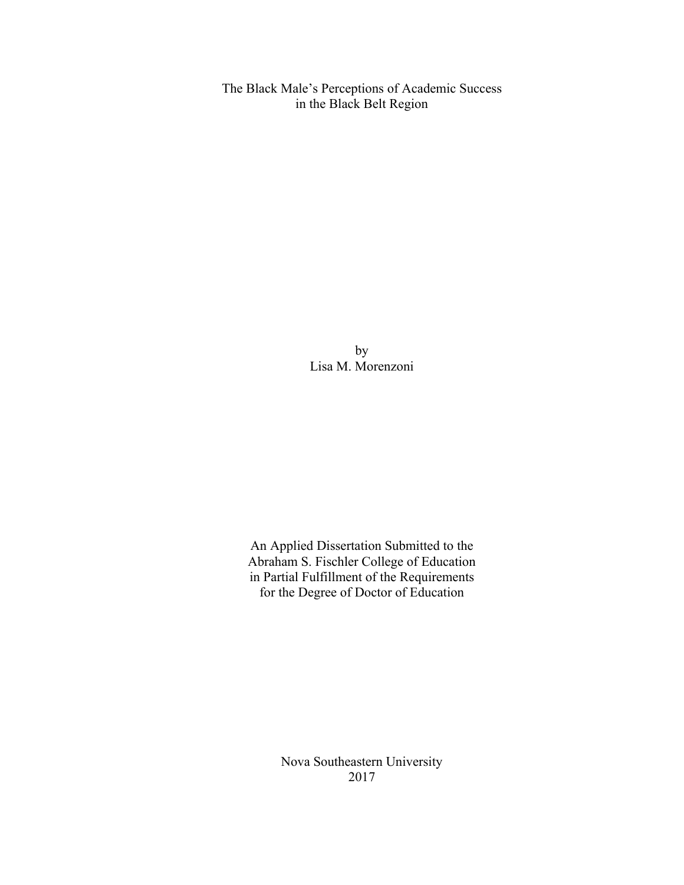The Black Male's Perceptions of Academic Success
in the Black Belt Region

by
Lisa M. Morenzoni

An Applied Dissertation Submitted to the
Abraham S. Fischler College of Education
in Partial Fulfillment of the Requirements
for the Degree of Doctor of Education

Nova Southeastern University
2017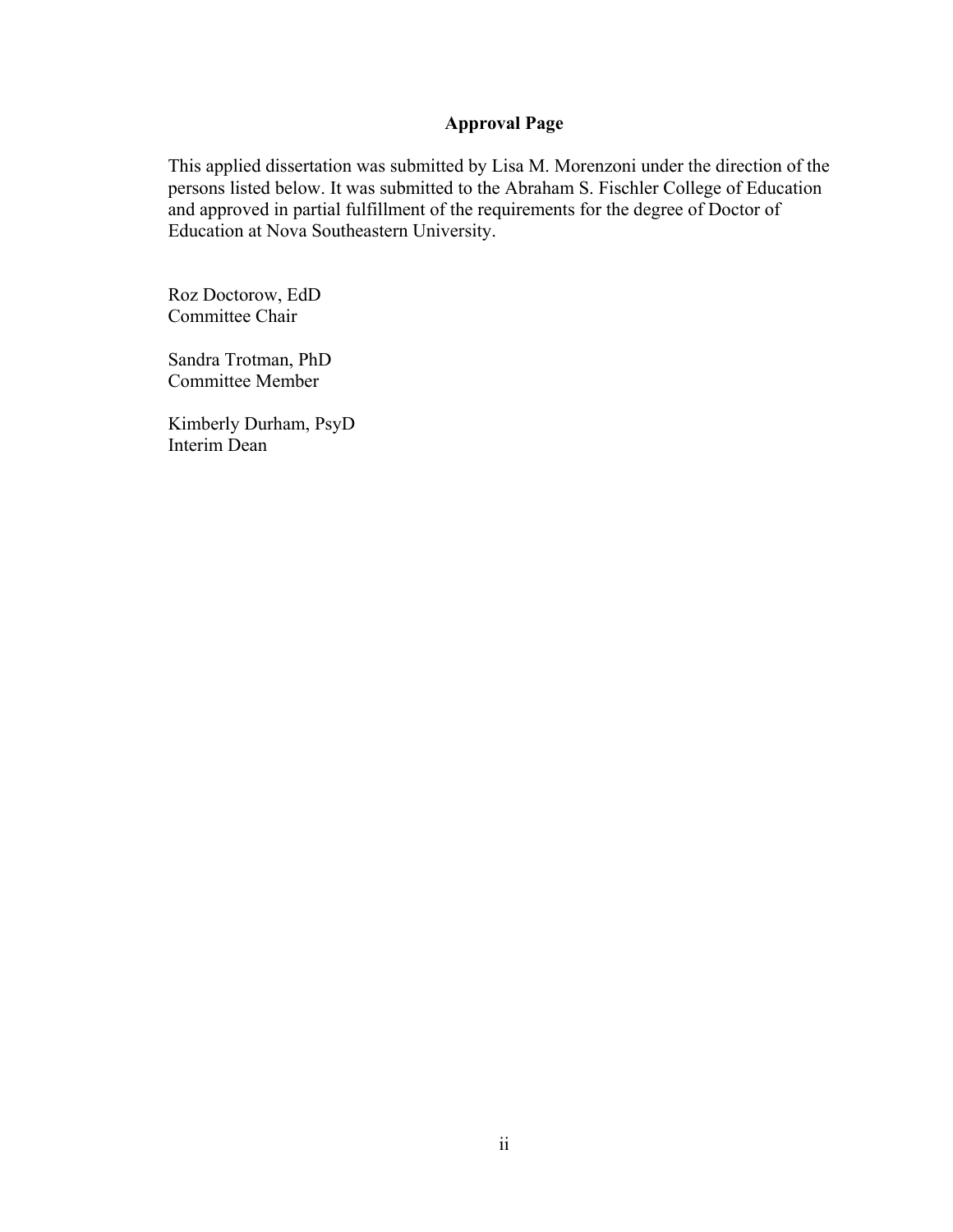## Approval Page

This applied dissertation was submitted by Lisa M. Morenzoni under the direction of the persons listed below. It was submitted to the Abraham S. Fischler College of Education and approved in partial fulfillment of the requirements for the degree of Doctor of Education at Nova Southeastern University.

Roz Doctorow, EdD
Committee Chair

Sandra Trotman, PhD
Committee Member

Kimberly Durham, PsyD
Interim Dean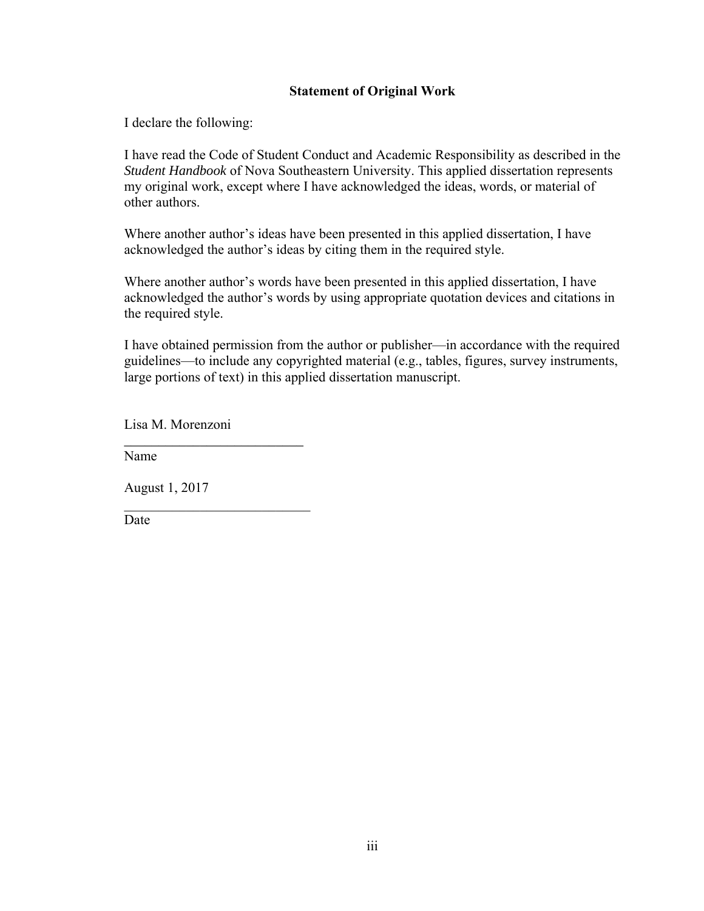**Statement of Original Work**

I declare the following:

I have read the Code of Student Conduct and Academic Responsibility as described in the *Student Handbook* of Nova Southeastern University. This applied dissertation represents my original work, except where I have acknowledged the ideas, words, or material of other authors.

Where another author's ideas have been presented in this applied dissertation, I have acknowledged the author's ideas by citing them in the required style.

Where another author's words have been presented in this applied dissertation, I have acknowledged the author's words by using appropriate quotation devices and citations in the required style.

I have obtained permission from the author or publisher—in accordance with the required guidelines—to include any copyrighted material (e.g., tables, figures, survey instruments, large portions of text) in this applied dissertation manuscript.

Lisa M. Morenzoni
___________________________
Name

August 1, 2017
___________________________
Date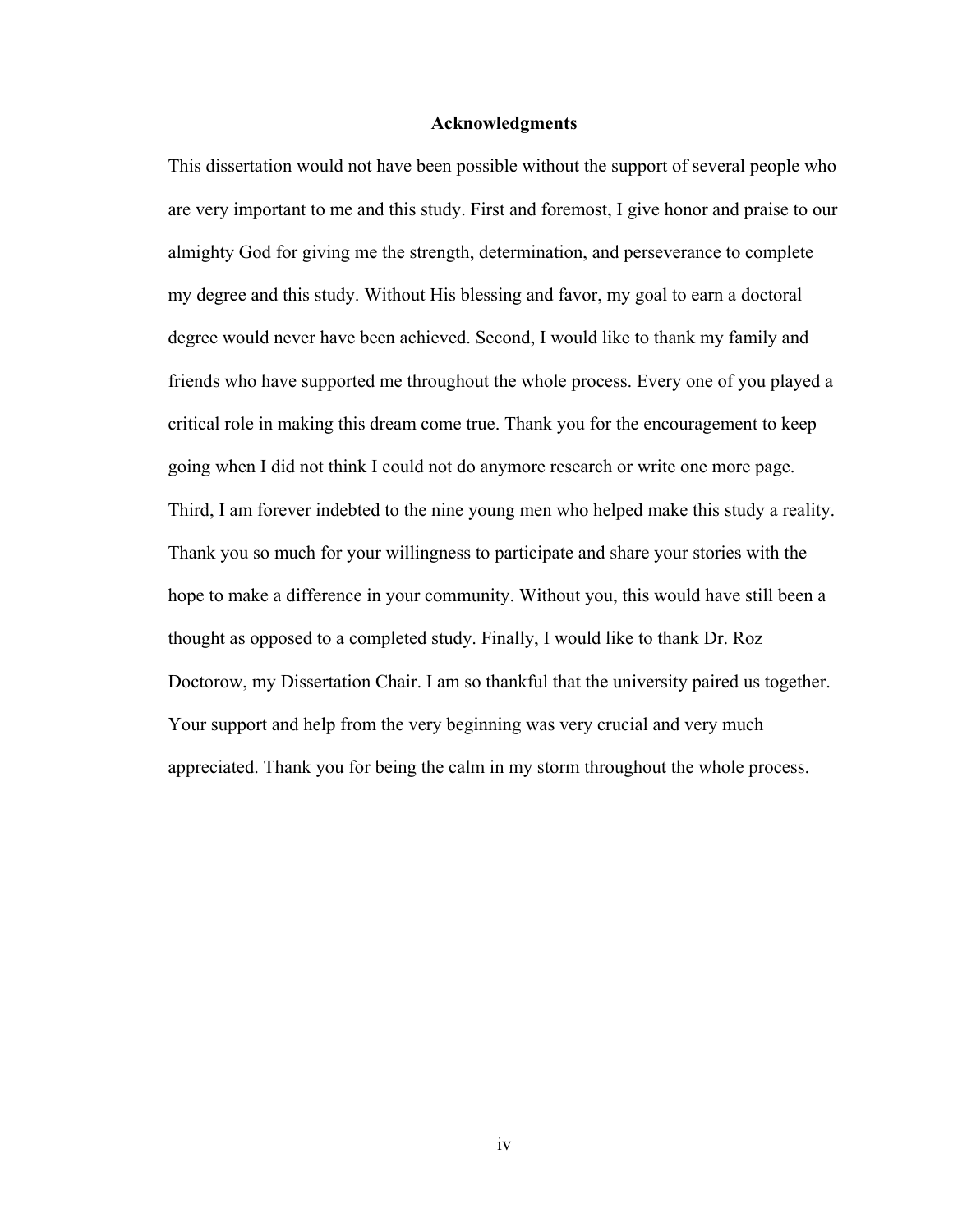## Acknowledgments

This dissertation would not have been possible without the support of several people who are very important to me and this study. First and foremost, I give honor and praise to our almighty God for giving me the strength, determination, and perseverance to complete my degree and this study. Without His blessing and favor, my goal to earn a doctoral degree would never have been achieved. Second, I would like to thank my family and friends who have supported me throughout the whole process. Every one of you played a critical role in making this dream come true. Thank you for the encouragement to keep going when I did not think I could not do anymore research or write one more page. Third, I am forever indebted to the nine young men who helped make this study a reality. Thank you so much for your willingness to participate and share your stories with the hope to make a difference in your community. Without you, this would have still been a thought as opposed to a completed study. Finally, I would like to thank Dr. Roz Doctorow, my Dissertation Chair. I am so thankful that the university paired us together. Your support and help from the very beginning was very crucial and very much appreciated. Thank you for being the calm in my storm throughout the whole process.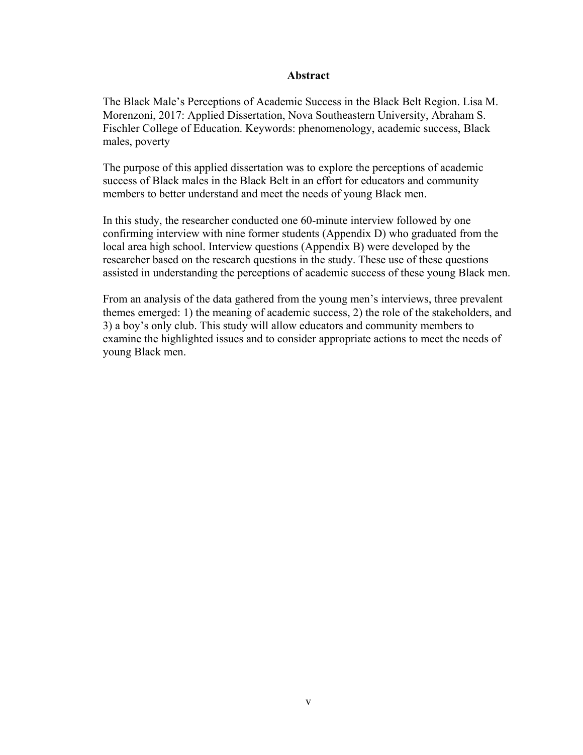## Abstract

The Black Male's Perceptions of Academic Success in the Black Belt Region. Lisa M. Morenzoni, 2017: Applied Dissertation, Nova Southeastern University, Abraham S. Fischler College of Education. Keywords: phenomenology, academic success, Black males, poverty

The purpose of this applied dissertation was to explore the perceptions of academic success of Black males in the Black Belt in an effort for educators and community members to better understand and meet the needs of young Black men.

In this study, the researcher conducted one 60-minute interview followed by one confirming interview with nine former students (Appendix D) who graduated from the local area high school. Interview questions (Appendix B) were developed by the researcher based on the research questions in the study. These use of these questions assisted in understanding the perceptions of academic success of these young Black men.

From an analysis of the data gathered from the young men's interviews, three prevalent themes emerged: 1) the meaning of academic success, 2) the role of the stakeholders, and 3) a boy's only club. This study will allow educators and community members to examine the highlighted issues and to consider appropriate actions to meet the needs of young Black men.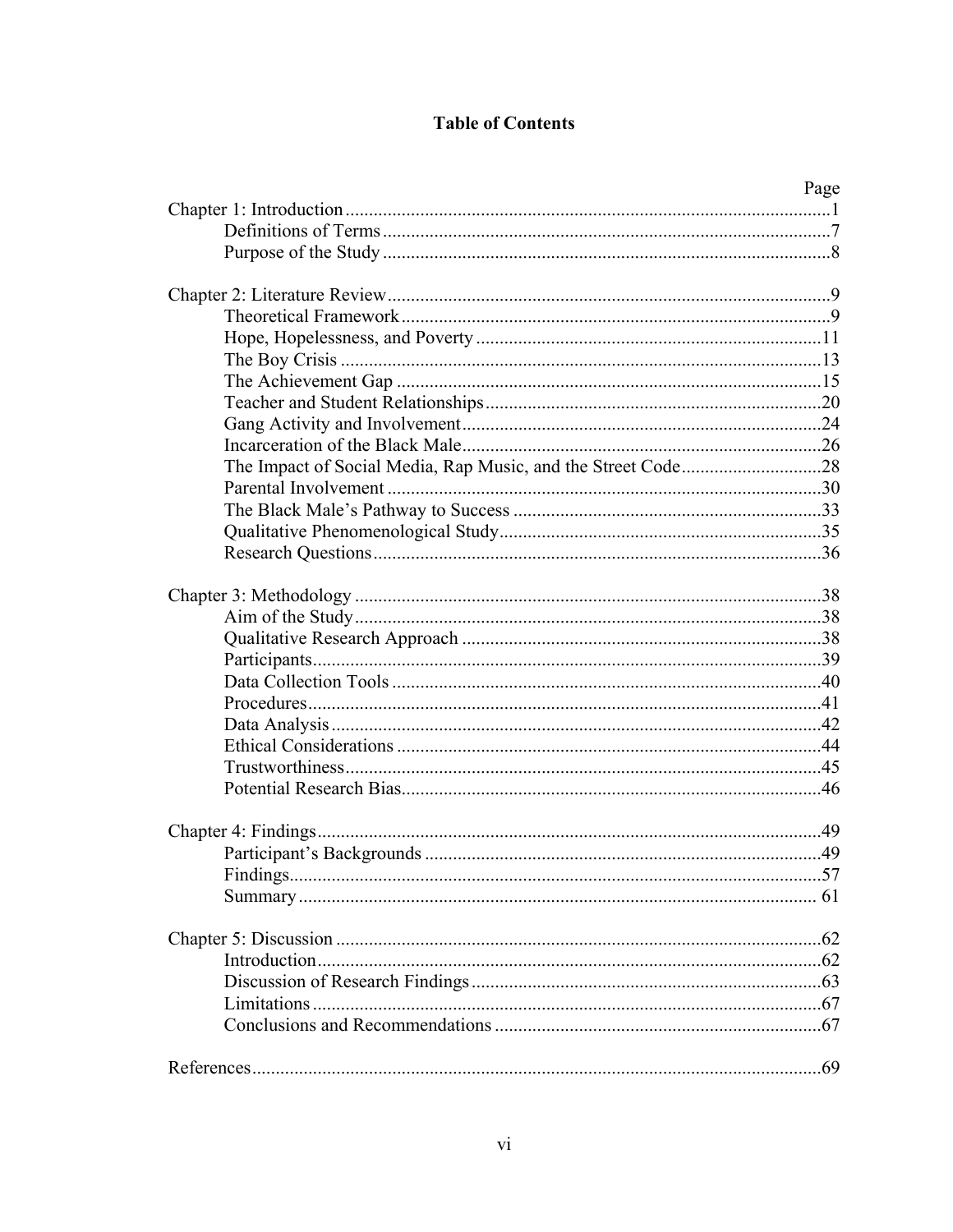# Table of Contents

| | Page |
|---|---|
| Chapter 1: Introduction | 1 |
| Definitions of Terms | 7 |
| Purpose of the Study | 8 |
| Chapter 2: Literature Review | 9 |
| Theoretical Framework | 9 |
| Hope, Hopelessness, and Poverty | 11 |
| The Boy Crisis | 13 |
| The Achievement Gap | 15 |
| Teacher and Student Relationships | 20 |
| Gang Activity and Involvement | 24 |
| Incarceration of the Black Male | 26 |
| The Impact of Social Media, Rap Music, and the Street Code | 28 |
| Parental Involvement | 30 |
| The Black Male's Pathway to Success | 33 |
| Qualitative Phenomenological Study | 35 |
| Research Questions | 36 |
| Chapter 3: Methodology | 38 |
| Aim of the Study | 38 |
| Qualitative Research Approach | 38 |
| Participants | 39 |
| Data Collection Tools | 40 |
| Procedures | 41 |
| Data Analysis | 42 |
| Ethical Considerations | 44 |
| Trustworthiness | 45 |
| Potential Research Bias | 46 |
| Chapter 4: Findings | 49 |
| Participant's Backgrounds | 49 |
| Findings | 57 |
| Summary | 61 |
| Chapter 5: Discussion | 62 |
| Introduction | 62 |
| Discussion of Research Findings | 63 |
| Limitations | 67 |
| Conclusions and Recommendations | 67 |
| References | 69 |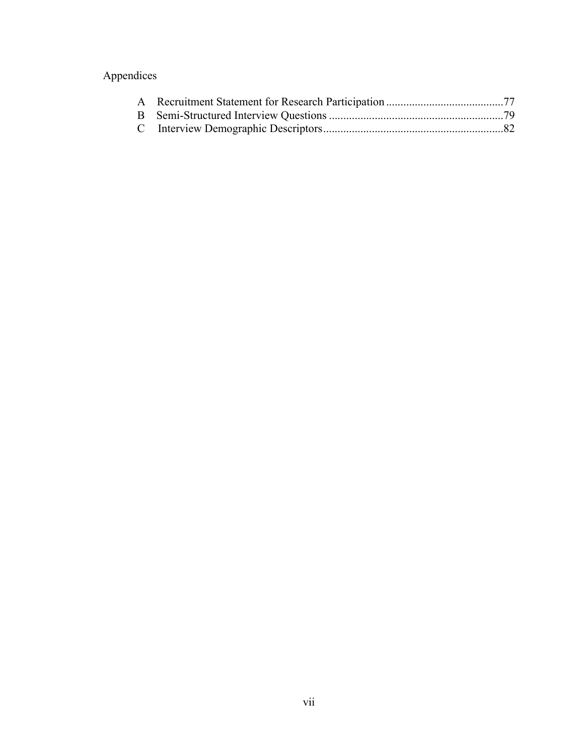Appendices

| | | |
|---|---|---|
| A | Recruitment Statement for Research Participation | 77 |
| B | Semi-Structured Interview Questions | 79 |
| C | Interview Demographic Descriptors | 82 |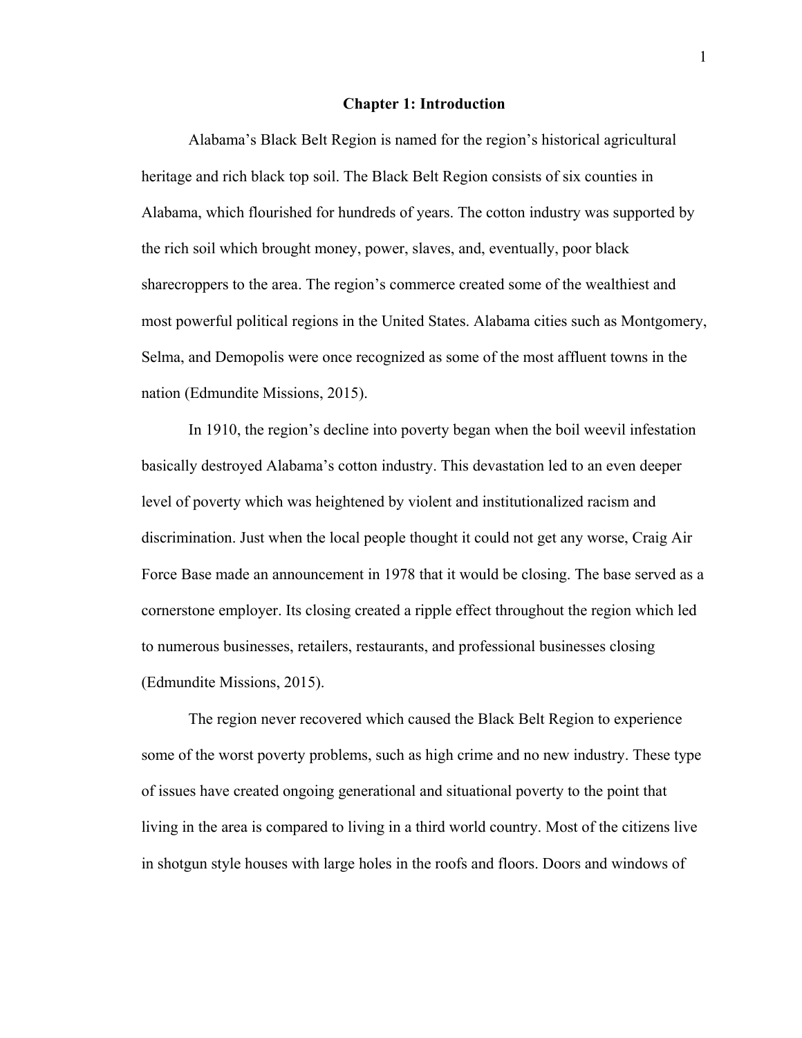# Chapter 1: Introduction

Alabama's Black Belt Region is named for the region's historical agricultural heritage and rich black top soil. The Black Belt Region consists of six counties in Alabama, which flourished for hundreds of years. The cotton industry was supported by the rich soil which brought money, power, slaves, and, eventually, poor black sharecroppers to the area. The region's commerce created some of the wealthiest and most powerful political regions in the United States. Alabama cities such as Montgomery, Selma, and Demopolis were once recognized as some of the most affluent towns in the nation (Edmundite Missions, 2015).

In 1910, the region's decline into poverty began when the boil weevil infestation basically destroyed Alabama's cotton industry. This devastation led to an even deeper level of poverty which was heightened by violent and institutionalized racism and discrimination. Just when the local people thought it could not get any worse, Craig Air Force Base made an announcement in 1978 that it would be closing. The base served as a cornerstone employer. Its closing created a ripple effect throughout the region which led to numerous businesses, retailers, restaurants, and professional businesses closing (Edmundite Missions, 2015).

The region never recovered which caused the Black Belt Region to experience some of the worst poverty problems, such as high crime and no new industry. These type of issues have created ongoing generational and situational poverty to the point that living in the area is compared to living in a third world country. Most of the citizens live in shotgun style houses with large holes in the roofs and floors. Doors and windows of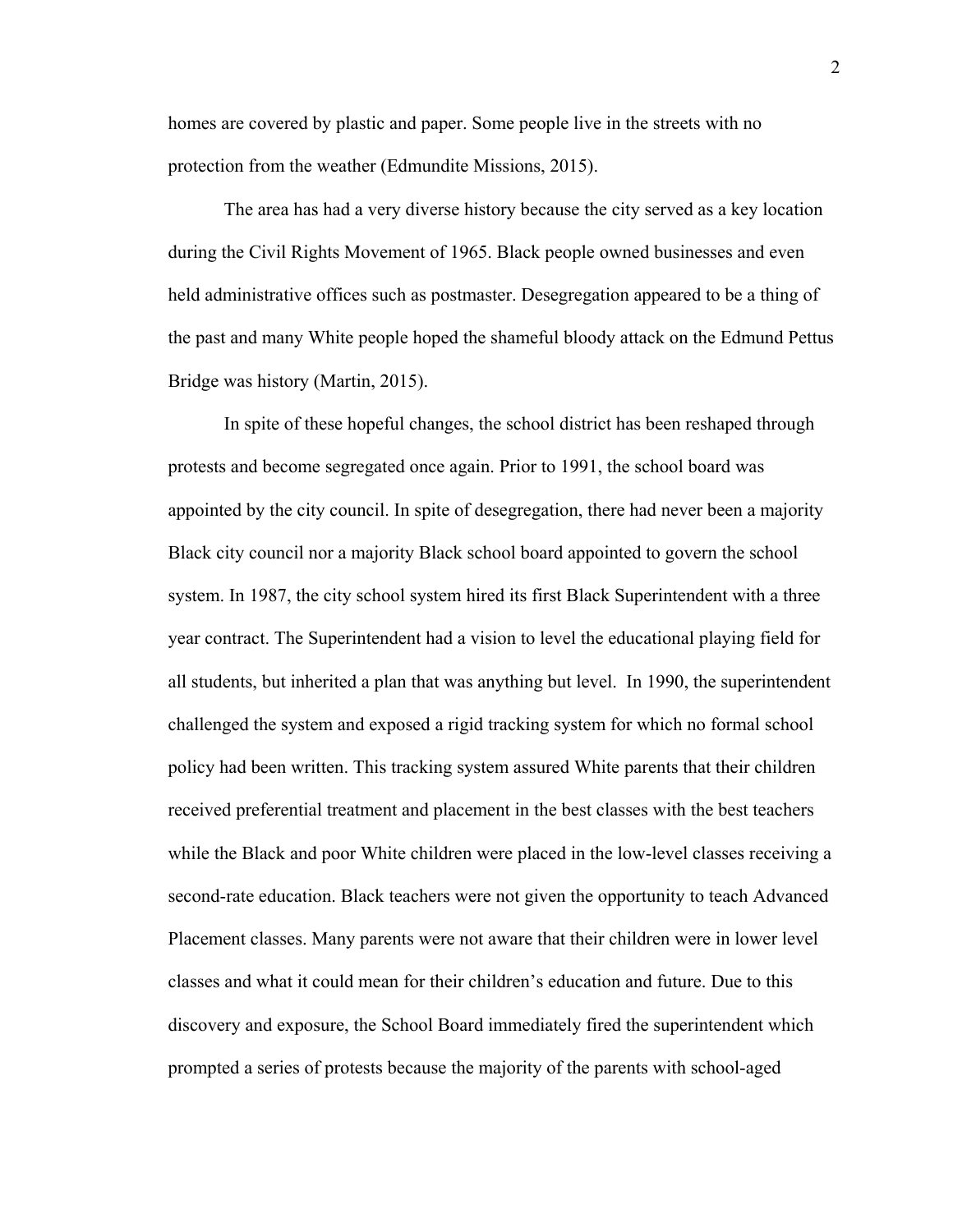homes are covered by plastic and paper. Some people live in the streets with no protection from the weather (Edmundite Missions, 2015).

The area has had a very diverse history because the city served as a key location during the Civil Rights Movement of 1965. Black people owned businesses and even held administrative offices such as postmaster. Desegregation appeared to be a thing of the past and many White people hoped the shameful bloody attack on the Edmund Pettus Bridge was history (Martin, 2015).

In spite of these hopeful changes, the school district has been reshaped through protests and become segregated once again. Prior to 1991, the school board was appointed by the city council. In spite of desegregation, there had never been a majority Black city council nor a majority Black school board appointed to govern the school system. In 1987, the city school system hired its first Black Superintendent with a three year contract. The Superintendent had a vision to level the educational playing field for all students, but inherited a plan that was anything but level. In 1990, the superintendent challenged the system and exposed a rigid tracking system for which no formal school policy had been written. This tracking system assured White parents that their children received preferential treatment and placement in the best classes with the best teachers while the Black and poor White children were placed in the low-level classes receiving a second-rate education. Black teachers were not given the opportunity to teach Advanced Placement classes. Many parents were not aware that their children were in lower level classes and what it could mean for their children's education and future. Due to this discovery and exposure, the School Board immediately fired the superintendent which prompted a series of protests because the majority of the parents with school-aged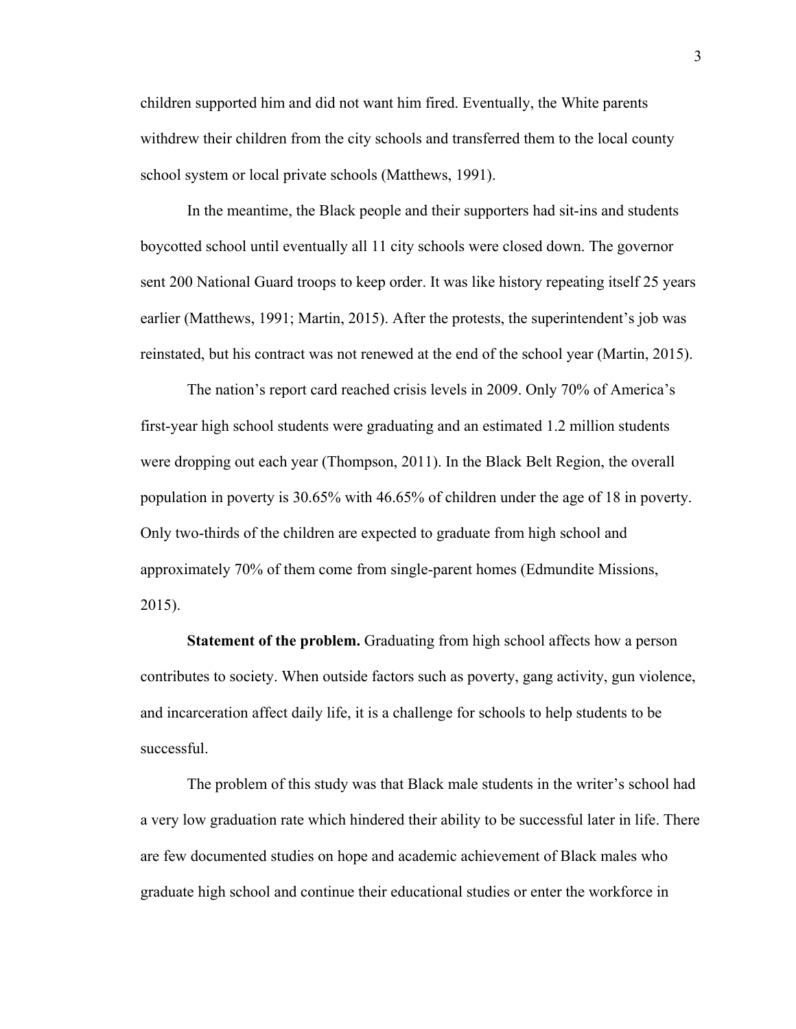children supported him and did not want him fired. Eventually, the White parents withdrew their children from the city schools and transferred them to the local county school system or local private schools (Matthews, 1991).

In the meantime, the Black people and their supporters had sit-ins and students boycotted school until eventually all 11 city schools were closed down. The governor sent 200 National Guard troops to keep order. It was like history repeating itself 25 years earlier (Matthews, 1991; Martin, 2015). After the protests, the superintendent's job was reinstated, but his contract was not renewed at the end of the school year (Martin, 2015).

The nation's report card reached crisis levels in 2009. Only 70% of America's first-year high school students were graduating and an estimated 1.2 million students were dropping out each year (Thompson, 2011). In the Black Belt Region, the overall population in poverty is 30.65% with 46.65% of children under the age of 18 in poverty. Only two-thirds of the children are expected to graduate from high school and approximately 70% of them come from single-parent homes (Edmundite Missions, 2015).

**Statement of the problem.** Graduating from high school affects how a person contributes to society. When outside factors such as poverty, gang activity, gun violence, and incarceration affect daily life, it is a challenge for schools to help students to be successful.

The problem of this study was that Black male students in the writer's school had a very low graduation rate which hindered their ability to be successful later in life. There are few documented studies on hope and academic achievement of Black males who graduate high school and continue their educational studies or enter the workforce in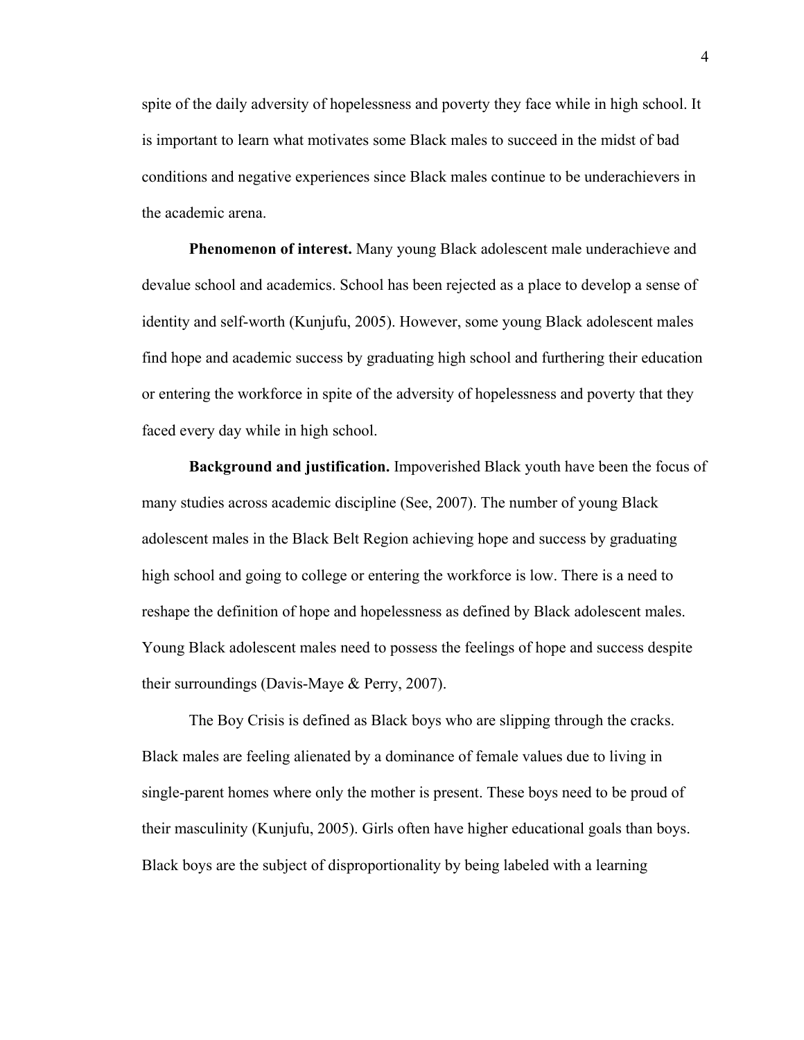spite of the daily adversity of hopelessness and poverty they face while in high school. It is important to learn what motivates some Black males to succeed in the midst of bad conditions and negative experiences since Black males continue to be underachievers in the academic arena.

**Phenomenon of interest.** Many young Black adolescent male underachieve and devalue school and academics. School has been rejected as a place to develop a sense of identity and self-worth (Kunjufu, 2005). However, some young Black adolescent males find hope and academic success by graduating high school and furthering their education or entering the workforce in spite of the adversity of hopelessness and poverty that they faced every day while in high school.

**Background and justification.** Impoverished Black youth have been the focus of many studies across academic discipline (See, 2007). The number of young Black adolescent males in the Black Belt Region achieving hope and success by graduating high school and going to college or entering the workforce is low. There is a need to reshape the definition of hope and hopelessness as defined by Black adolescent males. Young Black adolescent males need to possess the feelings of hope and success despite their surroundings (Davis-Maye & Perry, 2007).

The Boy Crisis is defined as Black boys who are slipping through the cracks. Black males are feeling alienated by a dominance of female values due to living in single-parent homes where only the mother is present. These boys need to be proud of their masculinity (Kunjufu, 2005). Girls often have higher educational goals than boys. Black boys are the subject of disproportionality by being labeled with a learning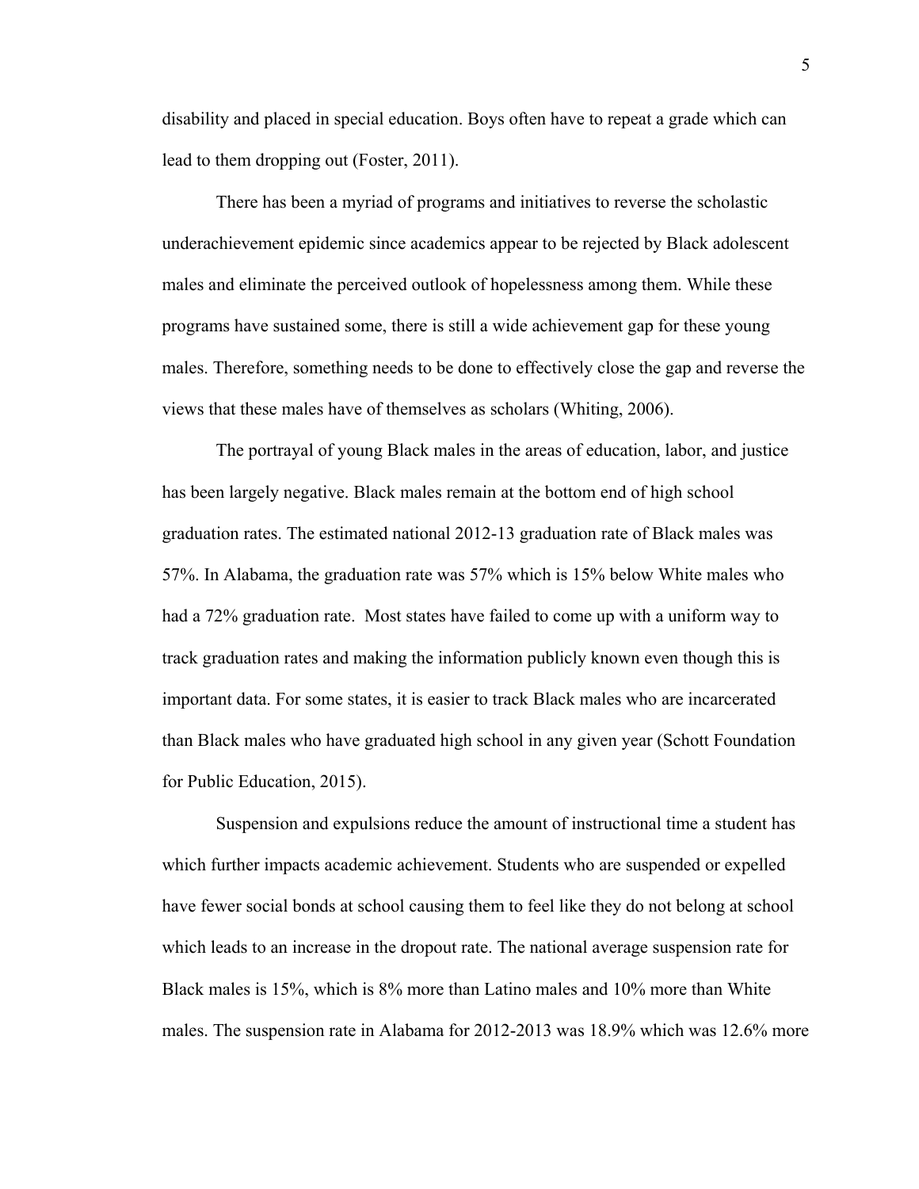disability and placed in special education. Boys often have to repeat a grade which can lead to them dropping out (Foster, 2011).

There has been a myriad of programs and initiatives to reverse the scholastic underachievement epidemic since academics appear to be rejected by Black adolescent males and eliminate the perceived outlook of hopelessness among them. While these programs have sustained some, there is still a wide achievement gap for these young males. Therefore, something needs to be done to effectively close the gap and reverse the views that these males have of themselves as scholars (Whiting, 2006).

The portrayal of young Black males in the areas of education, labor, and justice has been largely negative. Black males remain at the bottom end of high school graduation rates. The estimated national 2012-13 graduation rate of Black males was 57%. In Alabama, the graduation rate was 57% which is 15% below White males who had a 72% graduation rate. Most states have failed to come up with a uniform way to track graduation rates and making the information publicly known even though this is important data. For some states, it is easier to track Black males who are incarcerated than Black males who have graduated high school in any given year (Schott Foundation for Public Education, 2015).

Suspension and expulsions reduce the amount of instructional time a student has which further impacts academic achievement. Students who are suspended or expelled have fewer social bonds at school causing them to feel like they do not belong at school which leads to an increase in the dropout rate. The national average suspension rate for Black males is 15%, which is 8% more than Latino males and 10% more than White males. The suspension rate in Alabama for 2012-2013 was 18.9% which was 12.6% more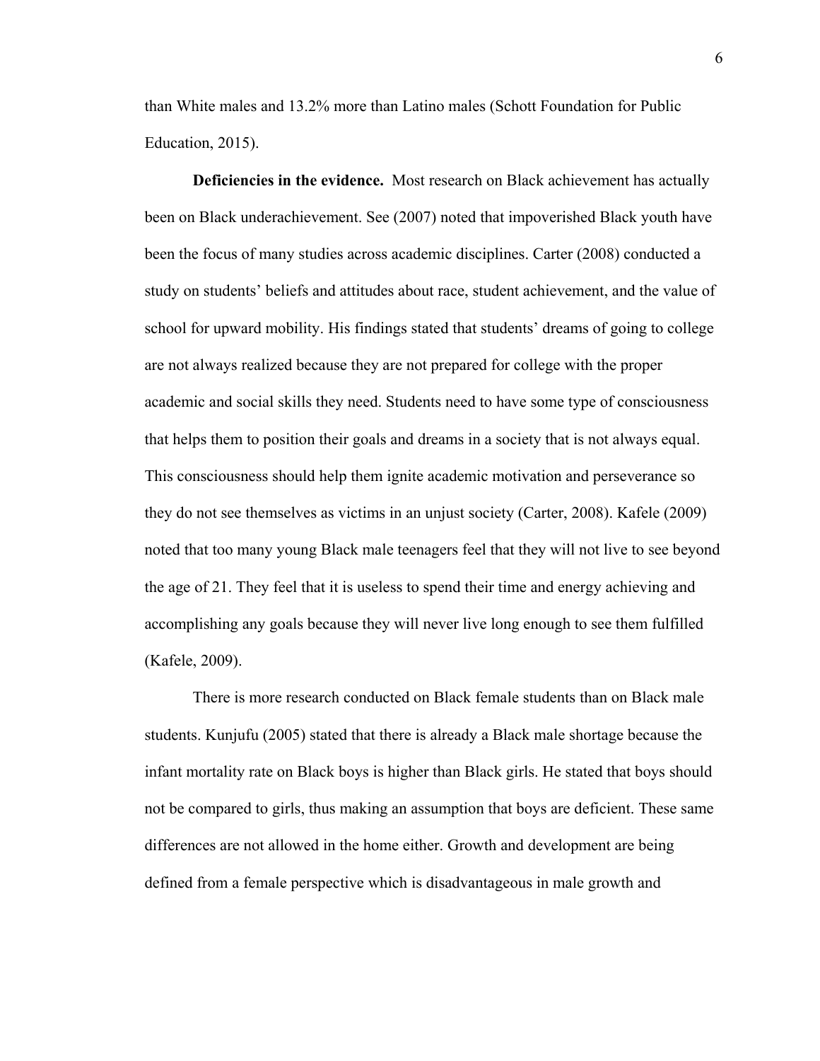than White males and 13.2% more than Latino males (Schott Foundation for Public Education, 2015).

**Deficiencies in the evidence.** Most research on Black achievement has actually been on Black underachievement. See (2007) noted that impoverished Black youth have been the focus of many studies across academic disciplines. Carter (2008) conducted a study on students' beliefs and attitudes about race, student achievement, and the value of school for upward mobility. His findings stated that students' dreams of going to college are not always realized because they are not prepared for college with the proper academic and social skills they need. Students need to have some type of consciousness that helps them to position their goals and dreams in a society that is not always equal. This consciousness should help them ignite academic motivation and perseverance so they do not see themselves as victims in an unjust society (Carter, 2008). Kafele (2009) noted that too many young Black male teenagers feel that they will not live to see beyond the age of 21. They feel that it is useless to spend their time and energy achieving and accomplishing any goals because they will never live long enough to see them fulfilled (Kafele, 2009).

There is more research conducted on Black female students than on Black male students. Kunjufu (2005) stated that there is already a Black male shortage because the infant mortality rate on Black boys is higher than Black girls. He stated that boys should not be compared to girls, thus making an assumption that boys are deficient. These same differences are not allowed in the home either. Growth and development are being defined from a female perspective which is disadvantageous in male growth and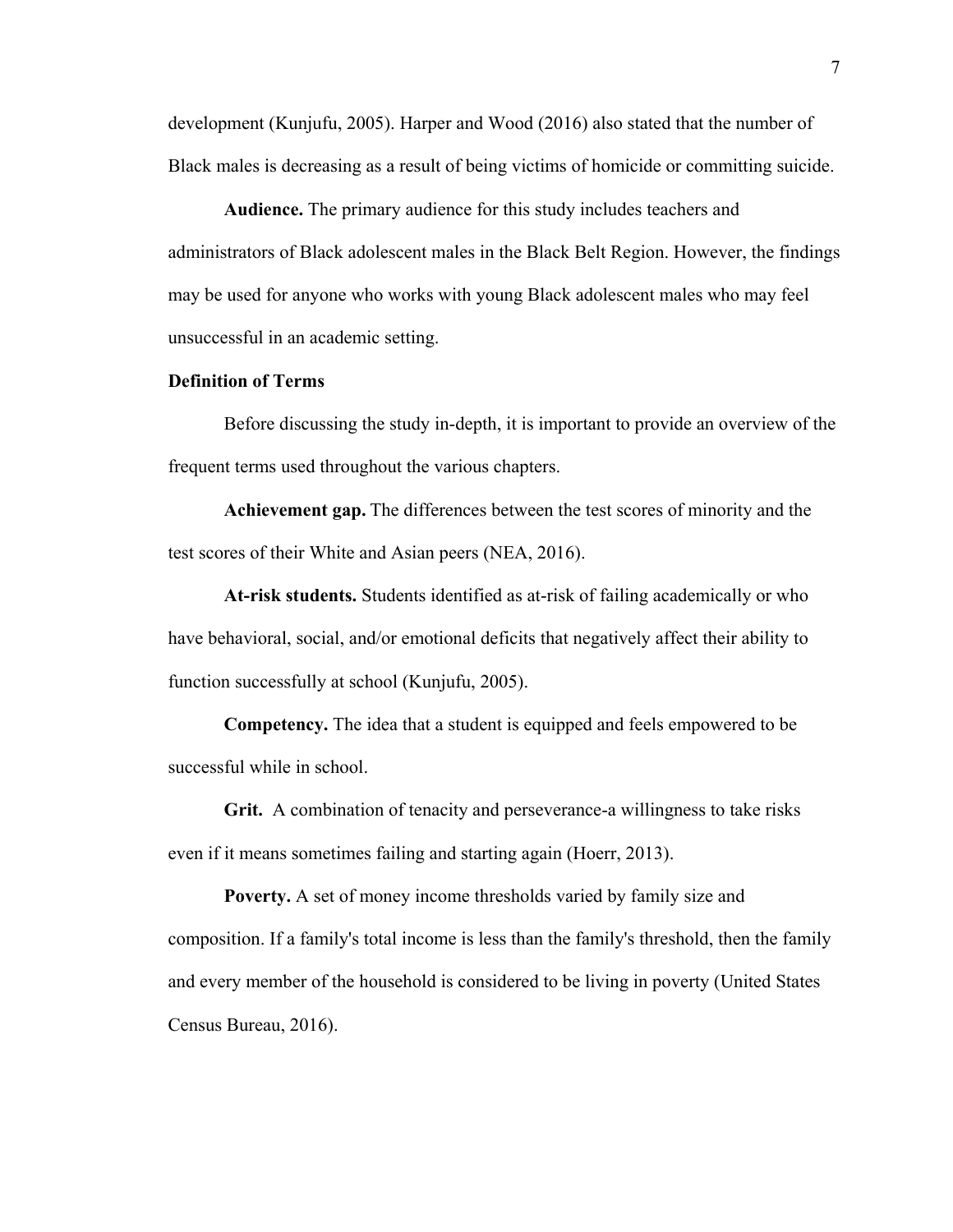development (Kunjufu, 2005). Harper and Wood (2016) also stated that the number of Black males is decreasing as a result of being victims of homicide or committing suicide.

**Audience.** The primary audience for this study includes teachers and administrators of Black adolescent males in the Black Belt Region. However, the findings may be used for anyone who works with young Black adolescent males who may feel unsuccessful in an academic setting.

**Definition of Terms**

Before discussing the study in-depth, it is important to provide an overview of the frequent terms used throughout the various chapters.

**Achievement gap.** The differences between the test scores of minority and the test scores of their White and Asian peers (NEA, 2016).

**At-risk students.** Students identified as at-risk of failing academically or who have behavioral, social, and/or emotional deficits that negatively affect their ability to function successfully at school (Kunjufu, 2005).

**Competency.** The idea that a student is equipped and feels empowered to be successful while in school.

**Grit.** A combination of tenacity and perseverance-a willingness to take risks even if it means sometimes failing and starting again (Hoerr, 2013).

**Poverty.** A set of money income thresholds varied by family size and composition. If a family's total income is less than the family's threshold, then the family and every member of the household is considered to be living in poverty (United States Census Bureau, 2016).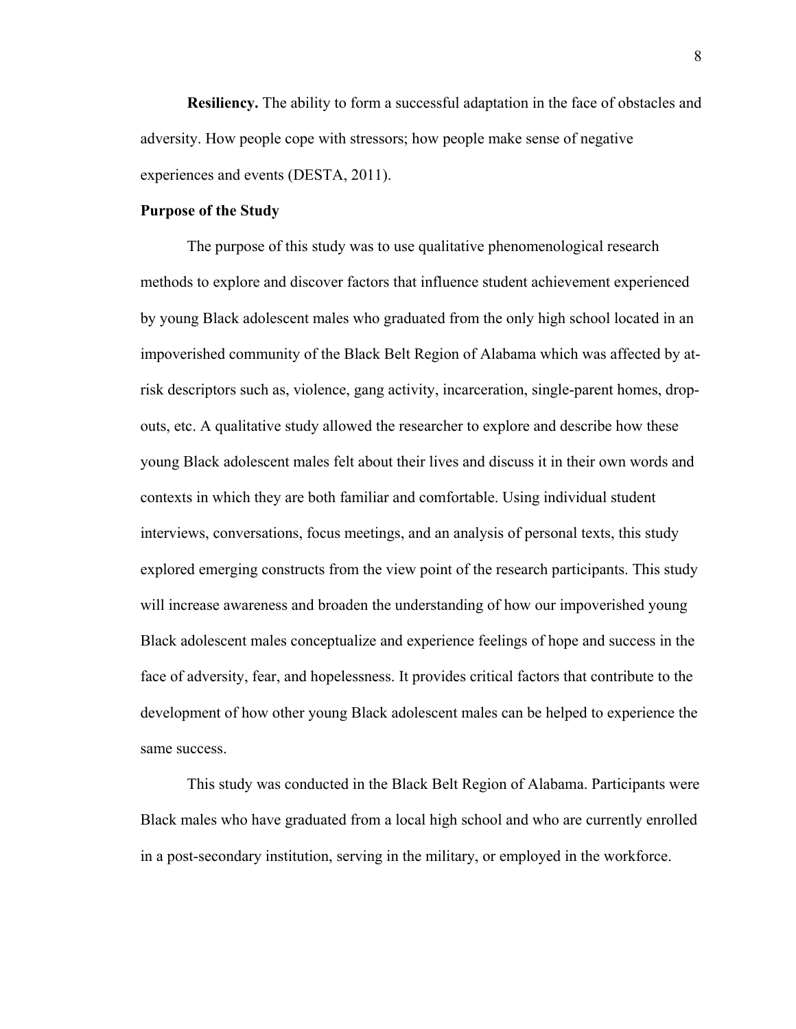**Resiliency.** The ability to form a successful adaptation in the face of obstacles and adversity. How people cope with stressors; how people make sense of negative experiences and events (DESTA, 2011).

**Purpose of the Study**

The purpose of this study was to use qualitative phenomenological research methods to explore and discover factors that influence student achievement experienced by young Black adolescent males who graduated from the only high school located in an impoverished community of the Black Belt Region of Alabama which was affected by at-risk descriptors such as, violence, gang activity, incarceration, single-parent homes, drop-outs, etc. A qualitative study allowed the researcher to explore and describe how these young Black adolescent males felt about their lives and discuss it in their own words and contexts in which they are both familiar and comfortable. Using individual student interviews, conversations, focus meetings, and an analysis of personal texts, this study explored emerging constructs from the view point of the research participants. This study will increase awareness and broaden the understanding of how our impoverished young Black adolescent males conceptualize and experience feelings of hope and success in the face of adversity, fear, and hopelessness. It provides critical factors that contribute to the development of how other young Black adolescent males can be helped to experience the same success.

This study was conducted in the Black Belt Region of Alabama. Participants were Black males who have graduated from a local high school and who are currently enrolled in a post-secondary institution, serving in the military, or employed in the workforce.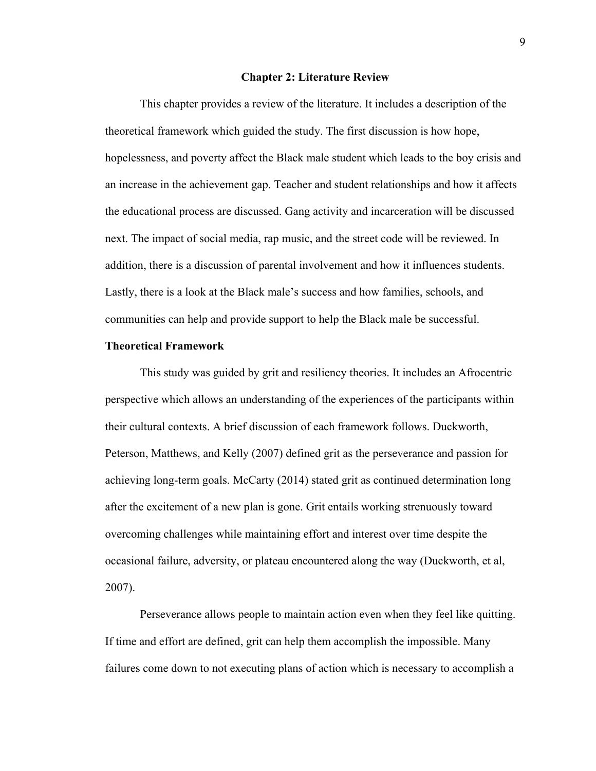# Chapter 2: Literature Review

This chapter provides a review of the literature. It includes a description of the theoretical framework which guided the study. The first discussion is how hope, hopelessness, and poverty affect the Black male student which leads to the boy crisis and an increase in the achievement gap. Teacher and student relationships and how it affects the educational process are discussed. Gang activity and incarceration will be discussed next. The impact of social media, rap music, and the street code will be reviewed. In addition, there is a discussion of parental involvement and how it influences students. Lastly, there is a look at the Black male's success and how families, schools, and communities can help and provide support to help the Black male be successful.

## Theoretical Framework

This study was guided by grit and resiliency theories. It includes an Afrocentric perspective which allows an understanding of the experiences of the participants within their cultural contexts. A brief discussion of each framework follows. Duckworth, Peterson, Matthews, and Kelly (2007) defined grit as the perseverance and passion for achieving long-term goals. McCarty (2014) stated grit as continued determination long after the excitement of a new plan is gone. Grit entails working strenuously toward overcoming challenges while maintaining effort and interest over time despite the occasional failure, adversity, or plateau encountered along the way (Duckworth, et al, 2007).

Perseverance allows people to maintain action even when they feel like quitting. If time and effort are defined, grit can help them accomplish the impossible. Many failures come down to not executing plans of action which is necessary to accomplish a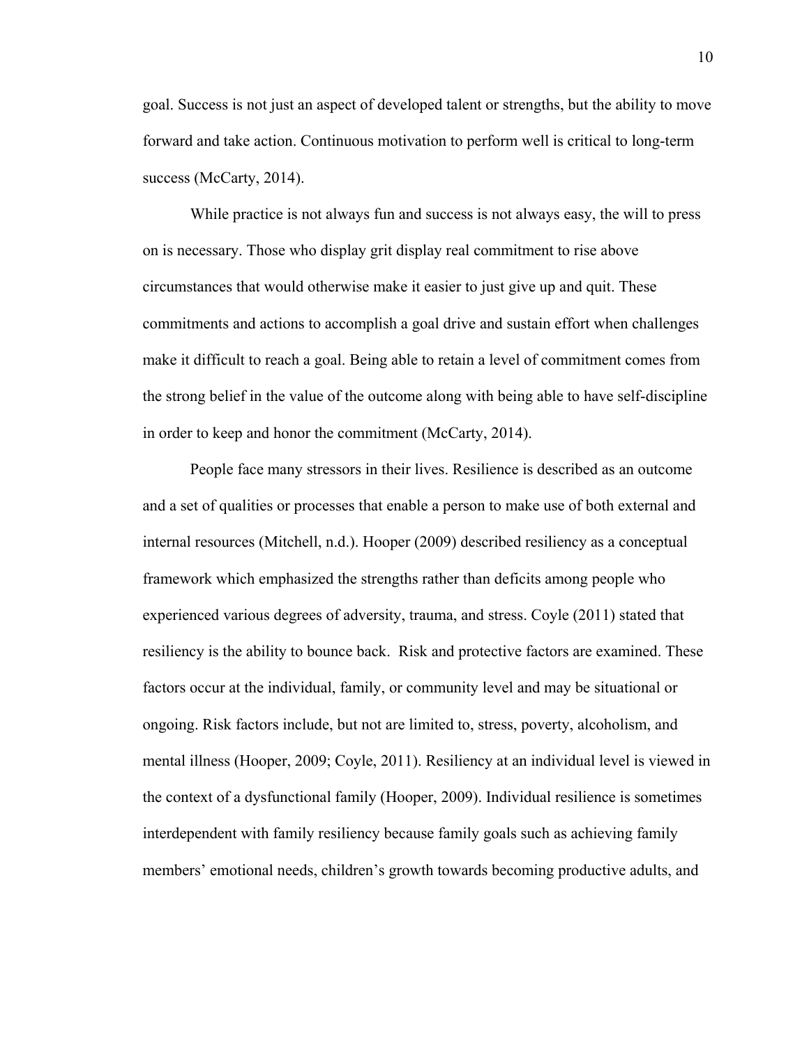goal. Success is not just an aspect of developed talent or strengths, but the ability to move forward and take action. Continuous motivation to perform well is critical to long-term success (McCarty, 2014).

While practice is not always fun and success is not always easy, the will to press on is necessary. Those who display grit display real commitment to rise above circumstances that would otherwise make it easier to just give up and quit. These commitments and actions to accomplish a goal drive and sustain effort when challenges make it difficult to reach a goal. Being able to retain a level of commitment comes from the strong belief in the value of the outcome along with being able to have self-discipline in order to keep and honor the commitment (McCarty, 2014).

People face many stressors in their lives. Resilience is described as an outcome and a set of qualities or processes that enable a person to make use of both external and internal resources (Mitchell, n.d.). Hooper (2009) described resiliency as a conceptual framework which emphasized the strengths rather than deficits among people who experienced various degrees of adversity, trauma, and stress. Coyle (2011) stated that resiliency is the ability to bounce back. Risk and protective factors are examined. These factors occur at the individual, family, or community level and may be situational or ongoing. Risk factors include, but not are limited to, stress, poverty, alcoholism, and mental illness (Hooper, 2009; Coyle, 2011). Resiliency at an individual level is viewed in the context of a dysfunctional family (Hooper, 2009). Individual resilience is sometimes interdependent with family resiliency because family goals such as achieving family members' emotional needs, children's growth towards becoming productive adults, and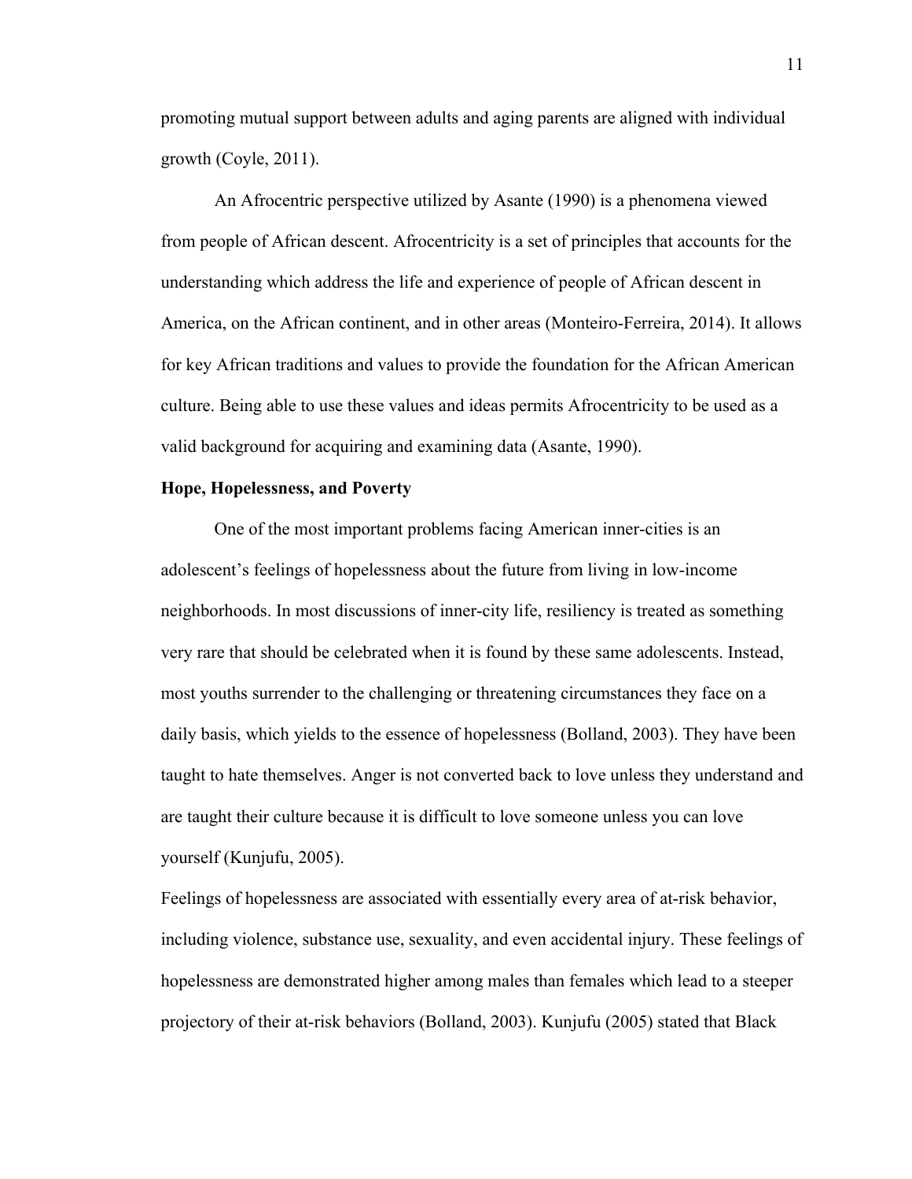promoting mutual support between adults and aging parents are aligned with individual growth (Coyle, 2011).

An Afrocentric perspective utilized by Asante (1990) is a phenomena viewed from people of African descent. Afrocentricity is a set of principles that accounts for the understanding which address the life and experience of people of African descent in America, on the African continent, and in other areas (Monteiro-Ferreira, 2014). It allows for key African traditions and values to provide the foundation for the African American culture. Being able to use these values and ideas permits Afrocentricity to be used as a valid background for acquiring and examining data (Asante, 1990).

**Hope, Hopelessness, and Poverty**

One of the most important problems facing American inner-cities is an adolescent's feelings of hopelessness about the future from living in low-income neighborhoods. In most discussions of inner-city life, resiliency is treated as something very rare that should be celebrated when it is found by these same adolescents. Instead, most youths surrender to the challenging or threatening circumstances they face on a daily basis, which yields to the essence of hopelessness (Bolland, 2003). They have been taught to hate themselves. Anger is not converted back to love unless they understand and are taught their culture because it is difficult to love someone unless you can love yourself (Kunjufu, 2005).

Feelings of hopelessness are associated with essentially every area of at-risk behavior, including violence, substance use, sexuality, and even accidental injury. These feelings of hopelessness are demonstrated higher among males than females which lead to a steeper projectory of their at-risk behaviors (Bolland, 2003). Kunjufu (2005) stated that Black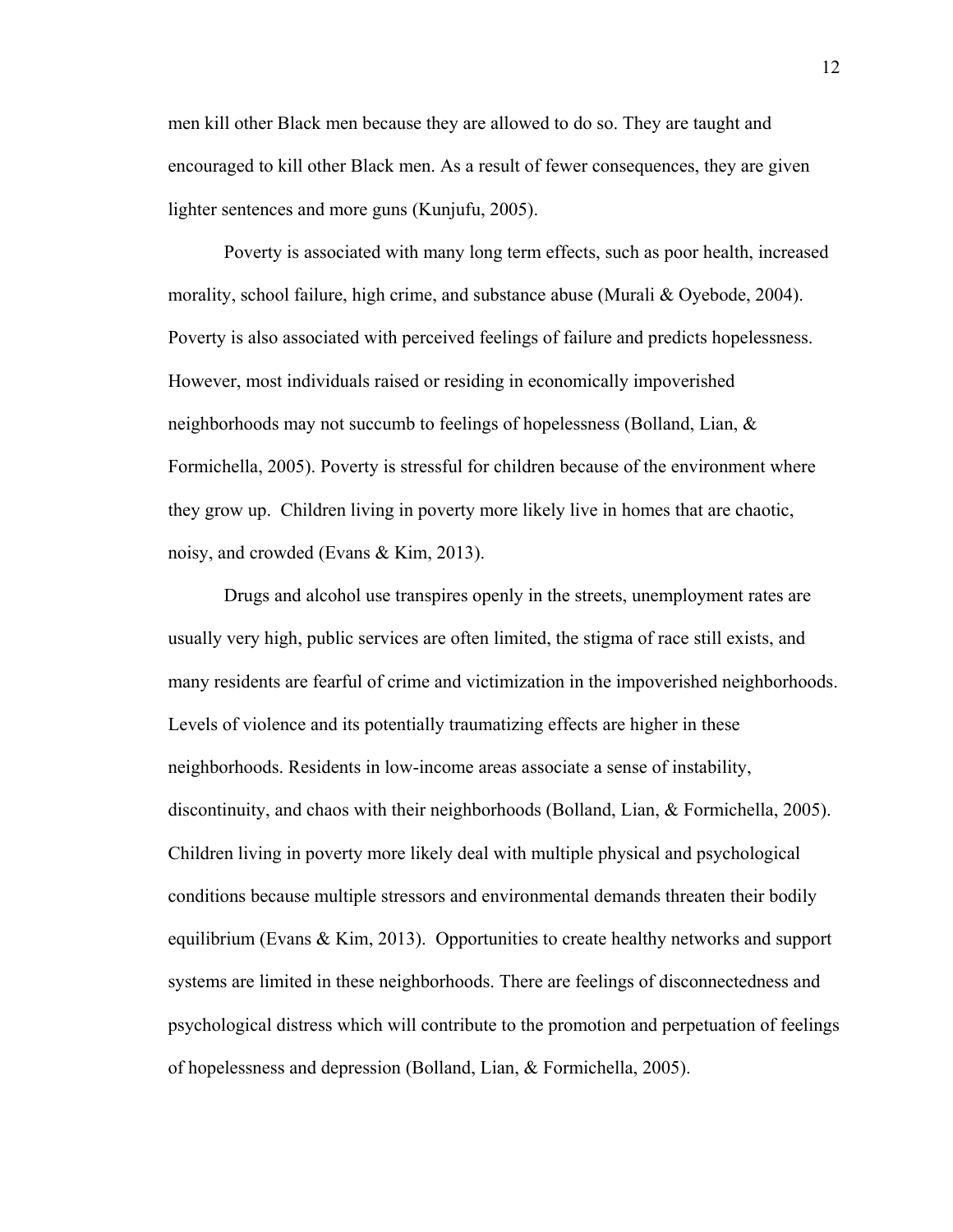men kill other Black men because they are allowed to do so. They are taught and encouraged to kill other Black men. As a result of fewer consequences, they are given lighter sentences and more guns (Kunjufu, 2005).

Poverty is associated with many long term effects, such as poor health, increased morality, school failure, high crime, and substance abuse (Murali & Oyebode, 2004). Poverty is also associated with perceived feelings of failure and predicts hopelessness. However, most individuals raised or residing in economically impoverished neighborhoods may not succumb to feelings of hopelessness (Bolland, Lian, & Formichella, 2005). Poverty is stressful for children because of the environment where they grow up. Children living in poverty more likely live in homes that are chaotic, noisy, and crowded (Evans & Kim, 2013).

Drugs and alcohol use transpires openly in the streets, unemployment rates are usually very high, public services are often limited, the stigma of race still exists, and many residents are fearful of crime and victimization in the impoverished neighborhoods. Levels of violence and its potentially traumatizing effects are higher in these neighborhoods. Residents in low-income areas associate a sense of instability, discontinuity, and chaos with their neighborhoods (Bolland, Lian, & Formichella, 2005). Children living in poverty more likely deal with multiple physical and psychological conditions because multiple stressors and environmental demands threaten their bodily equilibrium (Evans & Kim, 2013). Opportunities to create healthy networks and support systems are limited in these neighborhoods. There are feelings of disconnectedness and psychological distress which will contribute to the promotion and perpetuation of feelings of hopelessness and depression (Bolland, Lian, & Formichella, 2005).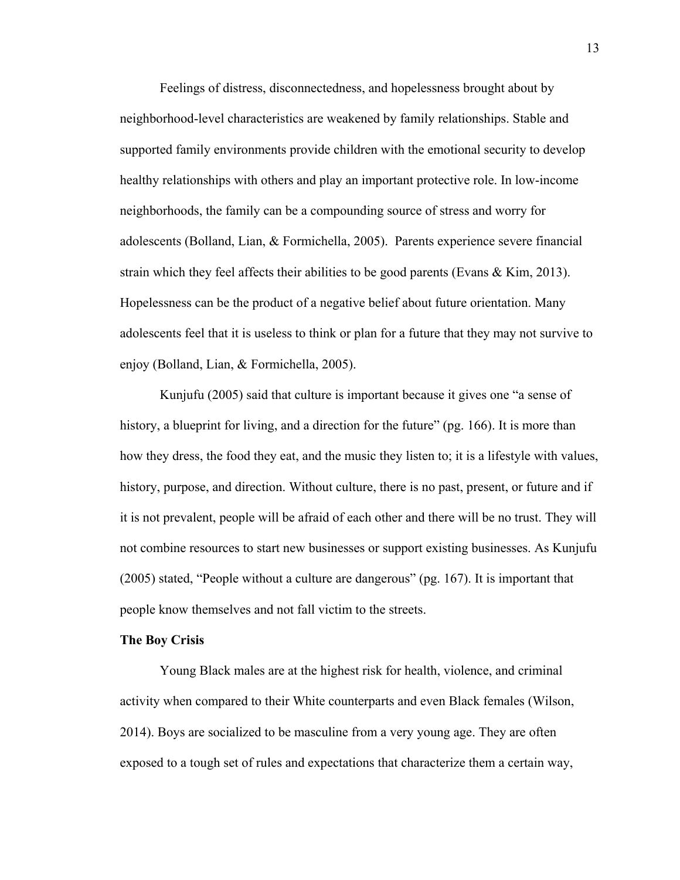Feelings of distress, disconnectedness, and hopelessness brought about by neighborhood-level characteristics are weakened by family relationships. Stable and supported family environments provide children with the emotional security to develop healthy relationships with others and play an important protective role. In low-income neighborhoods, the family can be a compounding source of stress and worry for adolescents (Bolland, Lian, & Formichella, 2005). Parents experience severe financial strain which they feel affects their abilities to be good parents (Evans & Kim, 2013). Hopelessness can be the product of a negative belief about future orientation. Many adolescents feel that it is useless to think or plan for a future that they may not survive to enjoy (Bolland, Lian, & Formichella, 2005).

Kunjufu (2005) said that culture is important because it gives one "a sense of history, a blueprint for living, and a direction for the future" (pg. 166). It is more than how they dress, the food they eat, and the music they listen to; it is a lifestyle with values, history, purpose, and direction. Without culture, there is no past, present, or future and if it is not prevalent, people will be afraid of each other and there will be no trust. They will not combine resources to start new businesses or support existing businesses. As Kunjufu (2005) stated, "People without a culture are dangerous" (pg. 167). It is important that people know themselves and not fall victim to the streets.

**The Boy Crisis**

Young Black males are at the highest risk for health, violence, and criminal activity when compared to their White counterparts and even Black females (Wilson, 2014). Boys are socialized to be masculine from a very young age. They are often exposed to a tough set of rules and expectations that characterize them a certain way,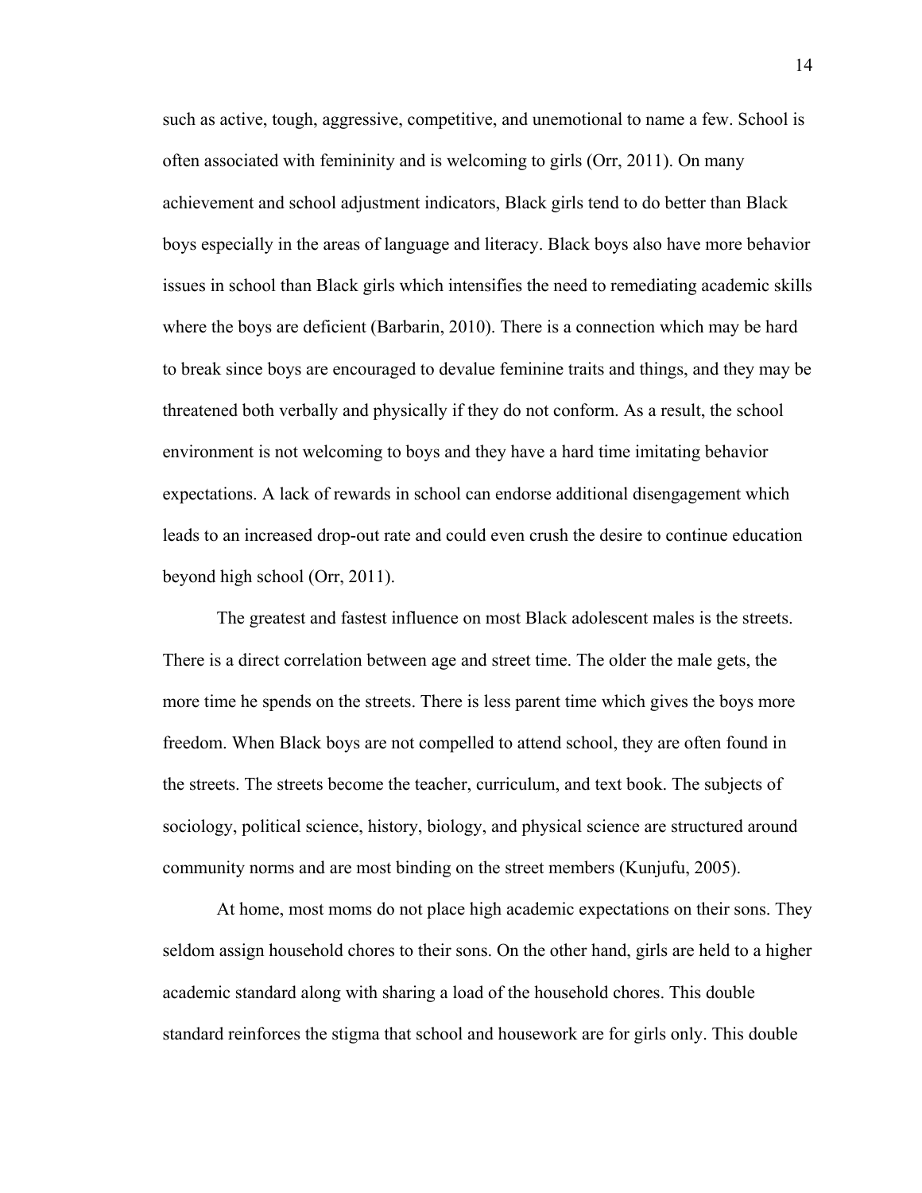such as active, tough, aggressive, competitive, and unemotional to name a few. School is often associated with femininity and is welcoming to girls (Orr, 2011). On many achievement and school adjustment indicators, Black girls tend to do better than Black boys especially in the areas of language and literacy. Black boys also have more behavior issues in school than Black girls which intensifies the need to remediating academic skills where the boys are deficient (Barbarin, 2010). There is a connection which may be hard to break since boys are encouraged to devalue feminine traits and things, and they may be threatened both verbally and physically if they do not conform. As a result, the school environment is not welcoming to boys and they have a hard time imitating behavior expectations. A lack of rewards in school can endorse additional disengagement which leads to an increased drop-out rate and could even crush the desire to continue education beyond high school (Orr, 2011).

The greatest and fastest influence on most Black adolescent males is the streets. There is a direct correlation between age and street time. The older the male gets, the more time he spends on the streets. There is less parent time which gives the boys more freedom. When Black boys are not compelled to attend school, they are often found in the streets. The streets become the teacher, curriculum, and text book. The subjects of sociology, political science, history, biology, and physical science are structured around community norms and are most binding on the street members (Kunjufu, 2005).

At home, most moms do not place high academic expectations on their sons. They seldom assign household chores to their sons. On the other hand, girls are held to a higher academic standard along with sharing a load of the household chores. This double standard reinforces the stigma that school and housework are for girls only. This double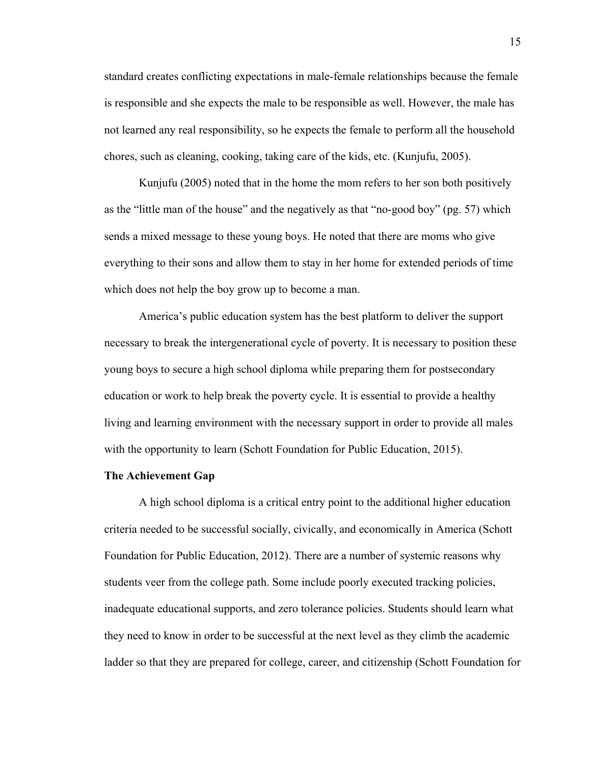standard creates conflicting expectations in male-female relationships because the female is responsible and she expects the male to be responsible as well. However, the male has not learned any real responsibility, so he expects the female to perform all the household chores, such as cleaning, cooking, taking care of the kids, etc. (Kunjufu, 2005).

Kunjufu (2005) noted that in the home the mom refers to her son both positively as the "little man of the house" and the negatively as that "no-good boy" (pg. 57) which sends a mixed message to these young boys. He noted that there are moms who give everything to their sons and allow them to stay in her home for extended periods of time which does not help the boy grow up to become a man.

America's public education system has the best platform to deliver the support necessary to break the intergenerational cycle of poverty. It is necessary to position these young boys to secure a high school diploma while preparing them for postsecondary education or work to help break the poverty cycle. It is essential to provide a healthy living and learning environment with the necessary support in order to provide all males with the opportunity to learn (Schott Foundation for Public Education, 2015).

**The Achievement Gap**

A high school diploma is a critical entry point to the additional higher education criteria needed to be successful socially, civically, and economically in America (Schott Foundation for Public Education, 2012). There are a number of systemic reasons why students veer from the college path. Some include poorly executed tracking policies, inadequate educational supports, and zero tolerance policies. Students should learn what they need to know in order to be successful at the next level as they climb the academic ladder so that they are prepared for college, career, and citizenship (Schott Foundation for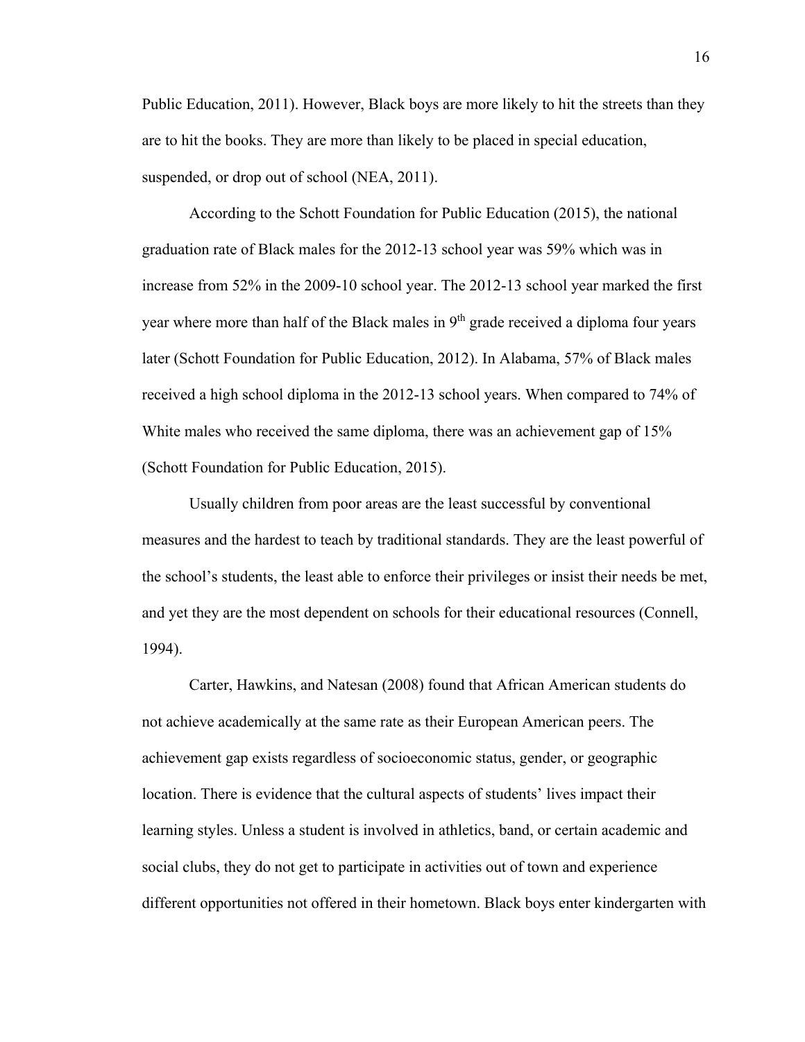Public Education, 2011). However, Black boys are more likely to hit the streets than they are to hit the books. They are more than likely to be placed in special education, suspended, or drop out of school (NEA, 2011).

According to the Schott Foundation for Public Education (2015), the national graduation rate of Black males for the 2012-13 school year was 59% which was in increase from 52% in the 2009-10 school year. The 2012-13 school year marked the first year where more than half of the Black males in 9th grade received a diploma four years later (Schott Foundation for Public Education, 2012). In Alabama, 57% of Black males received a high school diploma in the 2012-13 school years. When compared to 74% of White males who received the same diploma, there was an achievement gap of 15% (Schott Foundation for Public Education, 2015).

Usually children from poor areas are the least successful by conventional measures and the hardest to teach by traditional standards. They are the least powerful of the school's students, the least able to enforce their privileges or insist their needs be met, and yet they are the most dependent on schools for their educational resources (Connell, 1994).

Carter, Hawkins, and Natesan (2008) found that African American students do not achieve academically at the same rate as their European American peers. The achievement gap exists regardless of socioeconomic status, gender, or geographic location. There is evidence that the cultural aspects of students' lives impact their learning styles. Unless a student is involved in athletics, band, or certain academic and social clubs, they do not get to participate in activities out of town and experience different opportunities not offered in their hometown. Black boys enter kindergarten with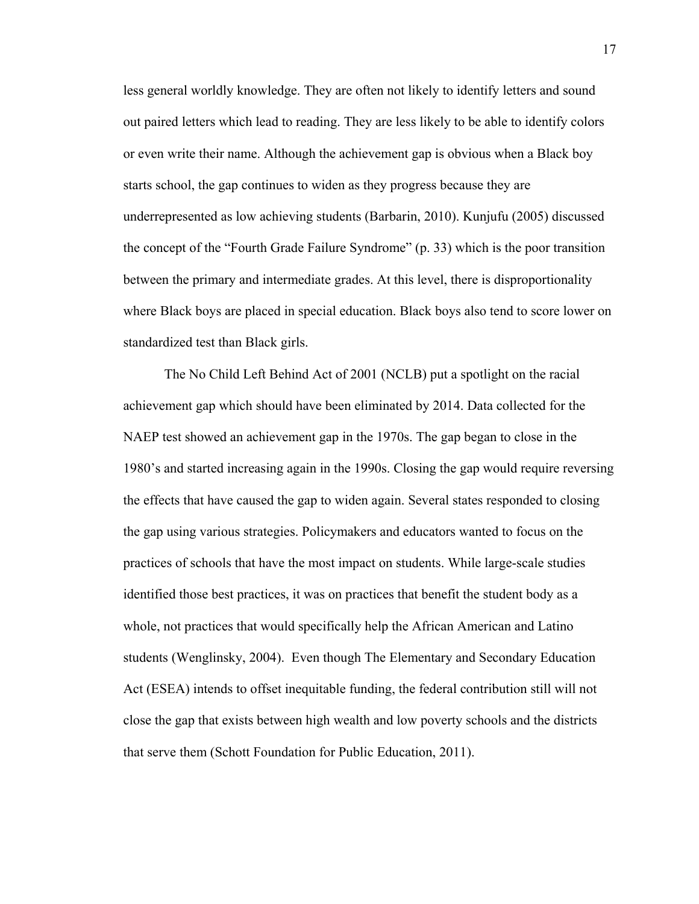less general worldly knowledge. They are often not likely to identify letters and sound out paired letters which lead to reading. They are less likely to be able to identify colors or even write their name. Although the achievement gap is obvious when a Black boy starts school, the gap continues to widen as they progress because they are underrepresented as low achieving students (Barbarin, 2010). Kunjufu (2005) discussed the concept of the "Fourth Grade Failure Syndrome" (p. 33) which is the poor transition between the primary and intermediate grades. At this level, there is disproportionality where Black boys are placed in special education. Black boys also tend to score lower on standardized test than Black girls.

The No Child Left Behind Act of 2001 (NCLB) put a spotlight on the racial achievement gap which should have been eliminated by 2014. Data collected for the NAEP test showed an achievement gap in the 1970s. The gap began to close in the 1980's and started increasing again in the 1990s. Closing the gap would require reversing the effects that have caused the gap to widen again. Several states responded to closing the gap using various strategies. Policymakers and educators wanted to focus on the practices of schools that have the most impact on students. While large-scale studies identified those best practices, it was on practices that benefit the student body as a whole, not practices that would specifically help the African American and Latino students (Wenglinsky, 2004). Even though The Elementary and Secondary Education Act (ESEA) intends to offset inequitable funding, the federal contribution still will not close the gap that exists between high wealth and low poverty schools and the districts that serve them (Schott Foundation for Public Education, 2011).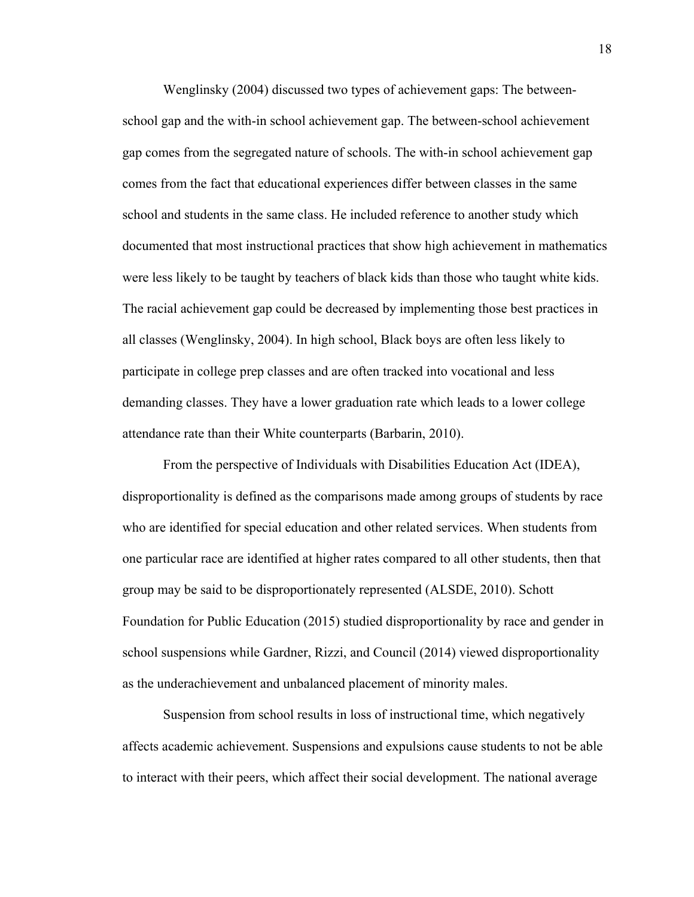Wenglinsky (2004) discussed two types of achievement gaps: The between-school gap and the with-in school achievement gap. The between-school achievement gap comes from the segregated nature of schools. The with-in school achievement gap comes from the fact that educational experiences differ between classes in the same school and students in the same class. He included reference to another study which documented that most instructional practices that show high achievement in mathematics were less likely to be taught by teachers of black kids than those who taught white kids. The racial achievement gap could be decreased by implementing those best practices in all classes (Wenglinsky, 2004). In high school, Black boys are often less likely to participate in college prep classes and are often tracked into vocational and less demanding classes. They have a lower graduation rate which leads to a lower college attendance rate than their White counterparts (Barbarin, 2010).

From the perspective of Individuals with Disabilities Education Act (IDEA), disproportionality is defined as the comparisons made among groups of students by race who are identified for special education and other related services. When students from one particular race are identified at higher rates compared to all other students, then that group may be said to be disproportionately represented (ALSDE, 2010). Schott Foundation for Public Education (2015) studied disproportionality by race and gender in school suspensions while Gardner, Rizzi, and Council (2014) viewed disproportionality as the underachievement and unbalanced placement of minority males.

Suspension from school results in loss of instructional time, which negatively affects academic achievement. Suspensions and expulsions cause students to not be able to interact with their peers, which affect their social development. The national average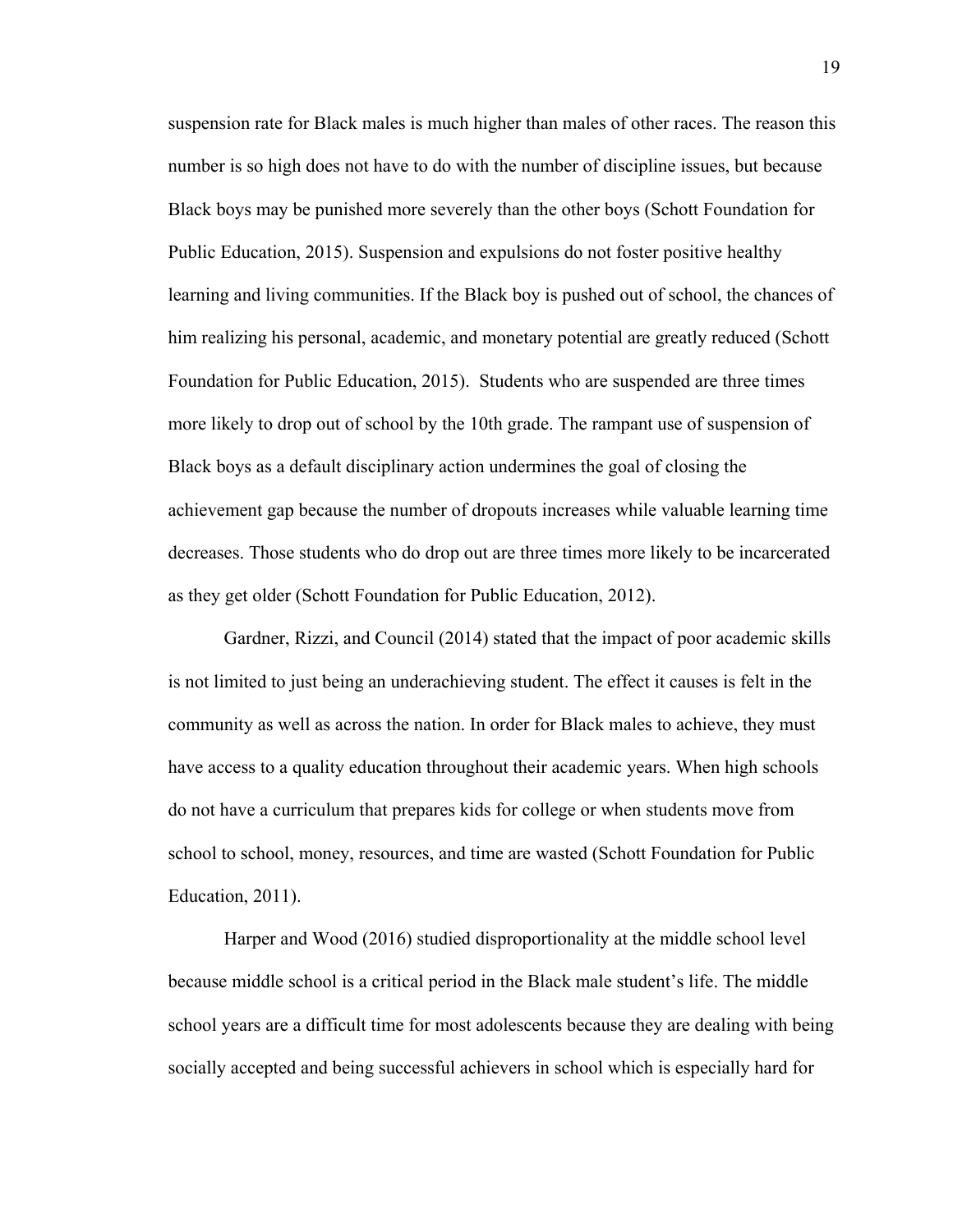suspension rate for Black males is much higher than males of other races. The reason this number is so high does not have to do with the number of discipline issues, but because Black boys may be punished more severely than the other boys (Schott Foundation for Public Education, 2015). Suspension and expulsions do not foster positive healthy learning and living communities. If the Black boy is pushed out of school, the chances of him realizing his personal, academic, and monetary potential are greatly reduced (Schott Foundation for Public Education, 2015). Students who are suspended are three times more likely to drop out of school by the 10th grade. The rampant use of suspension of Black boys as a default disciplinary action undermines the goal of closing the achievement gap because the number of dropouts increases while valuable learning time decreases. Those students who do drop out are three times more likely to be incarcerated as they get older (Schott Foundation for Public Education, 2012).

Gardner, Rizzi, and Council (2014) stated that the impact of poor academic skills is not limited to just being an underachieving student. The effect it causes is felt in the community as well as across the nation. In order for Black males to achieve, they must have access to a quality education throughout their academic years. When high schools do not have a curriculum that prepares kids for college or when students move from school to school, money, resources, and time are wasted (Schott Foundation for Public Education, 2011).

Harper and Wood (2016) studied disproportionality at the middle school level because middle school is a critical period in the Black male student's life. The middle school years are a difficult time for most adolescents because they are dealing with being socially accepted and being successful achievers in school which is especially hard for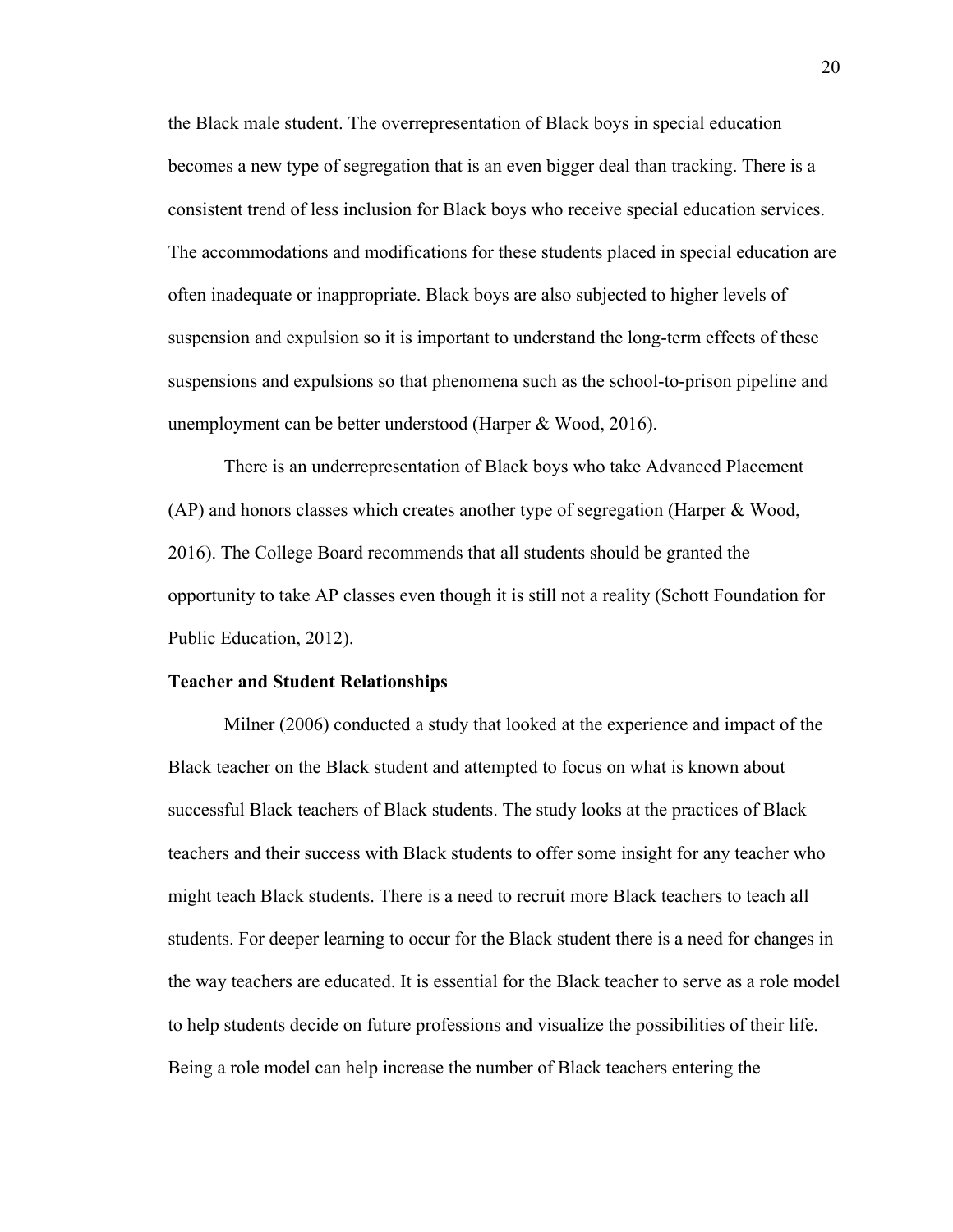the Black male student. The overrepresentation of Black boys in special education becomes a new type of segregation that is an even bigger deal than tracking. There is a consistent trend of less inclusion for Black boys who receive special education services. The accommodations and modifications for these students placed in special education are often inadequate or inappropriate. Black boys are also subjected to higher levels of suspension and expulsion so it is important to understand the long-term effects of these suspensions and expulsions so that phenomena such as the school-to-prison pipeline and unemployment can be better understood (Harper & Wood, 2016).

There is an underrepresentation of Black boys who take Advanced Placement (AP) and honors classes which creates another type of segregation (Harper & Wood, 2016). The College Board recommends that all students should be granted the opportunity to take AP classes even though it is still not a reality (Schott Foundation for Public Education, 2012).

**Teacher and Student Relationships**

Milner (2006) conducted a study that looked at the experience and impact of the Black teacher on the Black student and attempted to focus on what is known about successful Black teachers of Black students. The study looks at the practices of Black teachers and their success with Black students to offer some insight for any teacher who might teach Black students. There is a need to recruit more Black teachers to teach all students. For deeper learning to occur for the Black student there is a need for changes in the way teachers are educated. It is essential for the Black teacher to serve as a role model to help students decide on future professions and visualize the possibilities of their life. Being a role model can help increase the number of Black teachers entering the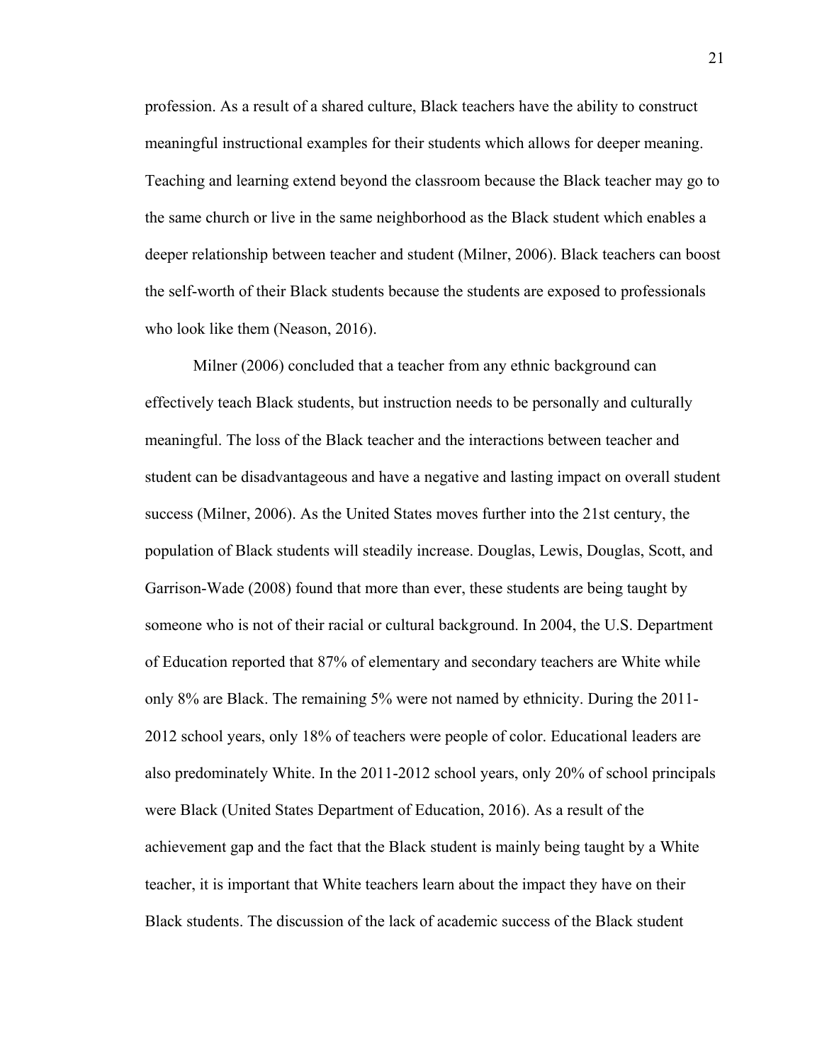profession. As a result of a shared culture, Black teachers have the ability to construct meaningful instructional examples for their students which allows for deeper meaning. Teaching and learning extend beyond the classroom because the Black teacher may go to the same church or live in the same neighborhood as the Black student which enables a deeper relationship between teacher and student (Milner, 2006). Black teachers can boost the self-worth of their Black students because the students are exposed to professionals who look like them (Neason, 2016).

Milner (2006) concluded that a teacher from any ethnic background can effectively teach Black students, but instruction needs to be personally and culturally meaningful. The loss of the Black teacher and the interactions between teacher and student can be disadvantageous and have a negative and lasting impact on overall student success (Milner, 2006). As the United States moves further into the 21st century, the population of Black students will steadily increase. Douglas, Lewis, Douglas, Scott, and Garrison-Wade (2008) found that more than ever, these students are being taught by someone who is not of their racial or cultural background. In 2004, the U.S. Department of Education reported that 87% of elementary and secondary teachers are White while only 8% are Black. The remaining 5% were not named by ethnicity. During the 2011-2012 school years, only 18% of teachers were people of color. Educational leaders are also predominately White. In the 2011-2012 school years, only 20% of school principals were Black (United States Department of Education, 2016). As a result of the achievement gap and the fact that the Black student is mainly being taught by a White teacher, it is important that White teachers learn about the impact they have on their Black students. The discussion of the lack of academic success of the Black student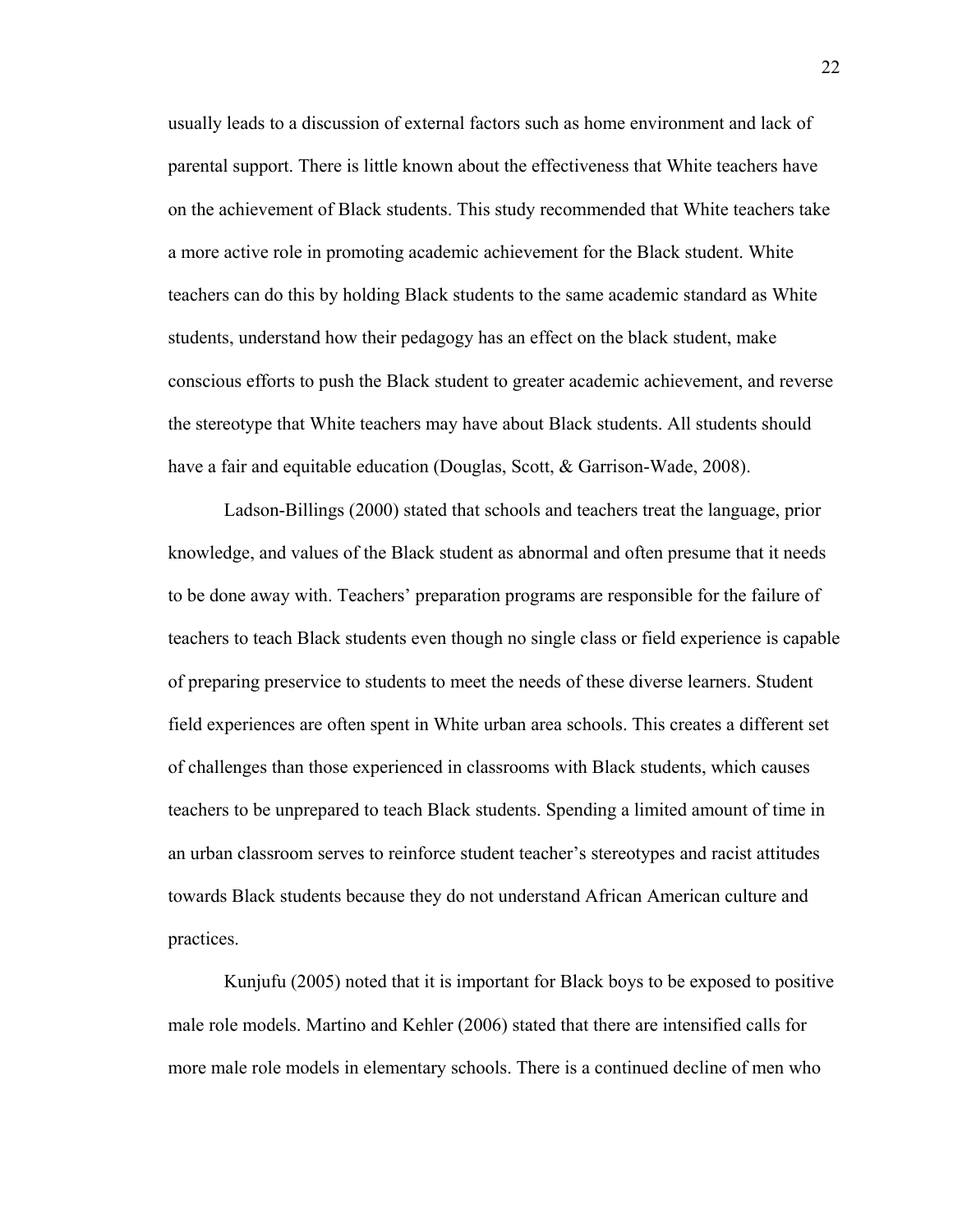usually leads to a discussion of external factors such as home environment and lack of parental support. There is little known about the effectiveness that White teachers have on the achievement of Black students. This study recommended that White teachers take a more active role in promoting academic achievement for the Black student. White teachers can do this by holding Black students to the same academic standard as White students, understand how their pedagogy has an effect on the black student, make conscious efforts to push the Black student to greater academic achievement, and reverse the stereotype that White teachers may have about Black students. All students should have a fair and equitable education (Douglas, Scott, & Garrison-Wade, 2008).

Ladson-Billings (2000) stated that schools and teachers treat the language, prior knowledge, and values of the Black student as abnormal and often presume that it needs to be done away with. Teachers' preparation programs are responsible for the failure of teachers to teach Black students even though no single class or field experience is capable of preparing preservice to students to meet the needs of these diverse learners. Student field experiences are often spent in White urban area schools. This creates a different set of challenges than those experienced in classrooms with Black students, which causes teachers to be unprepared to teach Black students. Spending a limited amount of time in an urban classroom serves to reinforce student teacher's stereotypes and racist attitudes towards Black students because they do not understand African American culture and practices.

Kunjufu (2005) noted that it is important for Black boys to be exposed to positive male role models. Martino and Kehler (2006) stated that there are intensified calls for more male role models in elementary schools. There is a continued decline of men who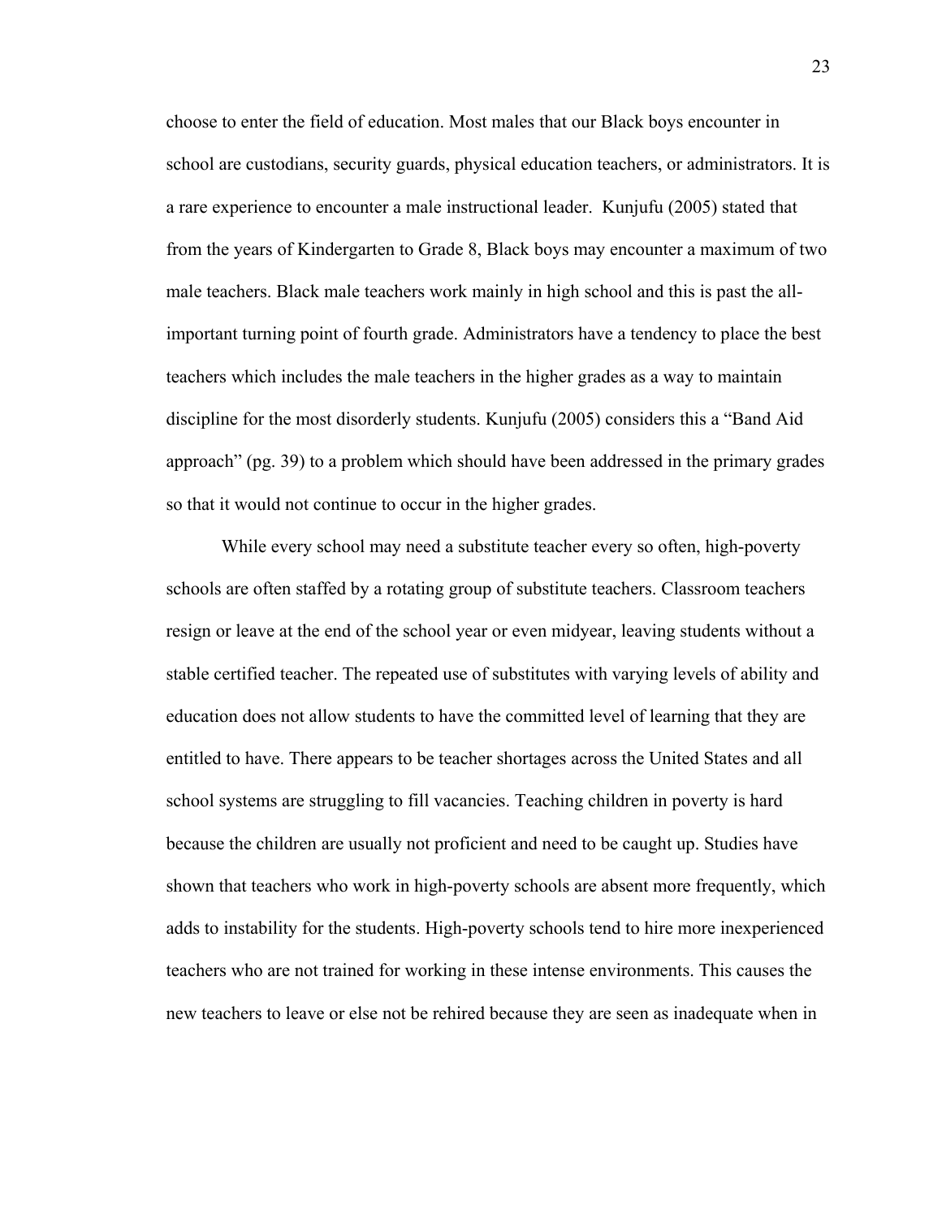choose to enter the field of education. Most males that our Black boys encounter in school are custodians, security guards, physical education teachers, or administrators. It is a rare experience to encounter a male instructional leader. Kunjufu (2005) stated that from the years of Kindergarten to Grade 8, Black boys may encounter a maximum of two male teachers. Black male teachers work mainly in high school and this is past the all-important turning point of fourth grade. Administrators have a tendency to place the best teachers which includes the male teachers in the higher grades as a way to maintain discipline for the most disorderly students. Kunjufu (2005) considers this a "Band Aid approach" (pg. 39) to a problem which should have been addressed in the primary grades so that it would not continue to occur in the higher grades.

While every school may need a substitute teacher every so often, high-poverty schools are often staffed by a rotating group of substitute teachers. Classroom teachers resign or leave at the end of the school year or even midyear, leaving students without a stable certified teacher. The repeated use of substitutes with varying levels of ability and education does not allow students to have the committed level of learning that they are entitled to have. There appears to be teacher shortages across the United States and all school systems are struggling to fill vacancies. Teaching children in poverty is hard because the children are usually not proficient and need to be caught up. Studies have shown that teachers who work in high-poverty schools are absent more frequently, which adds to instability for the students. High-poverty schools tend to hire more inexperienced teachers who are not trained for working in these intense environments. This causes the new teachers to leave or else not be rehired because they are seen as inadequate when in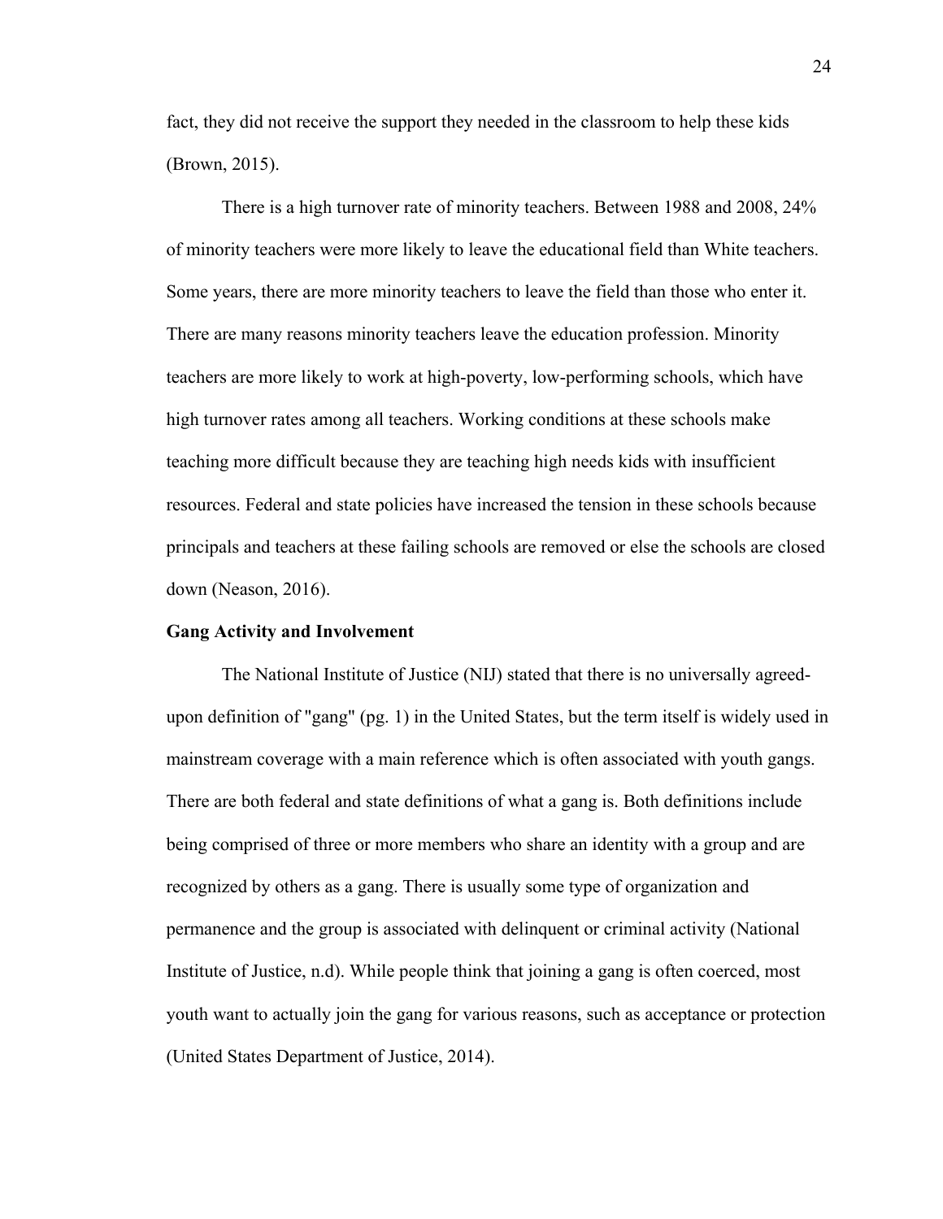fact, they did not receive the support they needed in the classroom to help these kids (Brown, 2015).

There is a high turnover rate of minority teachers. Between 1988 and 2008, 24% of minority teachers were more likely to leave the educational field than White teachers. Some years, there are more minority teachers to leave the field than those who enter it. There are many reasons minority teachers leave the education profession. Minority teachers are more likely to work at high-poverty, low-performing schools, which have high turnover rates among all teachers. Working conditions at these schools make teaching more difficult because they are teaching high needs kids with insufficient resources. Federal and state policies have increased the tension in these schools because principals and teachers at these failing schools are removed or else the schools are closed down (Neason, 2016).

**Gang Activity and Involvement**

The National Institute of Justice (NIJ) stated that there is no universally agreed-upon definition of "gang" (pg. 1) in the United States, but the term itself is widely used in mainstream coverage with a main reference which is often associated with youth gangs. There are both federal and state definitions of what a gang is. Both definitions include being comprised of three or more members who share an identity with a group and are recognized by others as a gang. There is usually some type of organization and permanence and the group is associated with delinquent or criminal activity (National Institute of Justice, n.d). While people think that joining a gang is often coerced, most youth want to actually join the gang for various reasons, such as acceptance or protection (United States Department of Justice, 2014).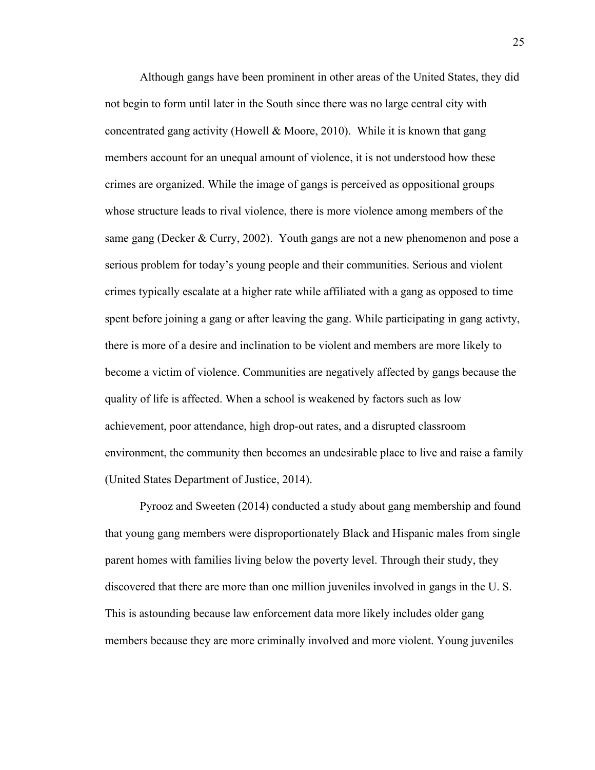Although gangs have been prominent in other areas of the United States, they did not begin to form until later in the South since there was no large central city with concentrated gang activity (Howell & Moore, 2010). While it is known that gang members account for an unequal amount of violence, it is not understood how these crimes are organized. While the image of gangs is perceived as oppositional groups whose structure leads to rival violence, there is more violence among members of the same gang (Decker & Curry, 2002). Youth gangs are not a new phenomenon and pose a serious problem for today's young people and their communities. Serious and violent crimes typically escalate at a higher rate while affiliated with a gang as opposed to time spent before joining a gang or after leaving the gang. While participating in gang activty, there is more of a desire and inclination to be violent and members are more likely to become a victim of violence. Communities are negatively affected by gangs because the quality of life is affected. When a school is weakened by factors such as low achievement, poor attendance, high drop-out rates, and a disrupted classroom environment, the community then becomes an undesirable place to live and raise a family (United States Department of Justice, 2014).

Pyrooz and Sweeten (2014) conducted a study about gang membership and found that young gang members were disproportionately Black and Hispanic males from single parent homes with families living below the poverty level. Through their study, they discovered that there are more than one million juveniles involved in gangs in the U. S. This is astounding because law enforcement data more likely includes older gang members because they are more criminally involved and more violent. Young juveniles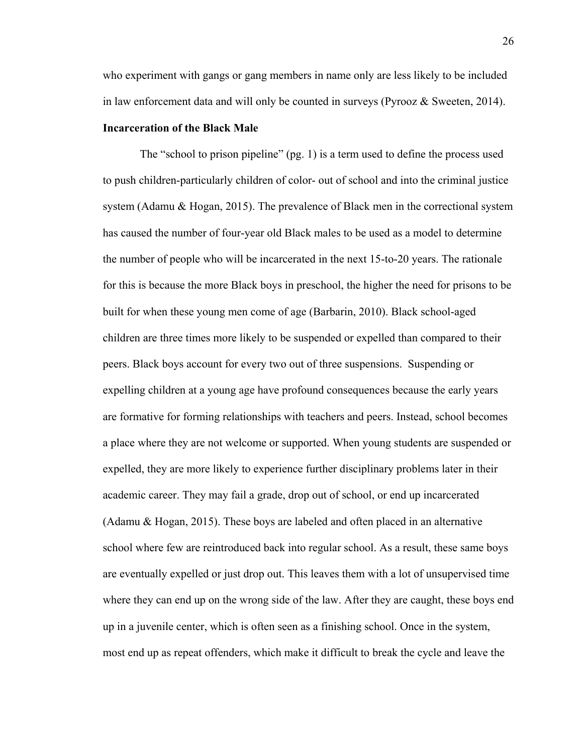who experiment with gangs or gang members in name only are less likely to be included in law enforcement data and will only be counted in surveys (Pyrooz & Sweeten, 2014).

**Incarceration of the Black Male**

The "school to prison pipeline" (pg. 1) is a term used to define the process used to push children-particularly children of color- out of school and into the criminal justice system (Adamu & Hogan, 2015). The prevalence of Black men in the correctional system has caused the number of four-year old Black males to be used as a model to determine the number of people who will be incarcerated in the next 15-to-20 years. The rationale for this is because the more Black boys in preschool, the higher the need for prisons to be built for when these young men come of age (Barbarin, 2010). Black school-aged children are three times more likely to be suspended or expelled than compared to their peers. Black boys account for every two out of three suspensions. Suspending or expelling children at a young age have profound consequences because the early years are formative for forming relationships with teachers and peers. Instead, school becomes a place where they are not welcome or supported. When young students are suspended or expelled, they are more likely to experience further disciplinary problems later in their academic career. They may fail a grade, drop out of school, or end up incarcerated (Adamu & Hogan, 2015). These boys are labeled and often placed in an alternative school where few are reintroduced back into regular school. As a result, these same boys are eventually expelled or just drop out. This leaves them with a lot of unsupervised time where they can end up on the wrong side of the law. After they are caught, these boys end up in a juvenile center, which is often seen as a finishing school. Once in the system, most end up as repeat offenders, which make it difficult to break the cycle and leave the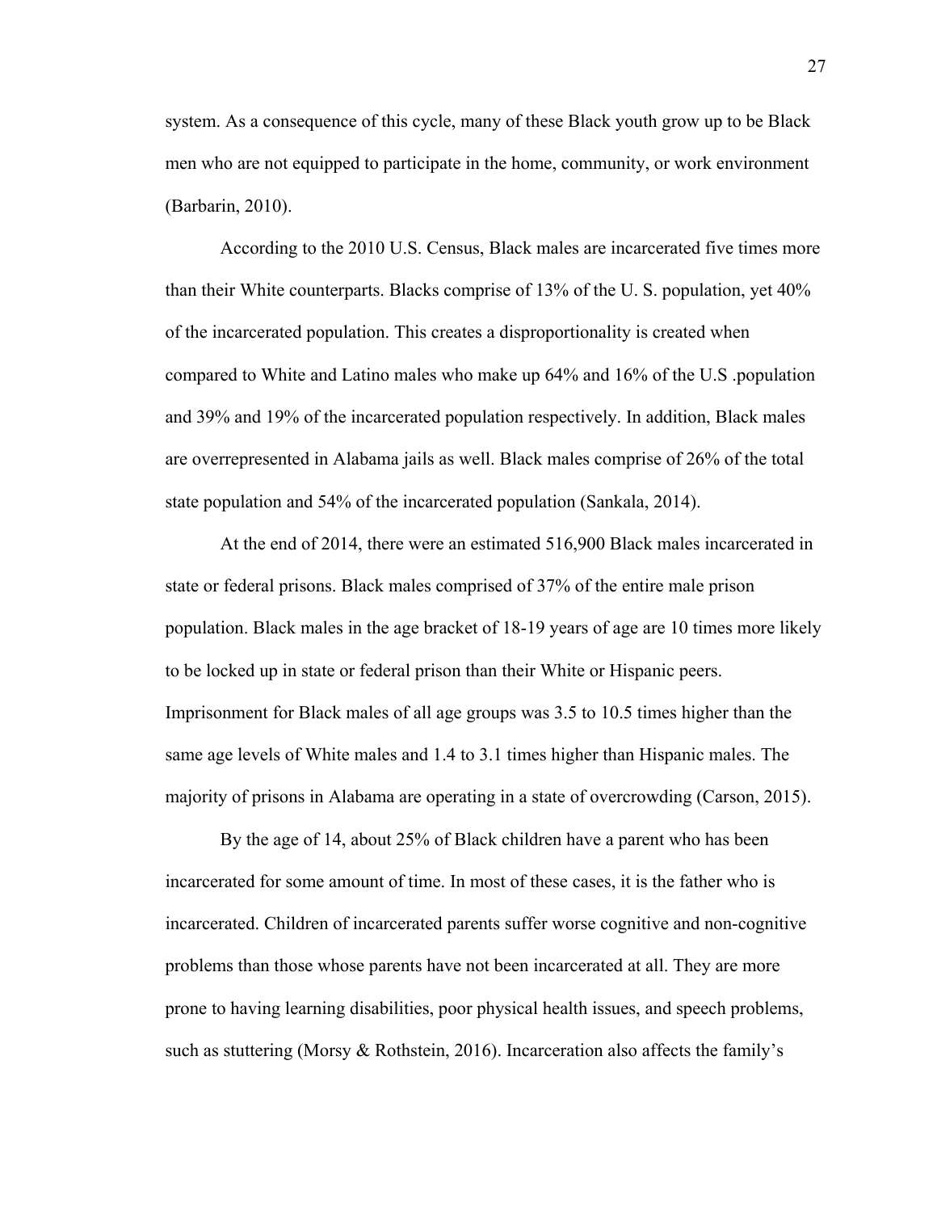system. As a consequence of this cycle, many of these Black youth grow up to be Black men who are not equipped to participate in the home, community, or work environment (Barbarin, 2010).

According to the 2010 U.S. Census, Black males are incarcerated five times more than their White counterparts. Blacks comprise of 13% of the U. S. population, yet 40% of the incarcerated population. This creates a disproportionality is created when compared to White and Latino males who make up 64% and 16% of the U.S .population and 39% and 19% of the incarcerated population respectively. In addition, Black males are overrepresented in Alabama jails as well. Black males comprise of 26% of the total state population and 54% of the incarcerated population (Sankala, 2014).

At the end of 2014, there were an estimated 516,900 Black males incarcerated in state or federal prisons. Black males comprised of 37% of the entire male prison population. Black males in the age bracket of 18-19 years of age are 10 times more likely to be locked up in state or federal prison than their White or Hispanic peers. Imprisonment for Black males of all age groups was 3.5 to 10.5 times higher than the same age levels of White males and 1.4 to 3.1 times higher than Hispanic males. The majority of prisons in Alabama are operating in a state of overcrowding (Carson, 2015).

By the age of 14, about 25% of Black children have a parent who has been incarcerated for some amount of time. In most of these cases, it is the father who is incarcerated. Children of incarcerated parents suffer worse cognitive and non-cognitive problems than those whose parents have not been incarcerated at all. They are more prone to having learning disabilities, poor physical health issues, and speech problems, such as stuttering (Morsy & Rothstein, 2016). Incarceration also affects the family's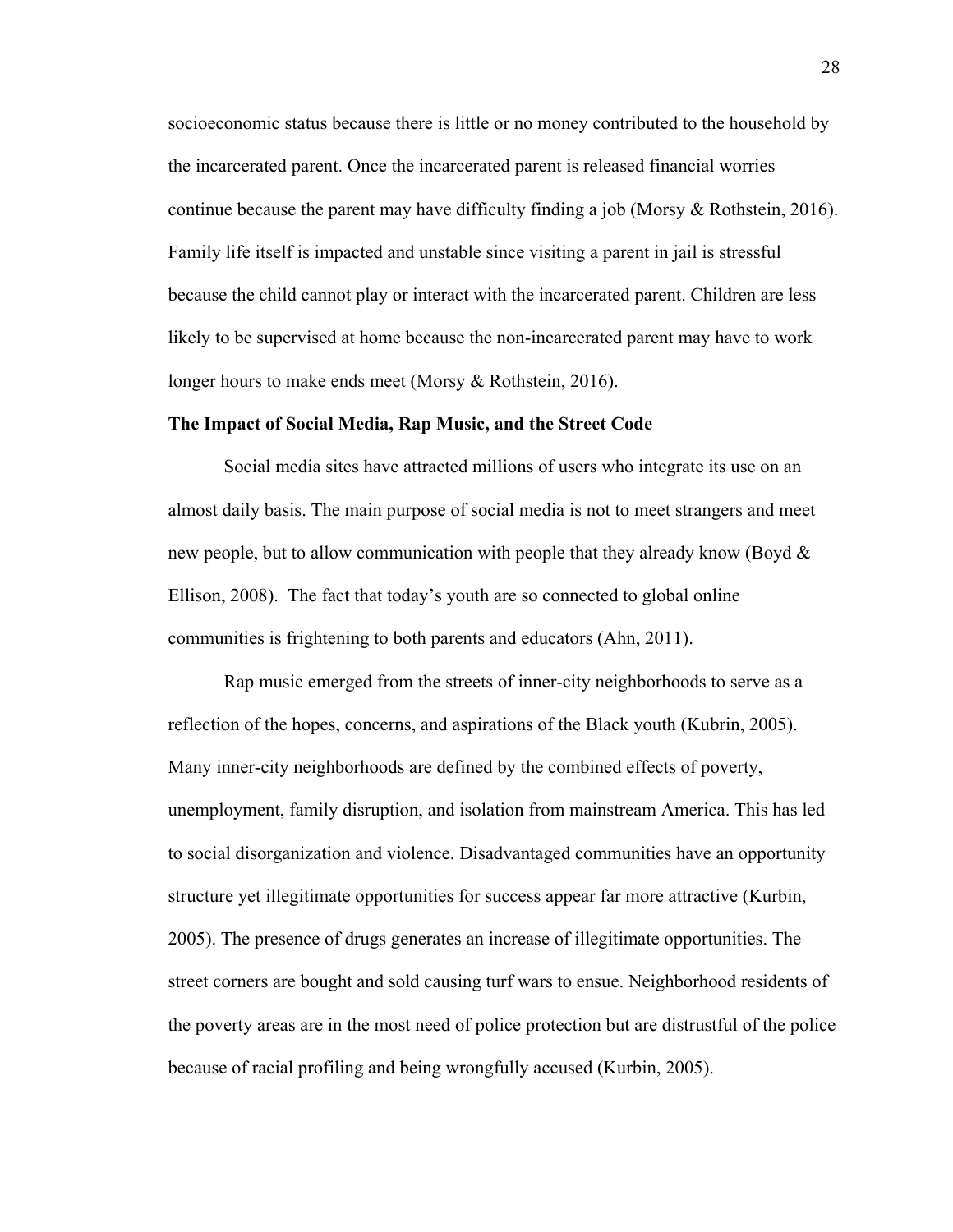socioeconomic status because there is little or no money contributed to the household by the incarcerated parent. Once the incarcerated parent is released financial worries continue because the parent may have difficulty finding a job (Morsy & Rothstein, 2016). Family life itself is impacted and unstable since visiting a parent in jail is stressful because the child cannot play or interact with the incarcerated parent. Children are less likely to be supervised at home because the non-incarcerated parent may have to work longer hours to make ends meet (Morsy & Rothstein, 2016).

**The Impact of Social Media, Rap Music, and the Street Code**

Social media sites have attracted millions of users who integrate its use on an almost daily basis. The main purpose of social media is not to meet strangers and meet new people, but to allow communication with people that they already know (Boyd & Ellison, 2008). The fact that today's youth are so connected to global online communities is frightening to both parents and educators (Ahn, 2011).

Rap music emerged from the streets of inner-city neighborhoods to serve as a reflection of the hopes, concerns, and aspirations of the Black youth (Kubrin, 2005). Many inner-city neighborhoods are defined by the combined effects of poverty, unemployment, family disruption, and isolation from mainstream America. This has led to social disorganization and violence. Disadvantaged communities have an opportunity structure yet illegitimate opportunities for success appear far more attractive (Kurbin, 2005). The presence of drugs generates an increase of illegitimate opportunities. The street corners are bought and sold causing turf wars to ensue. Neighborhood residents of the poverty areas are in the most need of police protection but are distrustful of the police because of racial profiling and being wrongfully accused (Kurbin, 2005).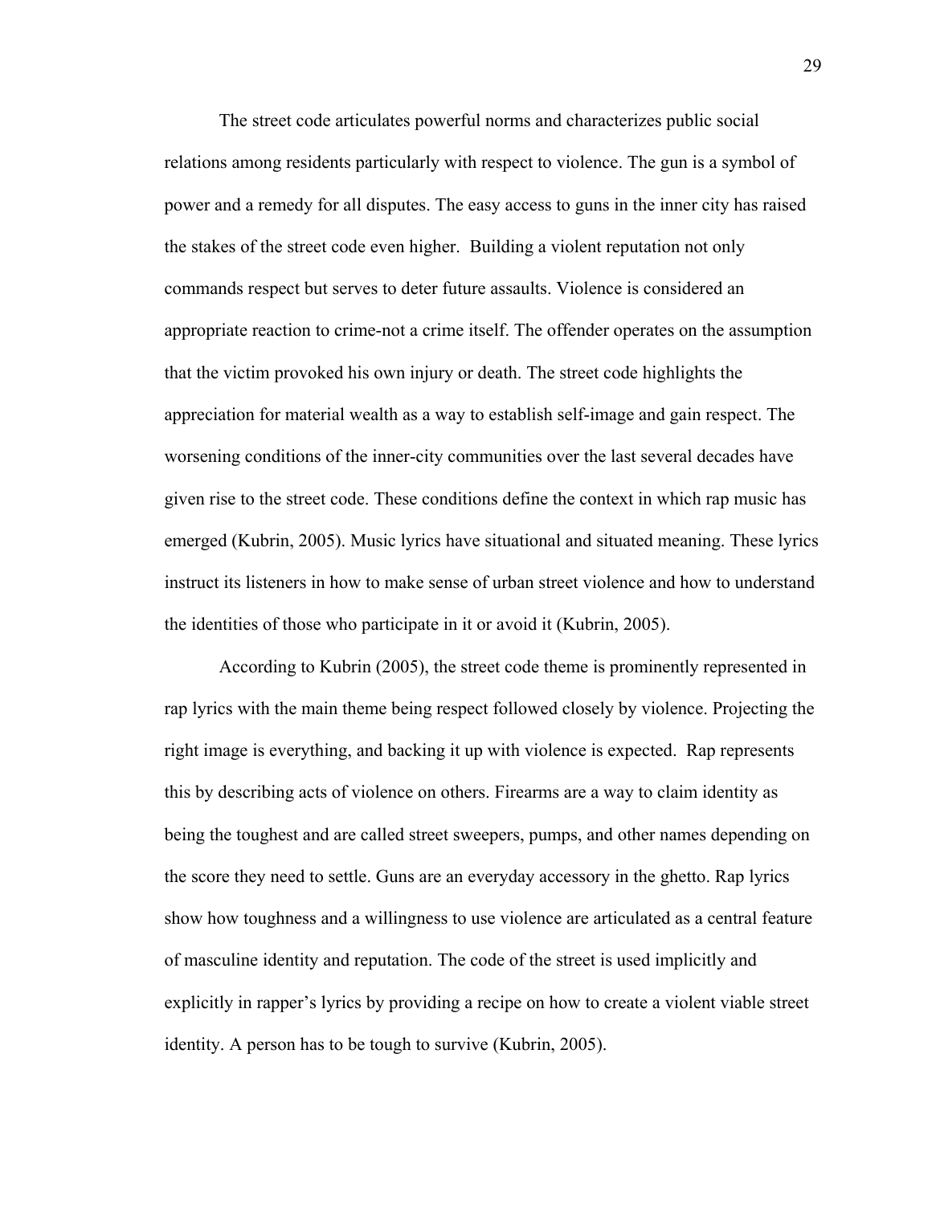The street code articulates powerful norms and characterizes public social relations among residents particularly with respect to violence. The gun is a symbol of power and a remedy for all disputes. The easy access to guns in the inner city has raised the stakes of the street code even higher. Building a violent reputation not only commands respect but serves to deter future assaults. Violence is considered an appropriate reaction to crime-not a crime itself. The offender operates on the assumption that the victim provoked his own injury or death. The street code highlights the appreciation for material wealth as a way to establish self-image and gain respect. The worsening conditions of the inner-city communities over the last several decades have given rise to the street code. These conditions define the context in which rap music has emerged (Kubrin, 2005). Music lyrics have situational and situated meaning. These lyrics instruct its listeners in how to make sense of urban street violence and how to understand the identities of those who participate in it or avoid it (Kubrin, 2005).

According to Kubrin (2005), the street code theme is prominently represented in rap lyrics with the main theme being respect followed closely by violence. Projecting the right image is everything, and backing it up with violence is expected. Rap represents this by describing acts of violence on others. Firearms are a way to claim identity as being the toughest and are called street sweepers, pumps, and other names depending on the score they need to settle. Guns are an everyday accessory in the ghetto. Rap lyrics show how toughness and a willingness to use violence are articulated as a central feature of masculine identity and reputation. The code of the street is used implicitly and explicitly in rapper's lyrics by providing a recipe on how to create a violent viable street identity. A person has to be tough to survive (Kubrin, 2005).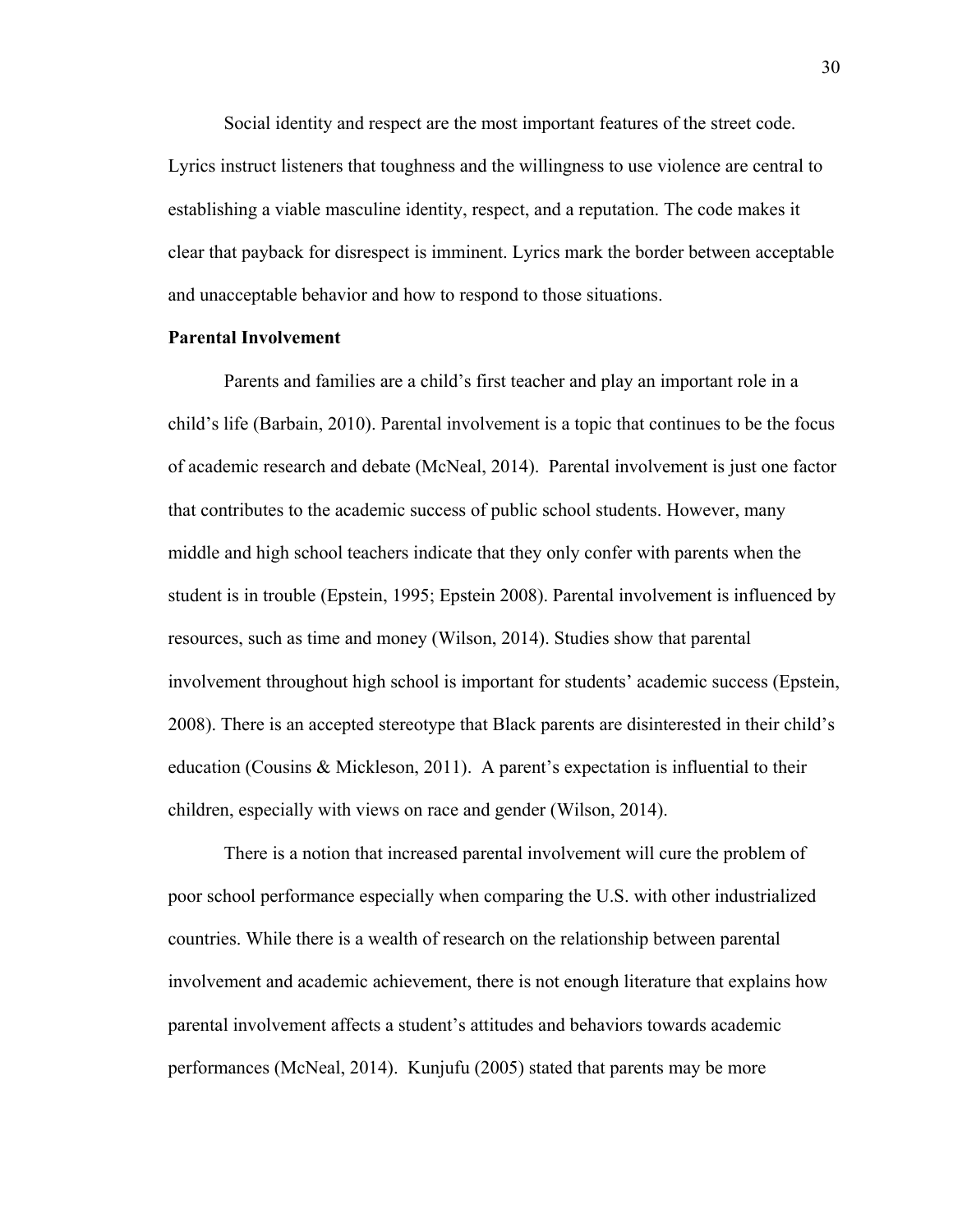Social identity and respect are the most important features of the street code. Lyrics instruct listeners that toughness and the willingness to use violence are central to establishing a viable masculine identity, respect, and a reputation. The code makes it clear that payback for disrespect is imminent. Lyrics mark the border between acceptable and unacceptable behavior and how to respond to those situations.

**Parental Involvement**

Parents and families are a child's first teacher and play an important role in a child's life (Barbain, 2010). Parental involvement is a topic that continues to be the focus of academic research and debate (McNeal, 2014). Parental involvement is just one factor that contributes to the academic success of public school students. However, many middle and high school teachers indicate that they only confer with parents when the student is in trouble (Epstein, 1995; Epstein 2008). Parental involvement is influenced by resources, such as time and money (Wilson, 2014). Studies show that parental involvement throughout high school is important for students' academic success (Epstein, 2008). There is an accepted stereotype that Black parents are disinterested in their child's education (Cousins & Mickleson, 2011). A parent's expectation is influential to their children, especially with views on race and gender (Wilson, 2014).

There is a notion that increased parental involvement will cure the problem of poor school performance especially when comparing the U.S. with other industrialized countries. While there is a wealth of research on the relationship between parental involvement and academic achievement, there is not enough literature that explains how parental involvement affects a student's attitudes and behaviors towards academic performances (McNeal, 2014). Kunjufu (2005) stated that parents may be more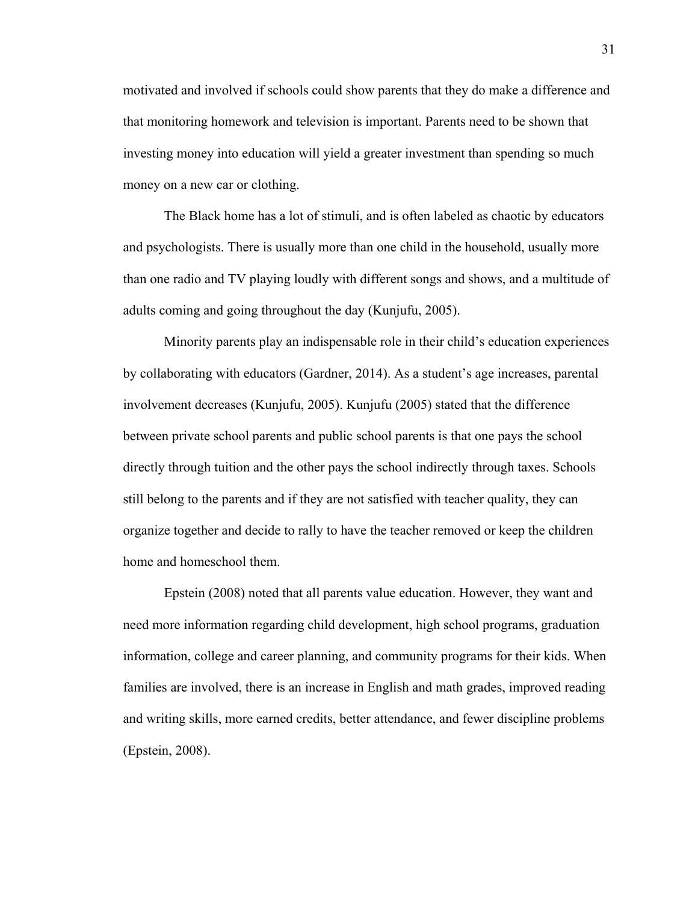motivated and involved if schools could show parents that they do make a difference and that monitoring homework and television is important. Parents need to be shown that investing money into education will yield a greater investment than spending so much money on a new car or clothing.

The Black home has a lot of stimuli, and is often labeled as chaotic by educators and psychologists. There is usually more than one child in the household, usually more than one radio and TV playing loudly with different songs and shows, and a multitude of adults coming and going throughout the day (Kunjufu, 2005).

Minority parents play an indispensable role in their child's education experiences by collaborating with educators (Gardner, 2014). As a student's age increases, parental involvement decreases (Kunjufu, 2005). Kunjufu (2005) stated that the difference between private school parents and public school parents is that one pays the school directly through tuition and the other pays the school indirectly through taxes. Schools still belong to the parents and if they are not satisfied with teacher quality, they can organize together and decide to rally to have the teacher removed or keep the children home and homeschool them.

Epstein (2008) noted that all parents value education. However, they want and need more information regarding child development, high school programs, graduation information, college and career planning, and community programs for their kids. When families are involved, there is an increase in English and math grades, improved reading and writing skills, more earned credits, better attendance, and fewer discipline problems (Epstein, 2008).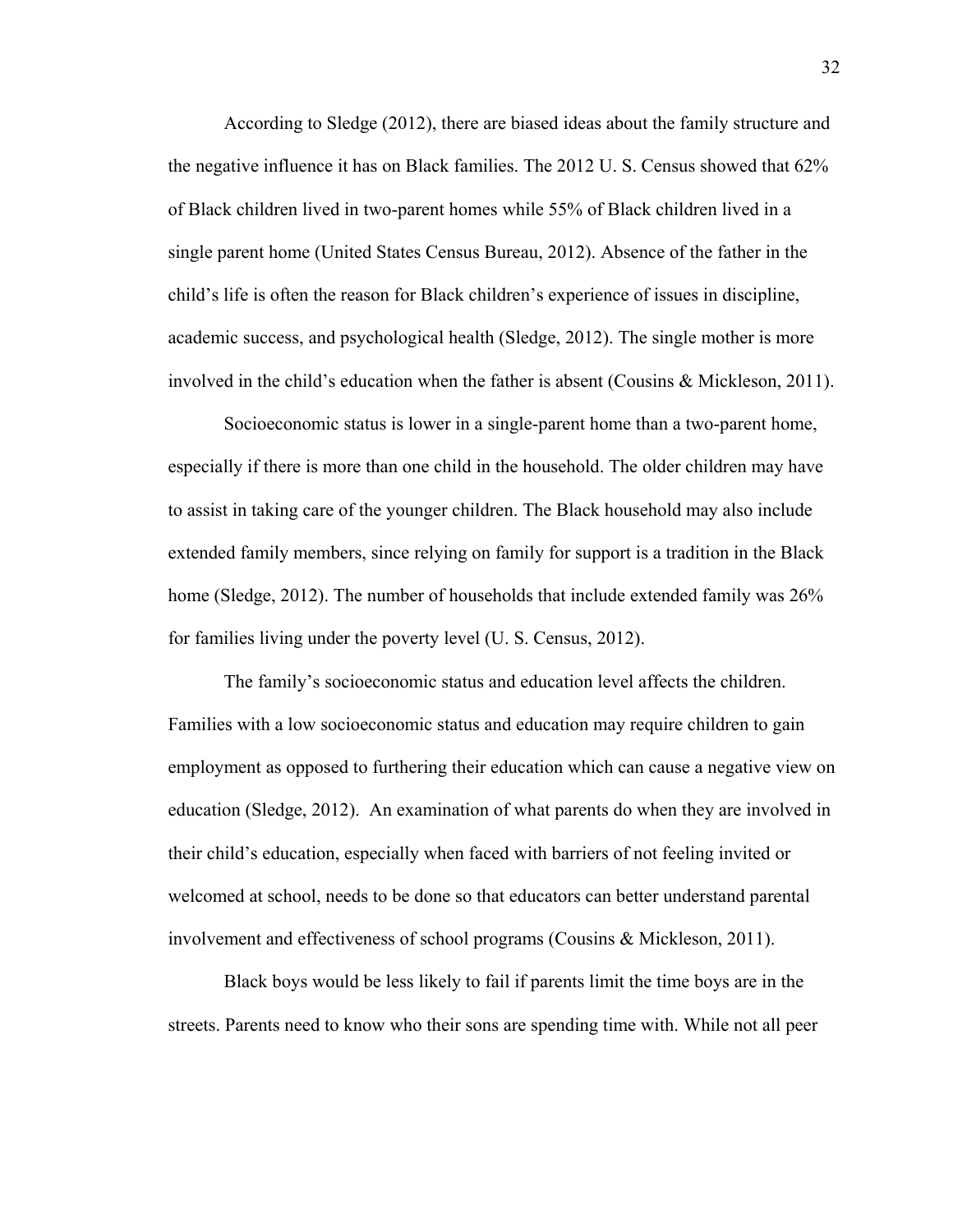According to Sledge (2012), there are biased ideas about the family structure and the negative influence it has on Black families. The 2012 U. S. Census showed that 62% of Black children lived in two-parent homes while 55% of Black children lived in a single parent home (United States Census Bureau, 2012). Absence of the father in the child's life is often the reason for Black children's experience of issues in discipline, academic success, and psychological health (Sledge, 2012). The single mother is more involved in the child's education when the father is absent (Cousins & Mickleson, 2011).

Socioeconomic status is lower in a single-parent home than a two-parent home, especially if there is more than one child in the household. The older children may have to assist in taking care of the younger children. The Black household may also include extended family members, since relying on family for support is a tradition in the Black home (Sledge, 2012). The number of households that include extended family was 26% for families living under the poverty level (U. S. Census, 2012).

The family's socioeconomic status and education level affects the children. Families with a low socioeconomic status and education may require children to gain employment as opposed to furthering their education which can cause a negative view on education (Sledge, 2012). An examination of what parents do when they are involved in their child's education, especially when faced with barriers of not feeling invited or welcomed at school, needs to be done so that educators can better understand parental involvement and effectiveness of school programs (Cousins & Mickleson, 2011).

Black boys would be less likely to fail if parents limit the time boys are in the streets. Parents need to know who their sons are spending time with. While not all peer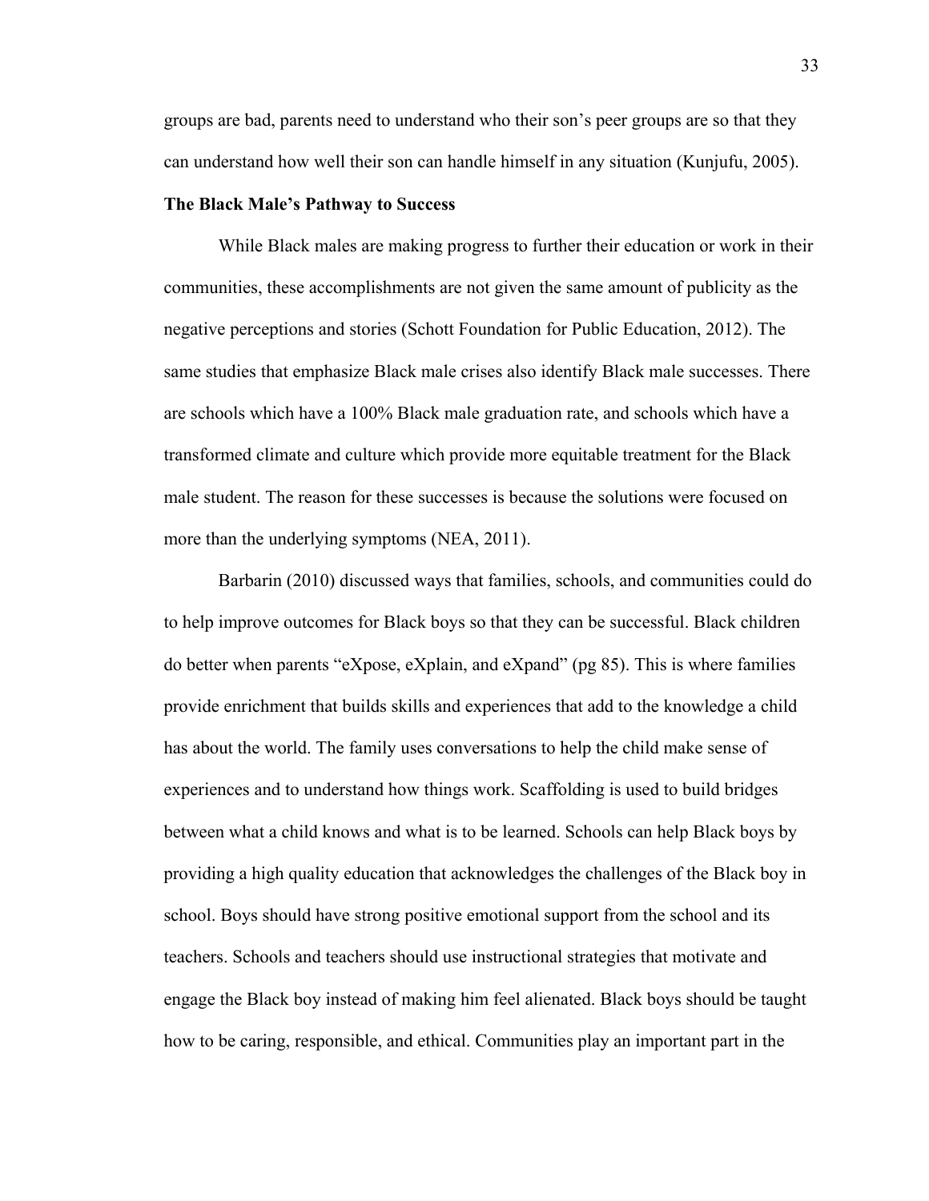groups are bad, parents need to understand who their son's peer groups are so that they can understand how well their son can handle himself in any situation (Kunjufu, 2005).

**The Black Male's Pathway to Success**

While Black males are making progress to further their education or work in their communities, these accomplishments are not given the same amount of publicity as the negative perceptions and stories (Schott Foundation for Public Education, 2012). The same studies that emphasize Black male crises also identify Black male successes. There are schools which have a 100% Black male graduation rate, and schools which have a transformed climate and culture which provide more equitable treatment for the Black male student. The reason for these successes is because the solutions were focused on more than the underlying symptoms (NEA, 2011).

Barbarin (2010) discussed ways that families, schools, and communities could do to help improve outcomes for Black boys so that they can be successful. Black children do better when parents "eXpose, eXplain, and eXpand" (pg 85). This is where families provide enrichment that builds skills and experiences that add to the knowledge a child has about the world. The family uses conversations to help the child make sense of experiences and to understand how things work. Scaffolding is used to build bridges between what a child knows and what is to be learned. Schools can help Black boys by providing a high quality education that acknowledges the challenges of the Black boy in school. Boys should have strong positive emotional support from the school and its teachers. Schools and teachers should use instructional strategies that motivate and engage the Black boy instead of making him feel alienated. Black boys should be taught how to be caring, responsible, and ethical. Communities play an important part in the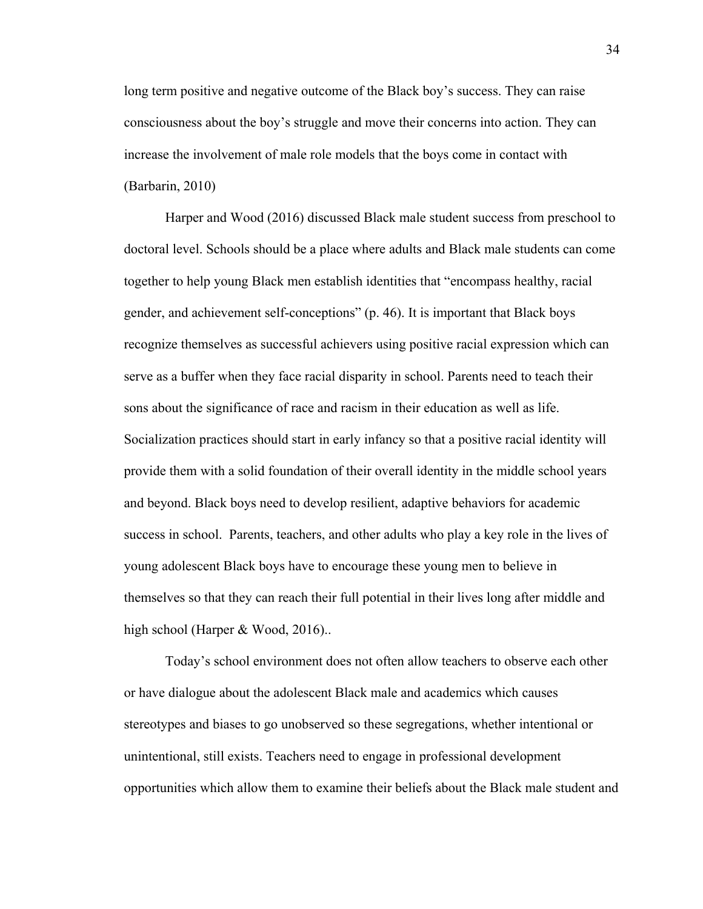long term positive and negative outcome of the Black boy's success. They can raise consciousness about the boy's struggle and move their concerns into action. They can increase the involvement of male role models that the boys come in contact with (Barbarin, 2010)

Harper and Wood (2016) discussed Black male student success from preschool to doctoral level. Schools should be a place where adults and Black male students can come together to help young Black men establish identities that "encompass healthy, racial gender, and achievement self-conceptions" (p. 46). It is important that Black boys recognize themselves as successful achievers using positive racial expression which can serve as a buffer when they face racial disparity in school. Parents need to teach their sons about the significance of race and racism in their education as well as life. Socialization practices should start in early infancy so that a positive racial identity will provide them with a solid foundation of their overall identity in the middle school years and beyond. Black boys need to develop resilient, adaptive behaviors for academic success in school. Parents, teachers, and other adults who play a key role in the lives of young adolescent Black boys have to encourage these young men to believe in themselves so that they can reach their full potential in their lives long after middle and high school (Harper & Wood, 2016)..

Today's school environment does not often allow teachers to observe each other or have dialogue about the adolescent Black male and academics which causes stereotypes and biases to go unobserved so these segregations, whether intentional or unintentional, still exists. Teachers need to engage in professional development opportunities which allow them to examine their beliefs about the Black male student and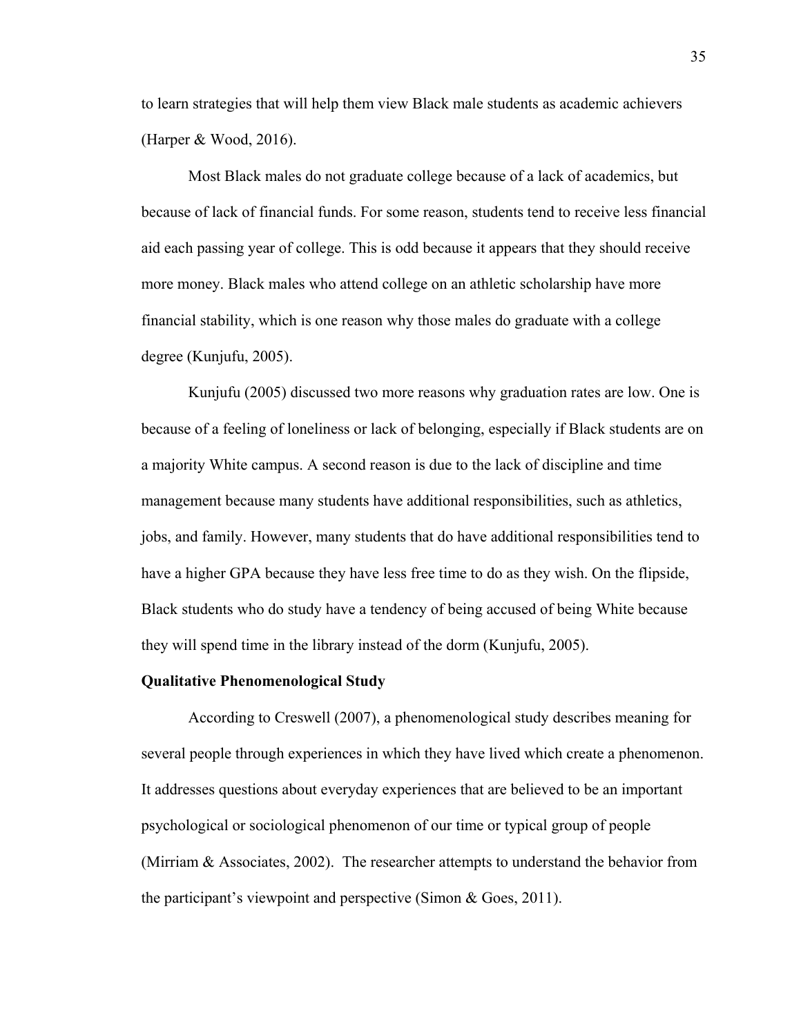to learn strategies that will help them view Black male students as academic achievers (Harper & Wood, 2016).

Most Black males do not graduate college because of a lack of academics, but because of lack of financial funds. For some reason, students tend to receive less financial aid each passing year of college. This is odd because it appears that they should receive more money. Black males who attend college on an athletic scholarship have more financial stability, which is one reason why those males do graduate with a college degree (Kunjufu, 2005).

Kunjufu (2005) discussed two more reasons why graduation rates are low. One is because of a feeling of loneliness or lack of belonging, especially if Black students are on a majority White campus. A second reason is due to the lack of discipline and time management because many students have additional responsibilities, such as athletics, jobs, and family. However, many students that do have additional responsibilities tend to have a higher GPA because they have less free time to do as they wish. On the flipside, Black students who do study have a tendency of being accused of being White because they will spend time in the library instead of the dorm (Kunjufu, 2005).

**Qualitative Phenomenological Study**

According to Creswell (2007), a phenomenological study describes meaning for several people through experiences in which they have lived which create a phenomenon. It addresses questions about everyday experiences that are believed to be an important psychological or sociological phenomenon of our time or typical group of people (Mirriam & Associates, 2002). The researcher attempts to understand the behavior from the participant's viewpoint and perspective (Simon & Goes, 2011).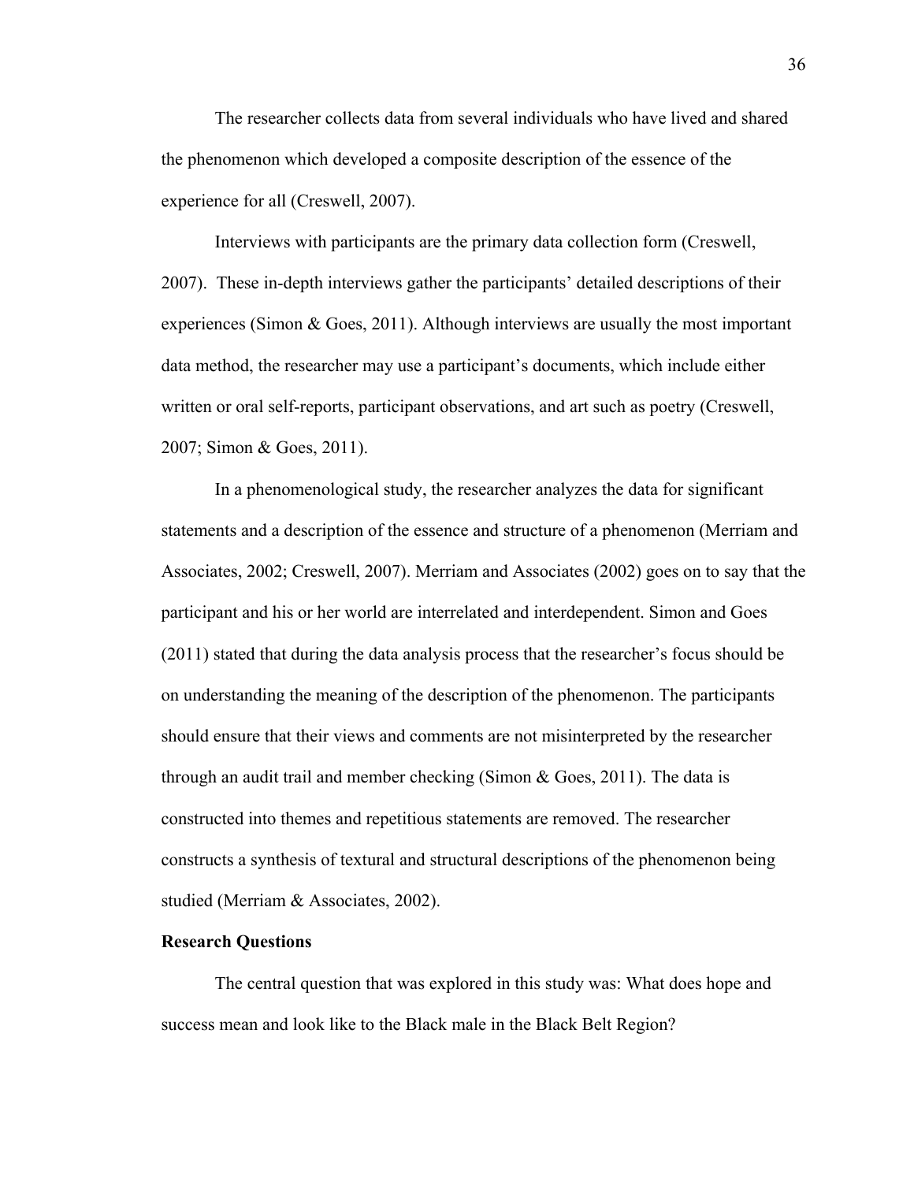The researcher collects data from several individuals who have lived and shared the phenomenon which developed a composite description of the essence of the experience for all (Creswell, 2007).

Interviews with participants are the primary data collection form (Creswell, 2007). These in-depth interviews gather the participants' detailed descriptions of their experiences (Simon & Goes, 2011). Although interviews are usually the most important data method, the researcher may use a participant's documents, which include either written or oral self-reports, participant observations, and art such as poetry (Creswell, 2007; Simon & Goes, 2011).

In a phenomenological study, the researcher analyzes the data for significant statements and a description of the essence and structure of a phenomenon (Merriam and Associates, 2002; Creswell, 2007). Merriam and Associates (2002) goes on to say that the participant and his or her world are interrelated and interdependent. Simon and Goes (2011) stated that during the data analysis process that the researcher's focus should be on understanding the meaning of the description of the phenomenon. The participants should ensure that their views and comments are not misinterpreted by the researcher through an audit trail and member checking (Simon & Goes, 2011). The data is constructed into themes and repetitious statements are removed. The researcher constructs a synthesis of textural and structural descriptions of the phenomenon being studied (Merriam & Associates, 2002).

**Research Questions**

The central question that was explored in this study was: What does hope and success mean and look like to the Black male in the Black Belt Region?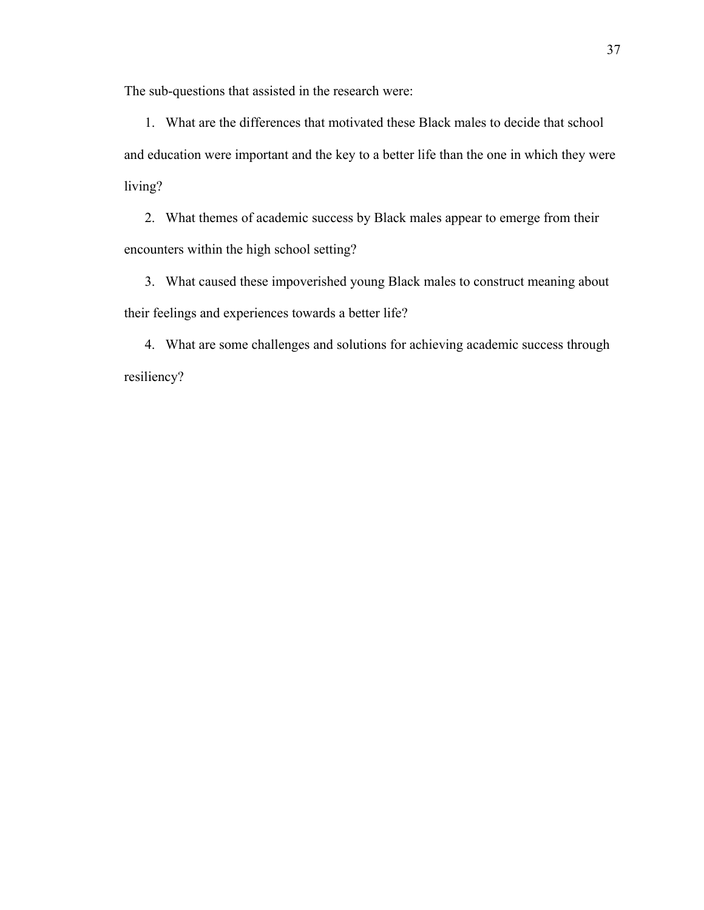The sub-questions that assisted in the research were:

1. What are the differences that motivated these Black males to decide that school and education were important and the key to a better life than the one in which they were living?
2. What themes of academic success by Black males appear to emerge from their encounters within the high school setting?
3. What caused these impoverished young Black males to construct meaning about their feelings and experiences towards a better life?
4. What are some challenges and solutions for achieving academic success through resiliency?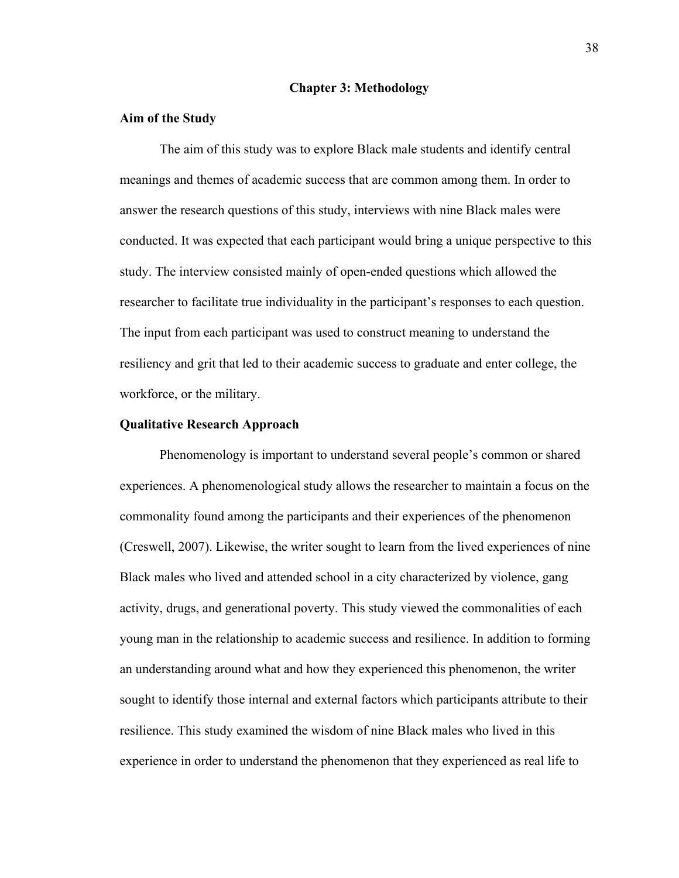# Chapter 3: Methodology

## Aim of the Study

The aim of this study was to explore Black male students and identify central meanings and themes of academic success that are common among them. In order to answer the research questions of this study, interviews with nine Black males were conducted. It was expected that each participant would bring a unique perspective to this study. The interview consisted mainly of open-ended questions which allowed the researcher to facilitate true individuality in the participant's responses to each question. The input from each participant was used to construct meaning to understand the resiliency and grit that led to their academic success to graduate and enter college, the workforce, or the military.

## Qualitative Research Approach

Phenomenology is important to understand several people's common or shared experiences. A phenomenological study allows the researcher to maintain a focus on the commonality found among the participants and their experiences of the phenomenon (Creswell, 2007). Likewise, the writer sought to learn from the lived experiences of nine Black males who lived and attended school in a city characterized by violence, gang activity, drugs, and generational poverty. This study viewed the commonalities of each young man in the relationship to academic success and resilience. In addition to forming an understanding around what and how they experienced this phenomenon, the writer sought to identify those internal and external factors which participants attribute to their resilience. This study examined the wisdom of nine Black males who lived in this experience in order to understand the phenomenon that they experienced as real life to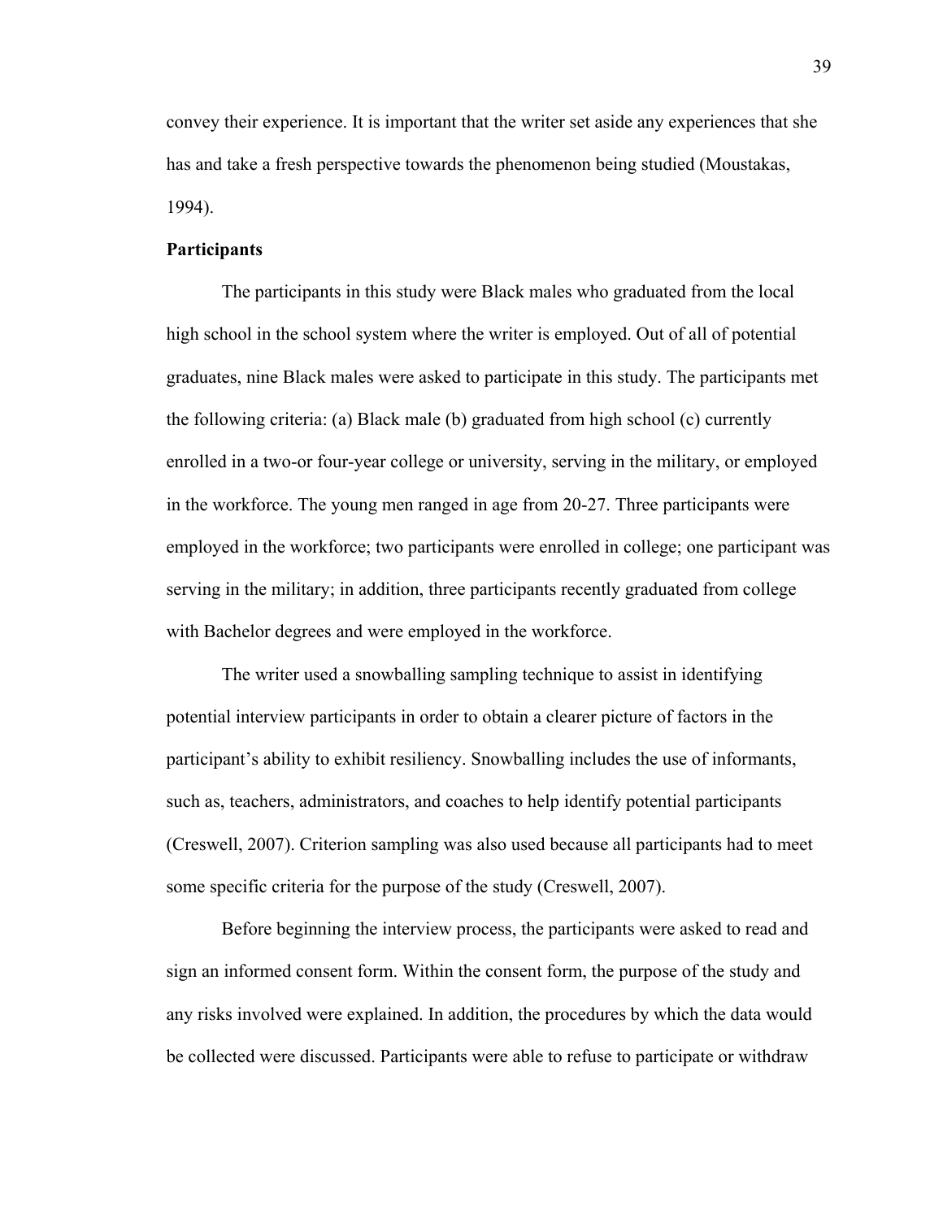convey their experience. It is important that the writer set aside any experiences that she has and take a fresh perspective towards the phenomenon being studied (Moustakas, 1994).

**Participants**

The participants in this study were Black males who graduated from the local high school in the school system where the writer is employed. Out of all of potential graduates, nine Black males were asked to participate in this study. The participants met the following criteria: (a) Black male (b) graduated from high school (c) currently enrolled in a two-or four-year college or university, serving in the military, or employed in the workforce. The young men ranged in age from 20-27. Three participants were employed in the workforce; two participants were enrolled in college; one participant was serving in the military; in addition, three participants recently graduated from college with Bachelor degrees and were employed in the workforce.

The writer used a snowballing sampling technique to assist in identifying potential interview participants in order to obtain a clearer picture of factors in the participant's ability to exhibit resiliency. Snowballing includes the use of informants, such as, teachers, administrators, and coaches to help identify potential participants (Creswell, 2007). Criterion sampling was also used because all participants had to meet some specific criteria for the purpose of the study (Creswell, 2007).

Before beginning the interview process, the participants were asked to read and sign an informed consent form. Within the consent form, the purpose of the study and any risks involved were explained. In addition, the procedures by which the data would be collected were discussed. Participants were able to refuse to participate or withdraw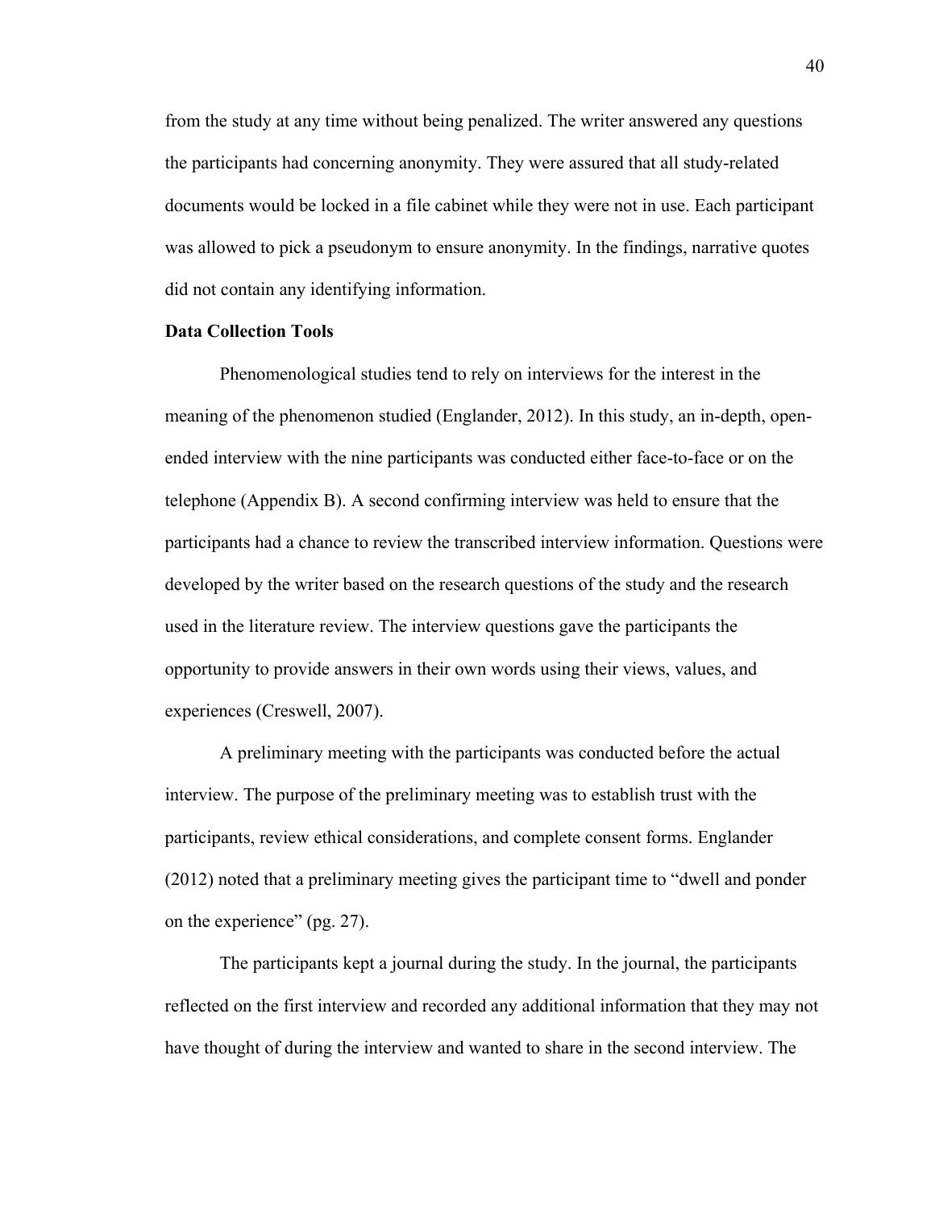from the study at any time without being penalized. The writer answered any questions the participants had concerning anonymity. They were assured that all study-related documents would be locked in a file cabinet while they were not in use. Each participant was allowed to pick a pseudonym to ensure anonymity. In the findings, narrative quotes did not contain any identifying information.

**Data Collection Tools**

Phenomenological studies tend to rely on interviews for the interest in the meaning of the phenomenon studied (Englander, 2012). In this study, an in-depth, open-ended interview with the nine participants was conducted either face-to-face or on the telephone (Appendix B). A second confirming interview was held to ensure that the participants had a chance to review the transcribed interview information. Questions were developed by the writer based on the research questions of the study and the research used in the literature review. The interview questions gave the participants the opportunity to provide answers in their own words using their views, values, and experiences (Creswell, 2007).

A preliminary meeting with the participants was conducted before the actual interview. The purpose of the preliminary meeting was to establish trust with the participants, review ethical considerations, and complete consent forms. Englander (2012) noted that a preliminary meeting gives the participant time to "dwell and ponder on the experience" (pg. 27).

The participants kept a journal during the study. In the journal, the participants reflected on the first interview and recorded any additional information that they may not have thought of during the interview and wanted to share in the second interview. The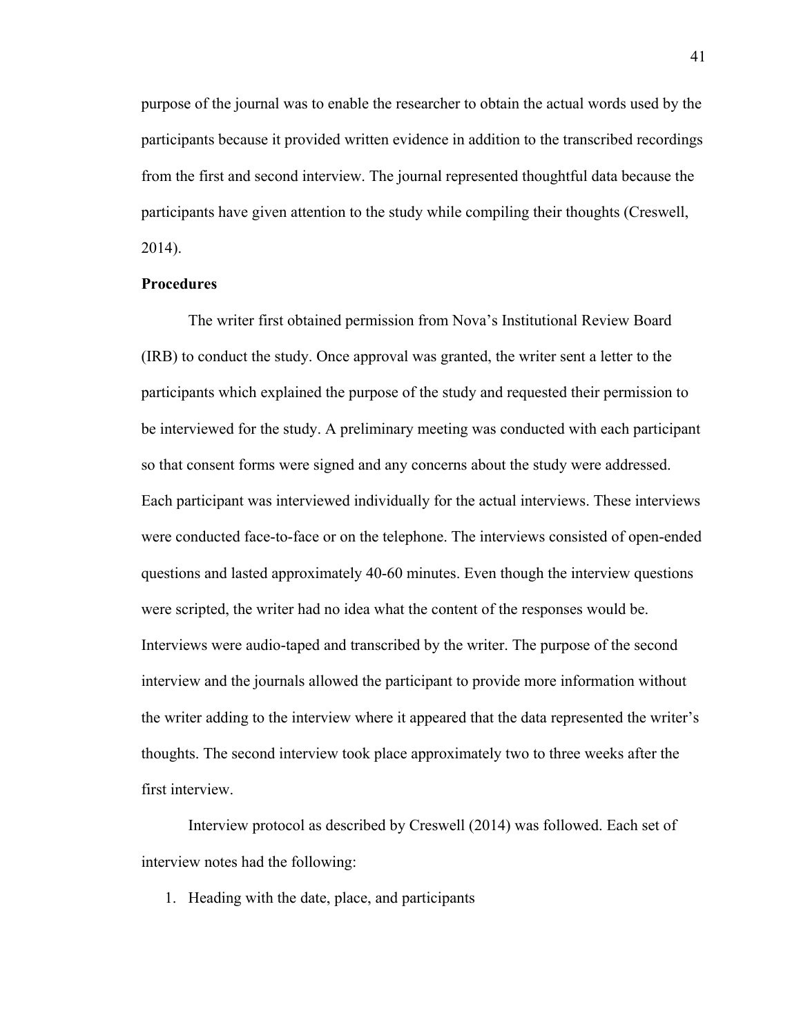purpose of the journal was to enable the researcher to obtain the actual words used by the participants because it provided written evidence in addition to the transcribed recordings from the first and second interview. The journal represented thoughtful data because the participants have given attention to the study while compiling their thoughts (Creswell, 2014).

**Procedures**

The writer first obtained permission from Nova's Institutional Review Board (IRB) to conduct the study. Once approval was granted, the writer sent a letter to the participants which explained the purpose of the study and requested their permission to be interviewed for the study. A preliminary meeting was conducted with each participant so that consent forms were signed and any concerns about the study were addressed. Each participant was interviewed individually for the actual interviews. These interviews were conducted face-to-face or on the telephone. The interviews consisted of open-ended questions and lasted approximately 40-60 minutes. Even though the interview questions were scripted, the writer had no idea what the content of the responses would be. Interviews were audio-taped and transcribed by the writer. The purpose of the second interview and the journals allowed the participant to provide more information without the writer adding to the interview where it appeared that the data represented the writer's thoughts. The second interview took place approximately two to three weeks after the first interview.

Interview protocol as described by Creswell (2014) was followed. Each set of interview notes had the following:

1. Heading with the date, place, and participants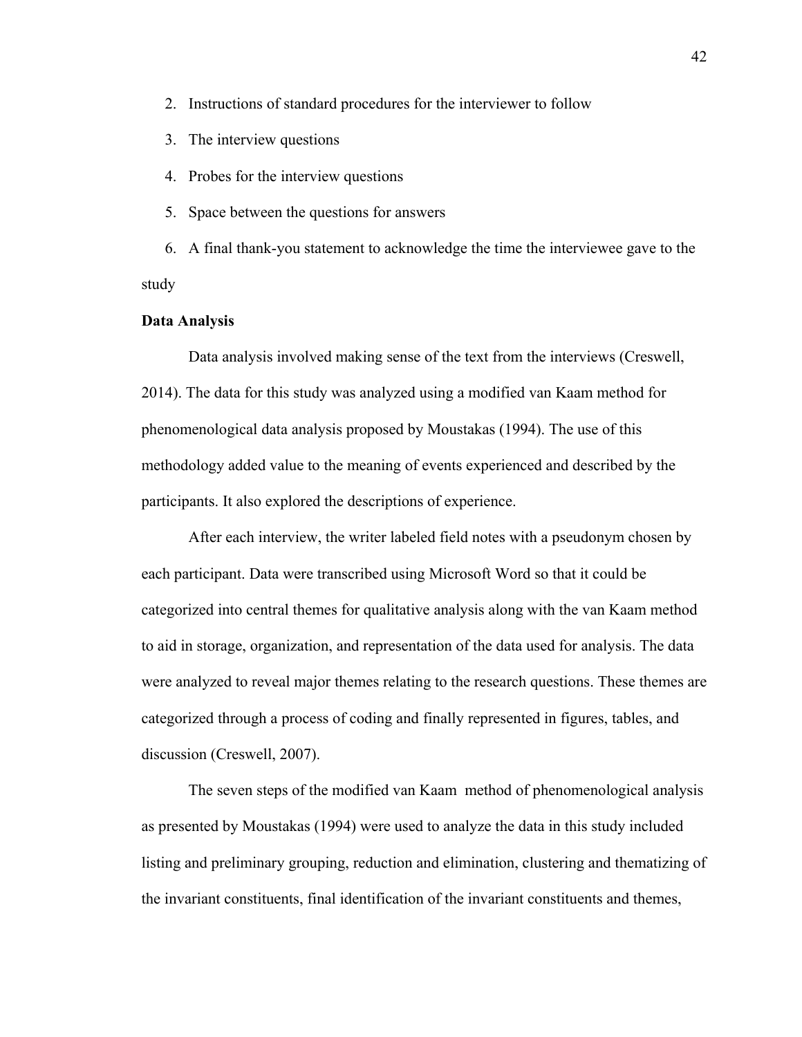2. Instructions of standard procedures for the interviewer to follow
3. The interview questions
4. Probes for the interview questions
5. Space between the questions for answers
6. A final thank-you statement to acknowledge the time the interviewee gave to the study

**Data Analysis**

Data analysis involved making sense of the text from the interviews (Creswell, 2014). The data for this study was analyzed using a modified van Kaam method for phenomenological data analysis proposed by Moustakas (1994). The use of this methodology added value to the meaning of events experienced and described by the participants. It also explored the descriptions of experience.

After each interview, the writer labeled field notes with a pseudonym chosen by each participant. Data were transcribed using Microsoft Word so that it could be categorized into central themes for qualitative analysis along with the van Kaam method to aid in storage, organization, and representation of the data used for analysis. The data were analyzed to reveal major themes relating to the research questions. These themes are categorized through a process of coding and finally represented in figures, tables, and discussion (Creswell, 2007).

The seven steps of the modified van Kaam method of phenomenological analysis as presented by Moustakas (1994) were used to analyze the data in this study included listing and preliminary grouping, reduction and elimination, clustering and thematizing of the invariant constituents, final identification of the invariant constituents and themes,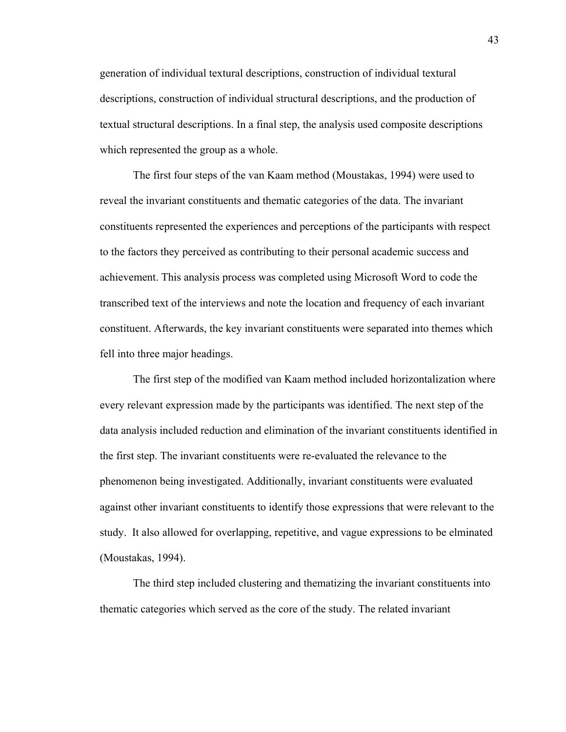generation of individual textural descriptions, construction of individual textural descriptions, construction of individual structural descriptions, and the production of textual structural descriptions. In a final step, the analysis used composite descriptions which represented the group as a whole.

The first four steps of the van Kaam method (Moustakas, 1994) were used to reveal the invariant constituents and thematic categories of the data. The invariant constituents represented the experiences and perceptions of the participants with respect to the factors they perceived as contributing to their personal academic success and achievement. This analysis process was completed using Microsoft Word to code the transcribed text of the interviews and note the location and frequency of each invariant constituent. Afterwards, the key invariant constituents were separated into themes which fell into three major headings.

The first step of the modified van Kaam method included horizontalization where every relevant expression made by the participants was identified. The next step of the data analysis included reduction and elimination of the invariant constituents identified in the first step. The invariant constituents were re-evaluated the relevance to the phenomenon being investigated. Additionally, invariant constituents were evaluated against other invariant constituents to identify those expressions that were relevant to the study. It also allowed for overlapping, repetitive, and vague expressions to be elminated (Moustakas, 1994).

The third step included clustering and thematizing the invariant constituents into thematic categories which served as the core of the study. The related invariant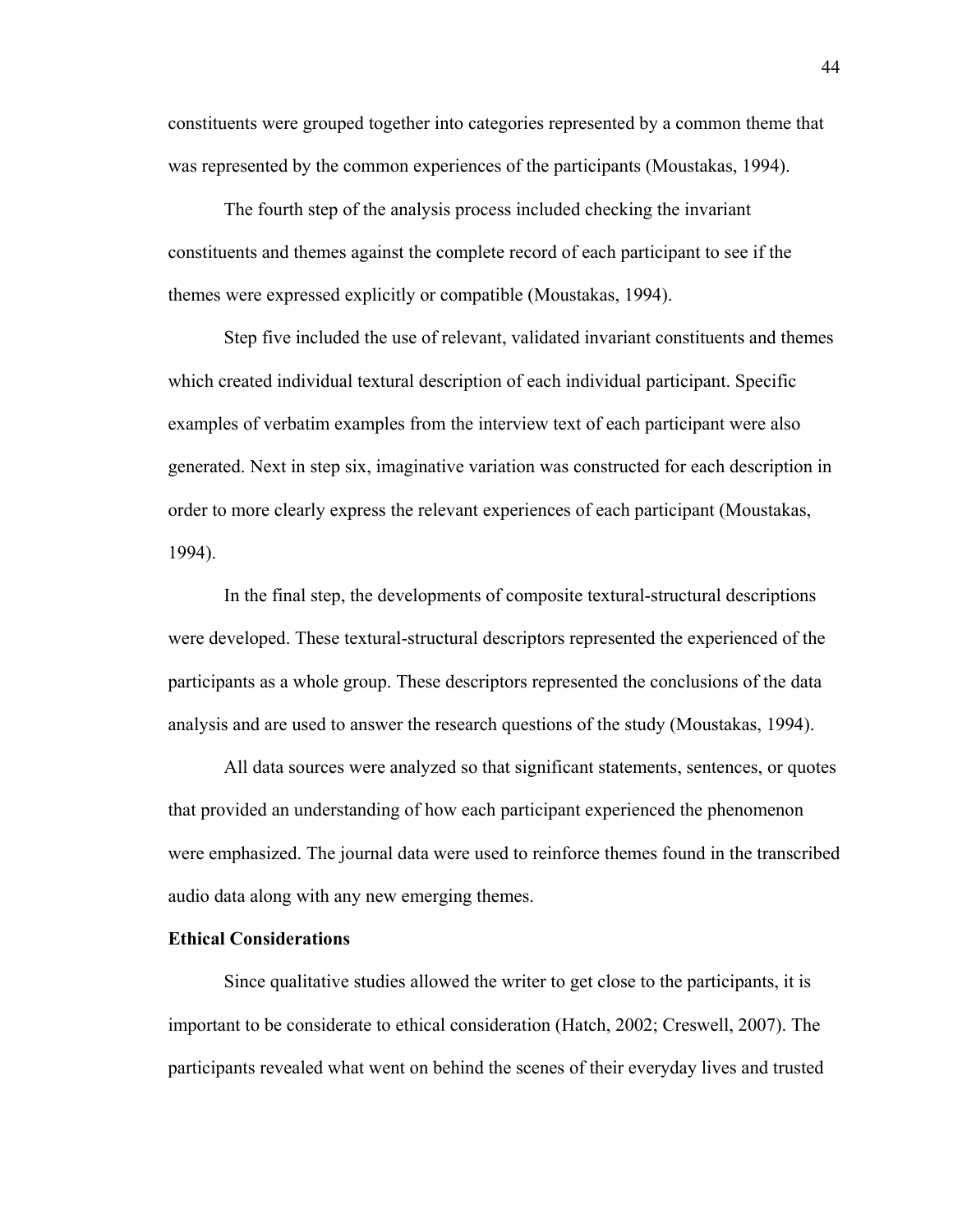constituents were grouped together into categories represented by a common theme that was represented by the common experiences of the participants (Moustakas, 1994).

The fourth step of the analysis process included checking the invariant constituents and themes against the complete record of each participant to see if the themes were expressed explicitly or compatible (Moustakas, 1994).

Step five included the use of relevant, validated invariant constituents and themes which created individual textural description of each individual participant. Specific examples of verbatim examples from the interview text of each participant were also generated. Next in step six, imaginative variation was constructed for each description in order to more clearly express the relevant experiences of each participant (Moustakas, 1994).

In the final step, the developments of composite textural-structural descriptions were developed. These textural-structural descriptors represented the experienced of the participants as a whole group. These descriptors represented the conclusions of the data analysis and are used to answer the research questions of the study (Moustakas, 1994).

All data sources were analyzed so that significant statements, sentences, or quotes that provided an understanding of how each participant experienced the phenomenon were emphasized. The journal data were used to reinforce themes found in the transcribed audio data along with any new emerging themes.

**Ethical Considerations**

Since qualitative studies allowed the writer to get close to the participants, it is important to be considerate to ethical consideration (Hatch, 2002; Creswell, 2007). The participants revealed what went on behind the scenes of their everyday lives and trusted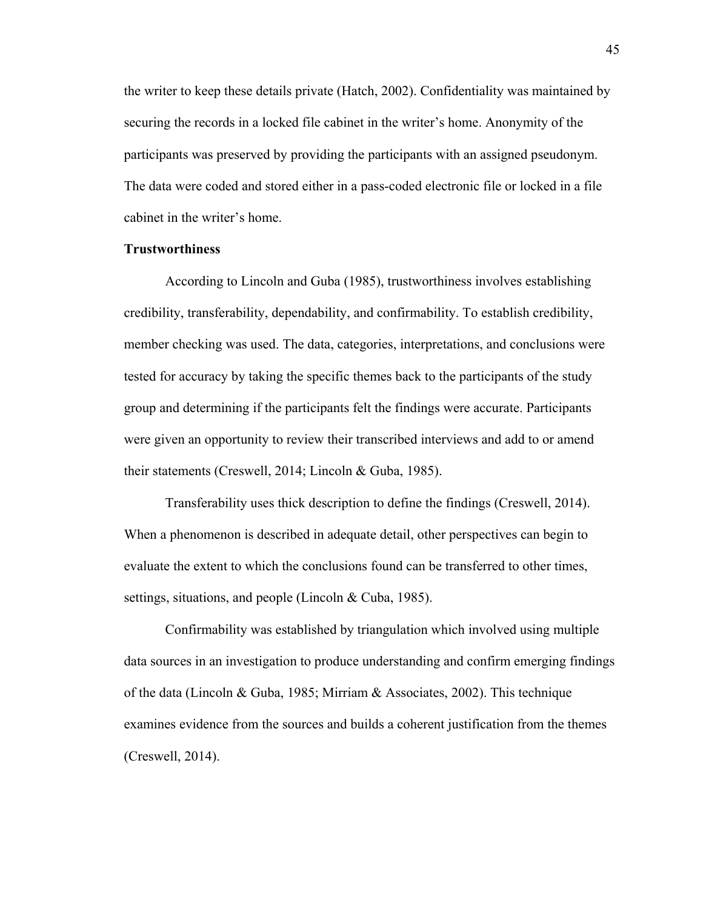the writer to keep these details private (Hatch, 2002). Confidentiality was maintained by securing the records in a locked file cabinet in the writer's home. Anonymity of the participants was preserved by providing the participants with an assigned pseudonym. The data were coded and stored either in a pass-coded electronic file or locked in a file cabinet in the writer's home.

**Trustworthiness**

According to Lincoln and Guba (1985), trustworthiness involves establishing credibility, transferability, dependability, and confirmability. To establish credibility, member checking was used. The data, categories, interpretations, and conclusions were tested for accuracy by taking the specific themes back to the participants of the study group and determining if the participants felt the findings were accurate. Participants were given an opportunity to review their transcribed interviews and add to or amend their statements (Creswell, 2014; Lincoln & Guba, 1985).

Transferability uses thick description to define the findings (Creswell, 2014). When a phenomenon is described in adequate detail, other perspectives can begin to evaluate the extent to which the conclusions found can be transferred to other times, settings, situations, and people (Lincoln & Cuba, 1985).

Confirmability was established by triangulation which involved using multiple data sources in an investigation to produce understanding and confirm emerging findings of the data (Lincoln & Guba, 1985; Mirriam & Associates, 2002). This technique examines evidence from the sources and builds a coherent justification from the themes (Creswell, 2014).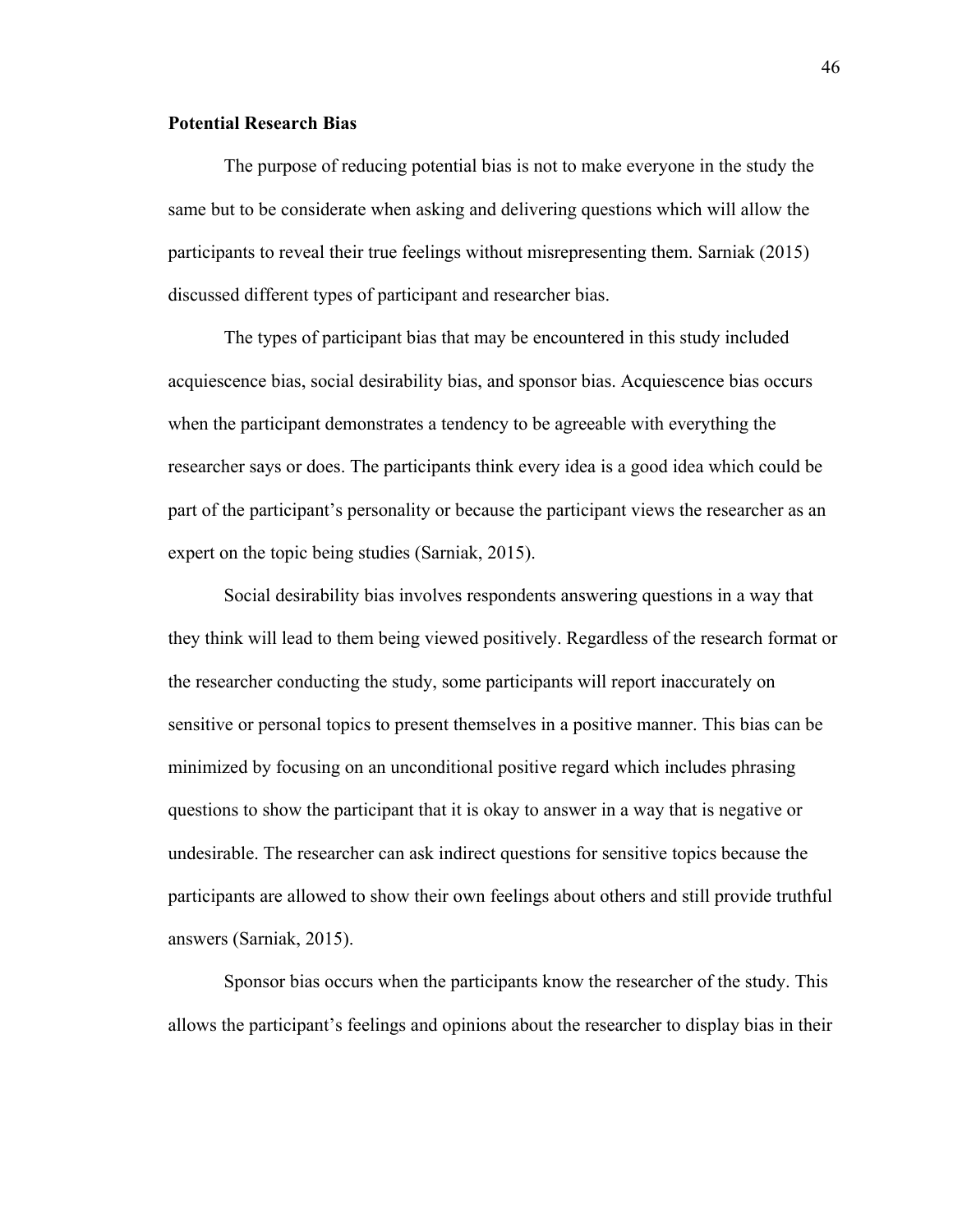**Potential Research Bias**

The purpose of reducing potential bias is not to make everyone in the study the same but to be considerate when asking and delivering questions which will allow the participants to reveal their true feelings without misrepresenting them. Sarniak (2015) discussed different types of participant and researcher bias.

The types of participant bias that may be encountered in this study included acquiescence bias, social desirability bias, and sponsor bias. Acquiescence bias occurs when the participant demonstrates a tendency to be agreeable with everything the researcher says or does. The participants think every idea is a good idea which could be part of the participant's personality or because the participant views the researcher as an expert on the topic being studies (Sarniak, 2015).

Social desirability bias involves respondents answering questions in a way that they think will lead to them being viewed positively. Regardless of the research format or the researcher conducting the study, some participants will report inaccurately on sensitive or personal topics to present themselves in a positive manner. This bias can be minimized by focusing on an unconditional positive regard which includes phrasing questions to show the participant that it is okay to answer in a way that is negative or undesirable. The researcher can ask indirect questions for sensitive topics because the participants are allowed to show their own feelings about others and still provide truthful answers (Sarniak, 2015).

Sponsor bias occurs when the participants know the researcher of the study. This allows the participant's feelings and opinions about the researcher to display bias in their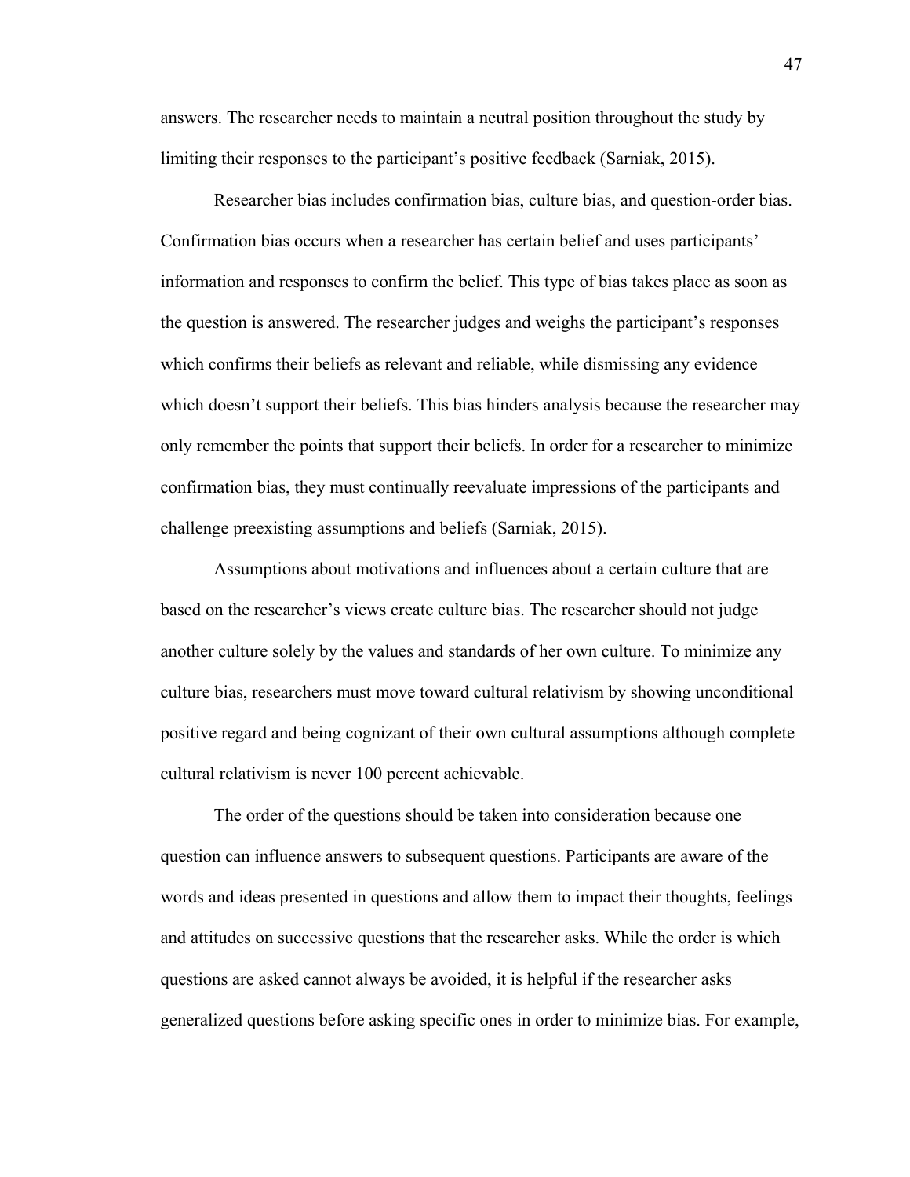answers. The researcher needs to maintain a neutral position throughout the study by limiting their responses to the participant's positive feedback (Sarniak, 2015).

Researcher bias includes confirmation bias, culture bias, and question-order bias. Confirmation bias occurs when a researcher has certain belief and uses participants' information and responses to confirm the belief. This type of bias takes place as soon as the question is answered. The researcher judges and weighs the participant's responses which confirms their beliefs as relevant and reliable, while dismissing any evidence which doesn't support their beliefs. This bias hinders analysis because the researcher may only remember the points that support their beliefs. In order for a researcher to minimize confirmation bias, they must continually reevaluate impressions of the participants and challenge preexisting assumptions and beliefs (Sarniak, 2015).

Assumptions about motivations and influences about a certain culture that are based on the researcher's views create culture bias. The researcher should not judge another culture solely by the values and standards of her own culture. To minimize any culture bias, researchers must move toward cultural relativism by showing unconditional positive regard and being cognizant of their own cultural assumptions although complete cultural relativism is never 100 percent achievable.

The order of the questions should be taken into consideration because one question can influence answers to subsequent questions. Participants are aware of the words and ideas presented in questions and allow them to impact their thoughts, feelings and attitudes on successive questions that the researcher asks. While the order is which questions are asked cannot always be avoided, it is helpful if the researcher asks generalized questions before asking specific ones in order to minimize bias. For example,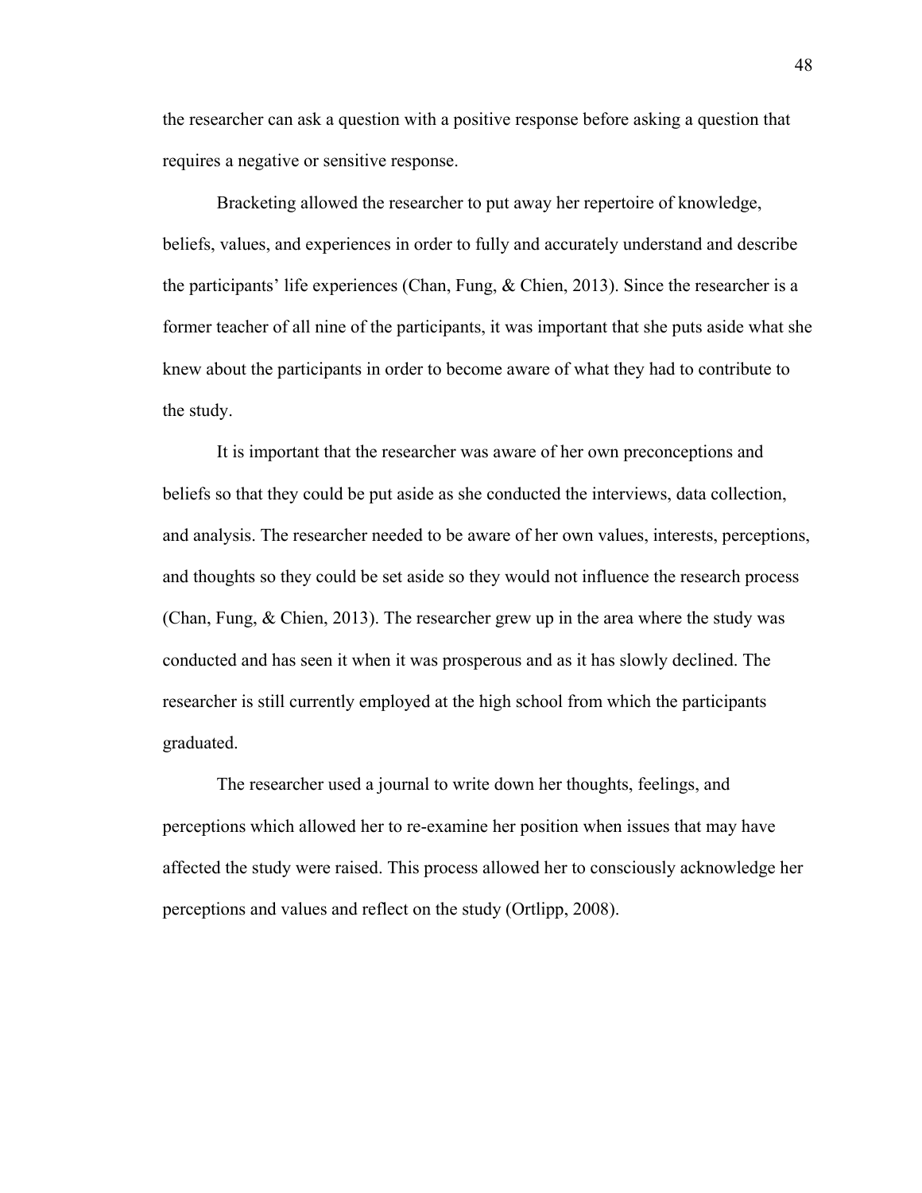the researcher can ask a question with a positive response before asking a question that requires a negative or sensitive response.

Bracketing allowed the researcher to put away her repertoire of knowledge, beliefs, values, and experiences in order to fully and accurately understand and describe the participants' life experiences (Chan, Fung, & Chien, 2013). Since the researcher is a former teacher of all nine of the participants, it was important that she puts aside what she knew about the participants in order to become aware of what they had to contribute to the study.

It is important that the researcher was aware of her own preconceptions and beliefs so that they could be put aside as she conducted the interviews, data collection, and analysis. The researcher needed to be aware of her own values, interests, perceptions, and thoughts so they could be set aside so they would not influence the research process (Chan, Fung, & Chien, 2013). The researcher grew up in the area where the study was conducted and has seen it when it was prosperous and as it has slowly declined. The researcher is still currently employed at the high school from which the participants graduated.

The researcher used a journal to write down her thoughts, feelings, and perceptions which allowed her to re-examine her position when issues that may have affected the study were raised. This process allowed her to consciously acknowledge her perceptions and values and reflect on the study (Ortlipp, 2008).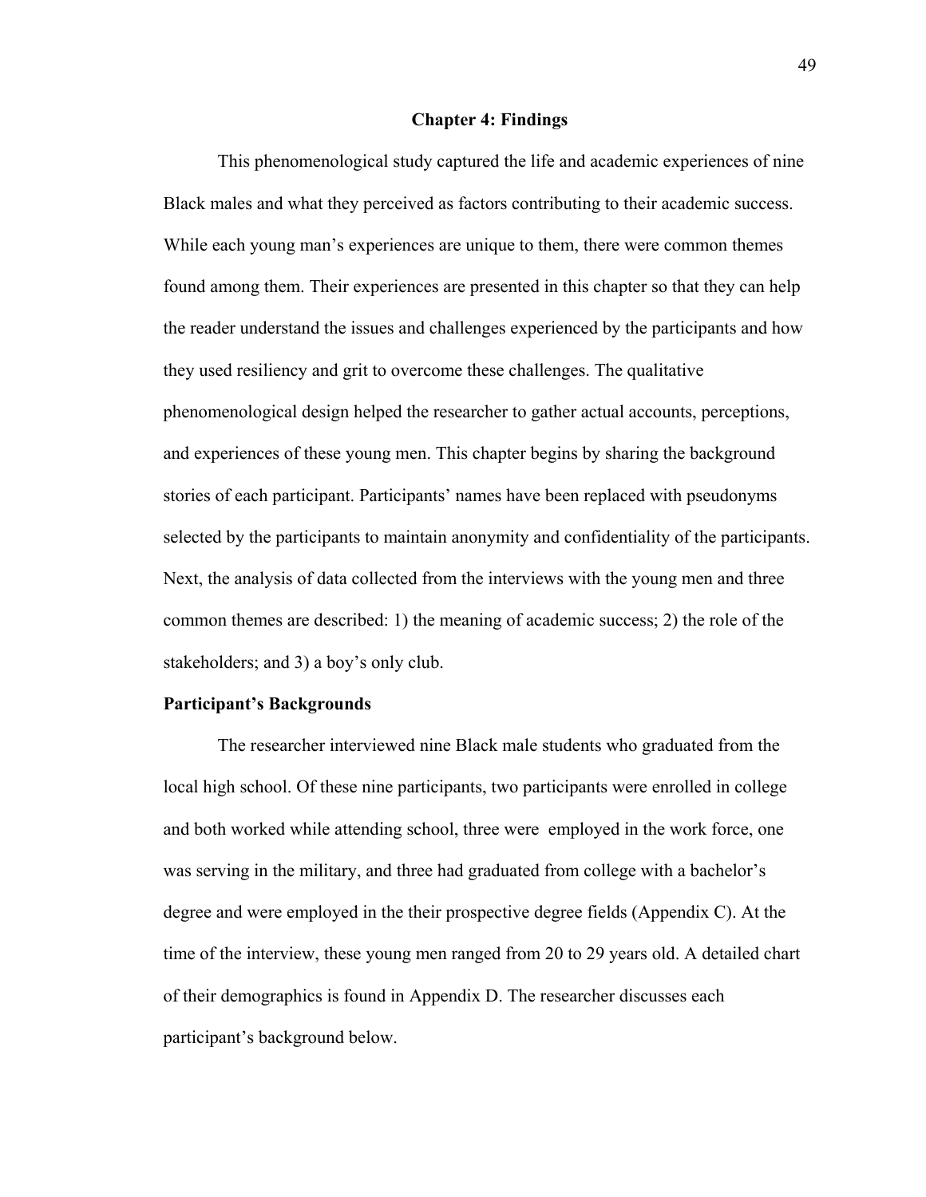# Chapter 4: Findings

This phenomenological study captured the life and academic experiences of nine Black males and what they perceived as factors contributing to their academic success. While each young man's experiences are unique to them, there were common themes found among them. Their experiences are presented in this chapter so that they can help the reader understand the issues and challenges experienced by the participants and how they used resiliency and grit to overcome these challenges. The qualitative phenomenological design helped the researcher to gather actual accounts, perceptions, and experiences of these young men. This chapter begins by sharing the background stories of each participant. Participants' names have been replaced with pseudonyms selected by the participants to maintain anonymity and confidentiality of the participants. Next, the analysis of data collected from the interviews with the young men and three common themes are described: 1) the meaning of academic success; 2) the role of the stakeholders; and 3) a boy's only club.

## Participant's Backgrounds

The researcher interviewed nine Black male students who graduated from the local high school. Of these nine participants, two participants were enrolled in college and both worked while attending school, three were employed in the work force, one was serving in the military, and three had graduated from college with a bachelor's degree and were employed in the their prospective degree fields (Appendix C). At the time of the interview, these young men ranged from 20 to 29 years old. A detailed chart of their demographics is found in Appendix D. The researcher discusses each participant's background below.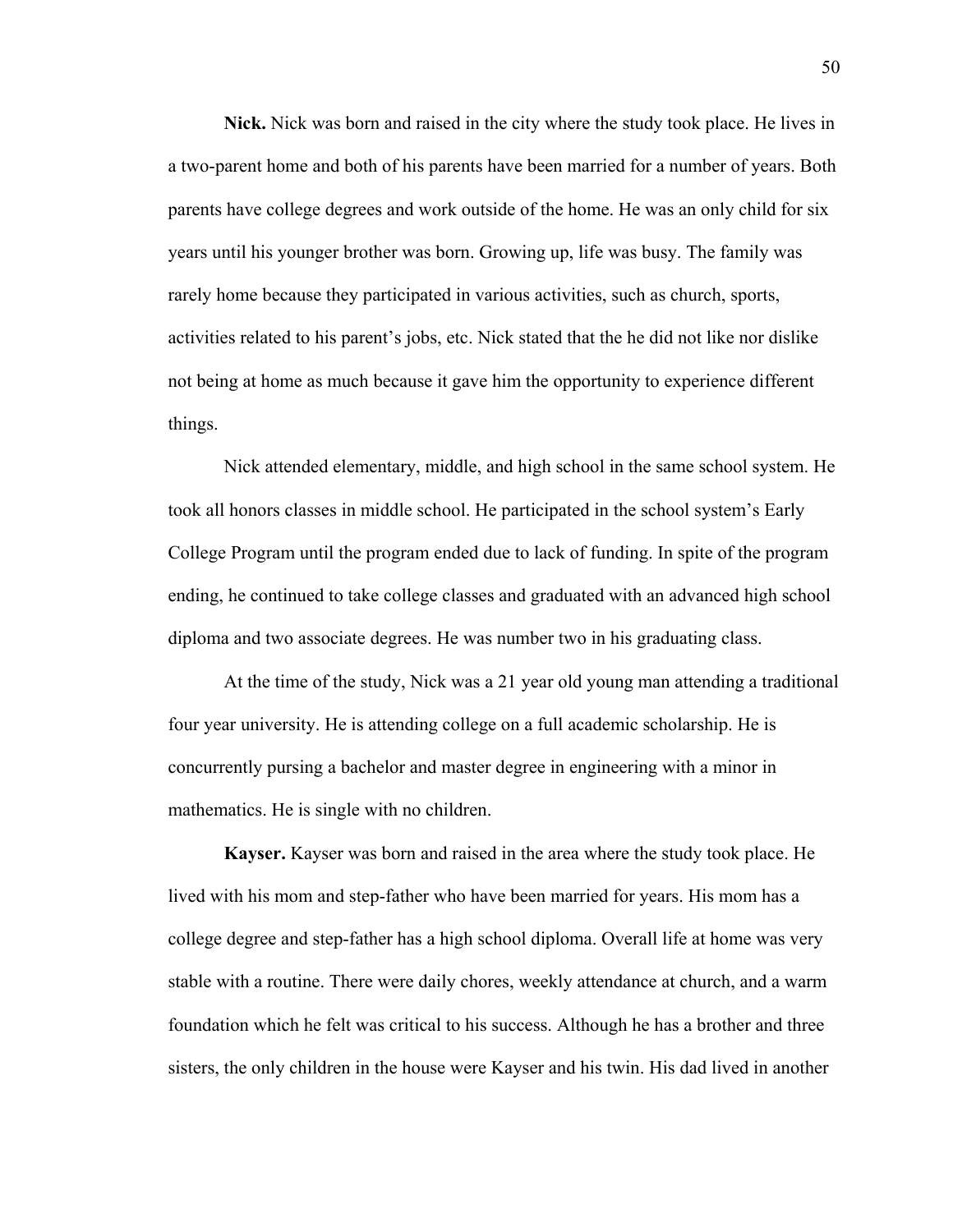**Nick.** Nick was born and raised in the city where the study took place. He lives in a two-parent home and both of his parents have been married for a number of years. Both parents have college degrees and work outside of the home. He was an only child for six years until his younger brother was born. Growing up, life was busy. The family was rarely home because they participated in various activities, such as church, sports, activities related to his parent's jobs, etc. Nick stated that the he did not like nor dislike not being at home as much because it gave him the opportunity to experience different things.

Nick attended elementary, middle, and high school in the same school system. He took all honors classes in middle school. He participated in the school system's Early College Program until the program ended due to lack of funding. In spite of the program ending, he continued to take college classes and graduated with an advanced high school diploma and two associate degrees. He was number two in his graduating class.

At the time of the study, Nick was a 21 year old young man attending a traditional four year university. He is attending college on a full academic scholarship. He is concurrently pursing a bachelor and master degree in engineering with a minor in mathematics. He is single with no children.

**Kayser.** Kayser was born and raised in the area where the study took place. He lived with his mom and step-father who have been married for years. His mom has a college degree and step-father has a high school diploma. Overall life at home was very stable with a routine. There were daily chores, weekly attendance at church, and a warm foundation which he felt was critical to his success. Although he has a brother and three sisters, the only children in the house were Kayser and his twin. His dad lived in another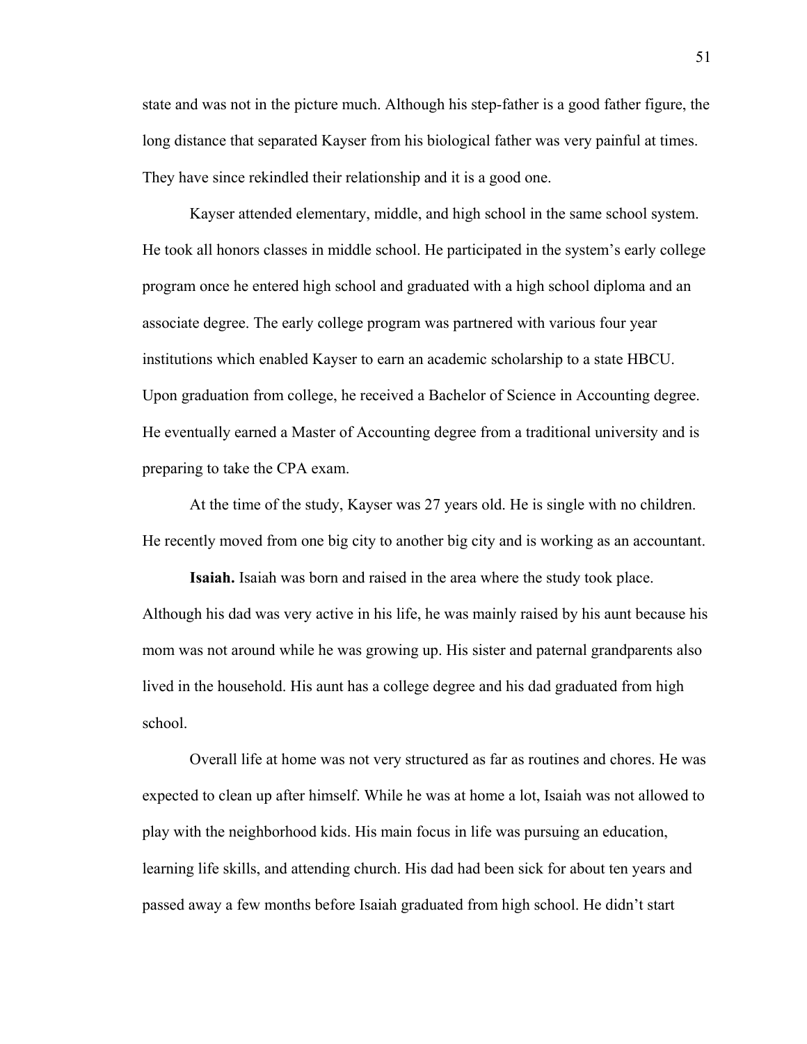state and was not in the picture much. Although his step-father is a good father figure, the long distance that separated Kayser from his biological father was very painful at times. They have since rekindled their relationship and it is a good one.

Kayser attended elementary, middle, and high school in the same school system. He took all honors classes in middle school. He participated in the system's early college program once he entered high school and graduated with a high school diploma and an associate degree. The early college program was partnered with various four year institutions which enabled Kayser to earn an academic scholarship to a state HBCU. Upon graduation from college, he received a Bachelor of Science in Accounting degree. He eventually earned a Master of Accounting degree from a traditional university and is preparing to take the CPA exam.

At the time of the study, Kayser was 27 years old. He is single with no children. He recently moved from one big city to another big city and is working as an accountant.

**Isaiah.** Isaiah was born and raised in the area where the study took place. Although his dad was very active in his life, he was mainly raised by his aunt because his mom was not around while he was growing up. His sister and paternal grandparents also lived in the household. His aunt has a college degree and his dad graduated from high school.

Overall life at home was not very structured as far as routines and chores. He was expected to clean up after himself. While he was at home a lot, Isaiah was not allowed to play with the neighborhood kids. His main focus in life was pursuing an education, learning life skills, and attending church. His dad had been sick for about ten years and passed away a few months before Isaiah graduated from high school. He didn't start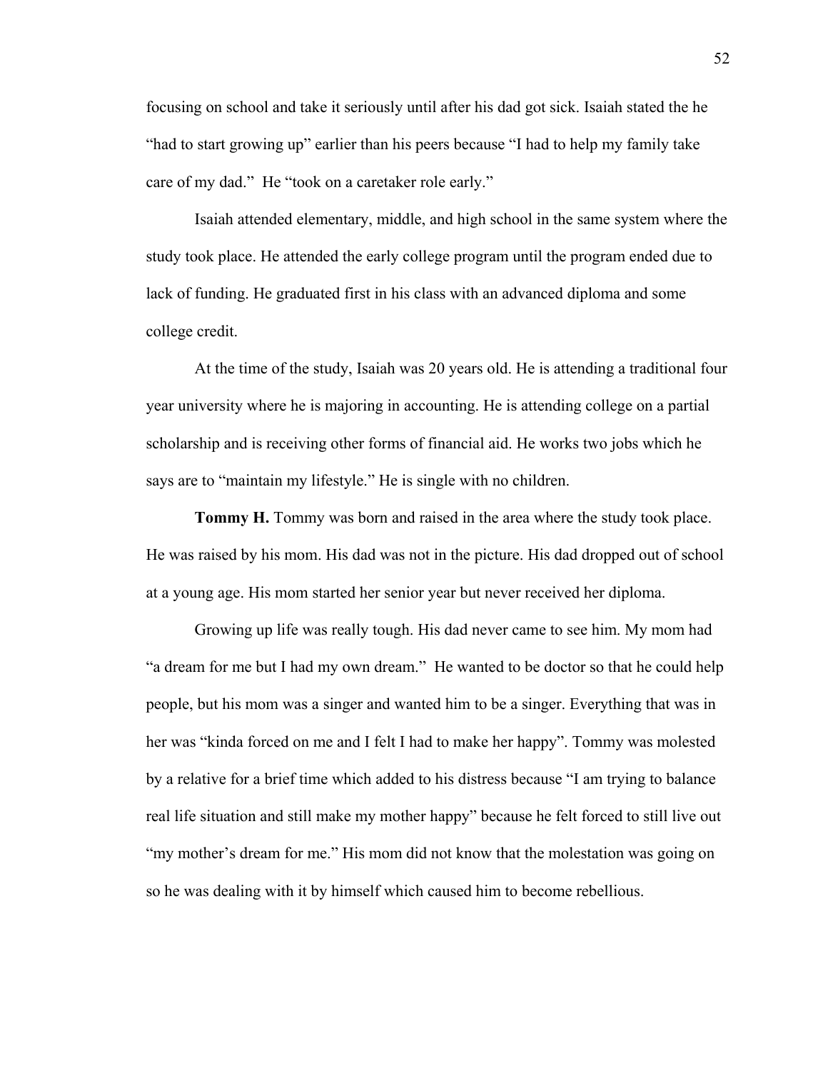focusing on school and take it seriously until after his dad got sick. Isaiah stated the he "had to start growing up" earlier than his peers because "I had to help my family take care of my dad." He "took on a caretaker role early."

Isaiah attended elementary, middle, and high school in the same system where the study took place. He attended the early college program until the program ended due to lack of funding. He graduated first in his class with an advanced diploma and some college credit.

At the time of the study, Isaiah was 20 years old. He is attending a traditional four year university where he is majoring in accounting. He is attending college on a partial scholarship and is receiving other forms of financial aid. He works two jobs which he says are to "maintain my lifestyle." He is single with no children.

**Tommy H.** Tommy was born and raised in the area where the study took place. He was raised by his mom. His dad was not in the picture. His dad dropped out of school at a young age. His mom started her senior year but never received her diploma.

Growing up life was really tough. His dad never came to see him. My mom had "a dream for me but I had my own dream." He wanted to be doctor so that he could help people, but his mom was a singer and wanted him to be a singer. Everything that was in her was "kinda forced on me and I felt I had to make her happy". Tommy was molested by a relative for a brief time which added to his distress because "I am trying to balance real life situation and still make my mother happy" because he felt forced to still live out "my mother's dream for me." His mom did not know that the molestation was going on so he was dealing with it by himself which caused him to become rebellious.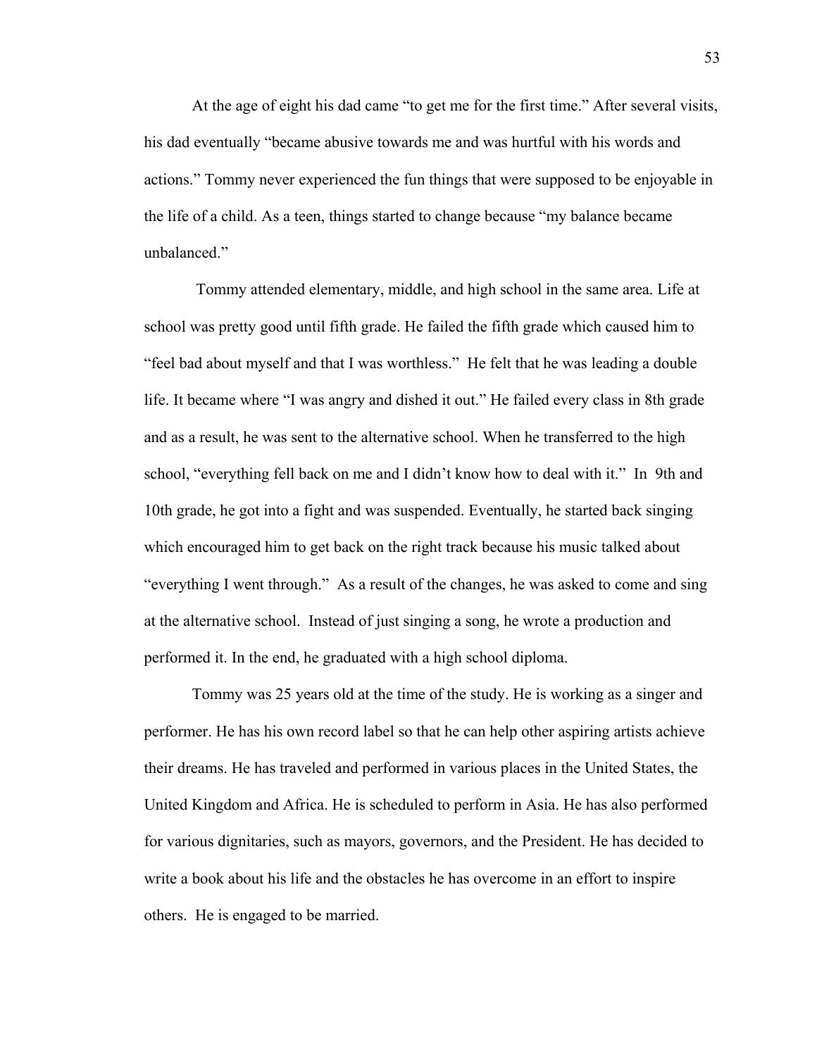At the age of eight his dad came "to get me for the first time." After several visits, his dad eventually "became abusive towards me and was hurtful with his words and actions." Tommy never experienced the fun things that were supposed to be enjoyable in the life of a child. As a teen, things started to change because "my balance became unbalanced."

Tommy attended elementary, middle, and high school in the same area. Life at school was pretty good until fifth grade. He failed the fifth grade which caused him to "feel bad about myself and that I was worthless." He felt that he was leading a double life. It became where "I was angry and dished it out." He failed every class in 8th grade and as a result, he was sent to the alternative school. When he transferred to the high school, "everything fell back on me and I didn't know how to deal with it." In 9th and 10th grade, he got into a fight and was suspended. Eventually, he started back singing which encouraged him to get back on the right track because his music talked about "everything I went through." As a result of the changes, he was asked to come and sing at the alternative school. Instead of just singing a song, he wrote a production and performed it. In the end, he graduated with a high school diploma.

Tommy was 25 years old at the time of the study. He is working as a singer and performer. He has his own record label so that he can help other aspiring artists achieve their dreams. He has traveled and performed in various places in the United States, the United Kingdom and Africa. He is scheduled to perform in Asia. He has also performed for various dignitaries, such as mayors, governors, and the President. He has decided to write a book about his life and the obstacles he has overcome in an effort to inspire others. He is engaged to be married.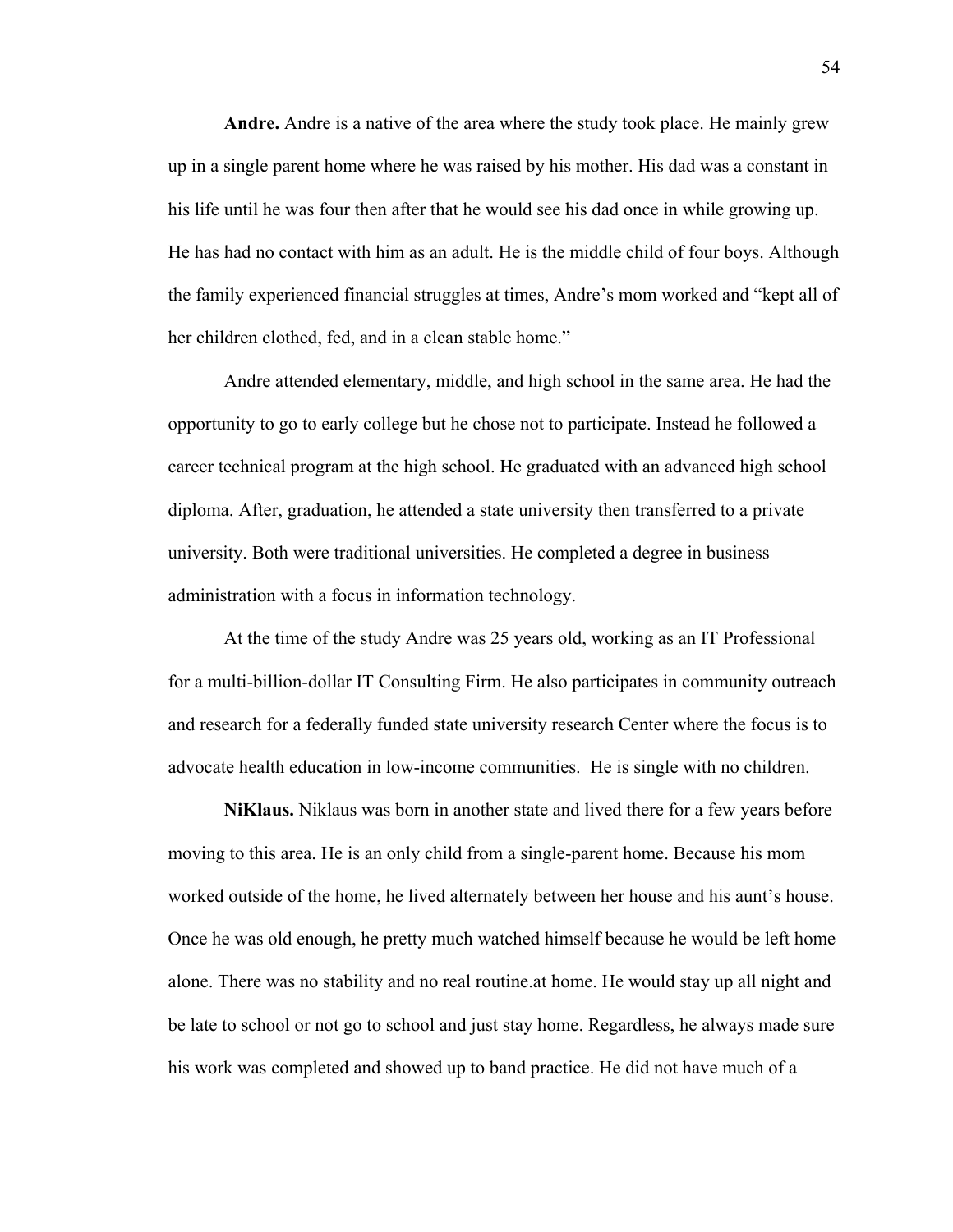**Andre.** Andre is a native of the area where the study took place. He mainly grew up in a single parent home where he was raised by his mother. His dad was a constant in his life until he was four then after that he would see his dad once in while growing up. He has had no contact with him as an adult. He is the middle child of four boys. Although the family experienced financial struggles at times, Andre's mom worked and "kept all of her children clothed, fed, and in a clean stable home."

Andre attended elementary, middle, and high school in the same area. He had the opportunity to go to early college but he chose not to participate. Instead he followed a career technical program at the high school. He graduated with an advanced high school diploma. After, graduation, he attended a state university then transferred to a private university. Both were traditional universities. He completed a degree in business administration with a focus in information technology.

At the time of the study Andre was 25 years old, working as an IT Professional for a multi-billion-dollar IT Consulting Firm. He also participates in community outreach and research for a federally funded state university research Center where the focus is to advocate health education in low-income communities. He is single with no children.

**NiKlaus.** Niklaus was born in another state and lived there for a few years before moving to this area. He is an only child from a single-parent home. Because his mom worked outside of the home, he lived alternately between her house and his aunt's house. Once he was old enough, he pretty much watched himself because he would be left home alone. There was no stability and no real routine.at home. He would stay up all night and be late to school or not go to school and just stay home. Regardless, he always made sure his work was completed and showed up to band practice. He did not have much of a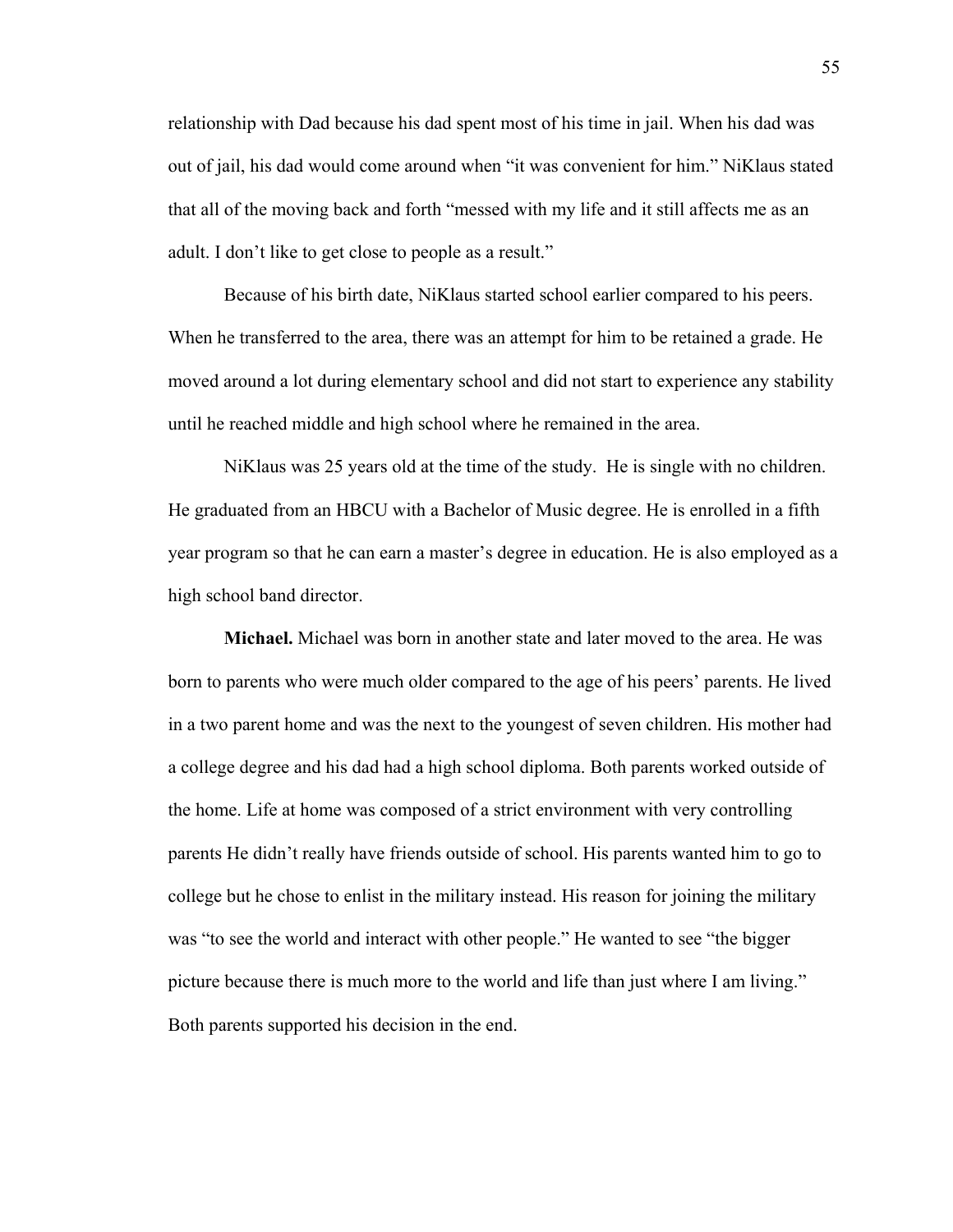relationship with Dad because his dad spent most of his time in jail. When his dad was out of jail, his dad would come around when "it was convenient for him." NiKlaus stated that all of the moving back and forth "messed with my life and it still affects me as an adult. I don't like to get close to people as a result."

Because of his birth date, NiKlaus started school earlier compared to his peers. When he transferred to the area, there was an attempt for him to be retained a grade. He moved around a lot during elementary school and did not start to experience any stability until he reached middle and high school where he remained in the area.

NiKlaus was 25 years old at the time of the study. He is single with no children. He graduated from an HBCU with a Bachelor of Music degree. He is enrolled in a fifth year program so that he can earn a master's degree in education. He is also employed as a high school band director.

**Michael.** Michael was born in another state and later moved to the area. He was born to parents who were much older compared to the age of his peers' parents. He lived in a two parent home and was the next to the youngest of seven children. His mother had a college degree and his dad had a high school diploma. Both parents worked outside of the home. Life at home was composed of a strict environment with very controlling parents He didn't really have friends outside of school. His parents wanted him to go to college but he chose to enlist in the military instead. His reason for joining the military was "to see the world and interact with other people." He wanted to see "the bigger picture because there is much more to the world and life than just where I am living." Both parents supported his decision in the end.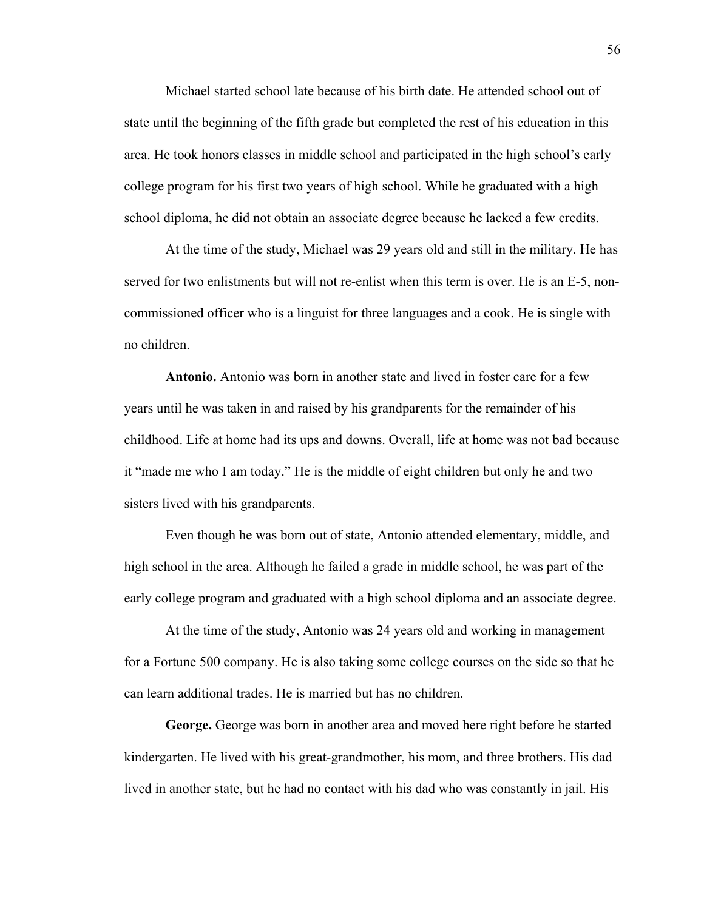Michael started school late because of his birth date. He attended school out of state until the beginning of the fifth grade but completed the rest of his education in this area. He took honors classes in middle school and participated in the high school's early college program for his first two years of high school. While he graduated with a high school diploma, he did not obtain an associate degree because he lacked a few credits.

At the time of the study, Michael was 29 years old and still in the military. He has served for two enlistments but will not re-enlist when this term is over. He is an E-5, non-commissioned officer who is a linguist for three languages and a cook. He is single with no children.

**Antonio.** Antonio was born in another state and lived in foster care for a few years until he was taken in and raised by his grandparents for the remainder of his childhood. Life at home had its ups and downs. Overall, life at home was not bad because it "made me who I am today." He is the middle of eight children but only he and two sisters lived with his grandparents.

Even though he was born out of state, Antonio attended elementary, middle, and high school in the area. Although he failed a grade in middle school, he was part of the early college program and graduated with a high school diploma and an associate degree.

At the time of the study, Antonio was 24 years old and working in management for a Fortune 500 company. He is also taking some college courses on the side so that he can learn additional trades. He is married but has no children.

**George.** George was born in another area and moved here right before he started kindergarten. He lived with his great-grandmother, his mom, and three brothers. His dad lived in another state, but he had no contact with his dad who was constantly in jail. His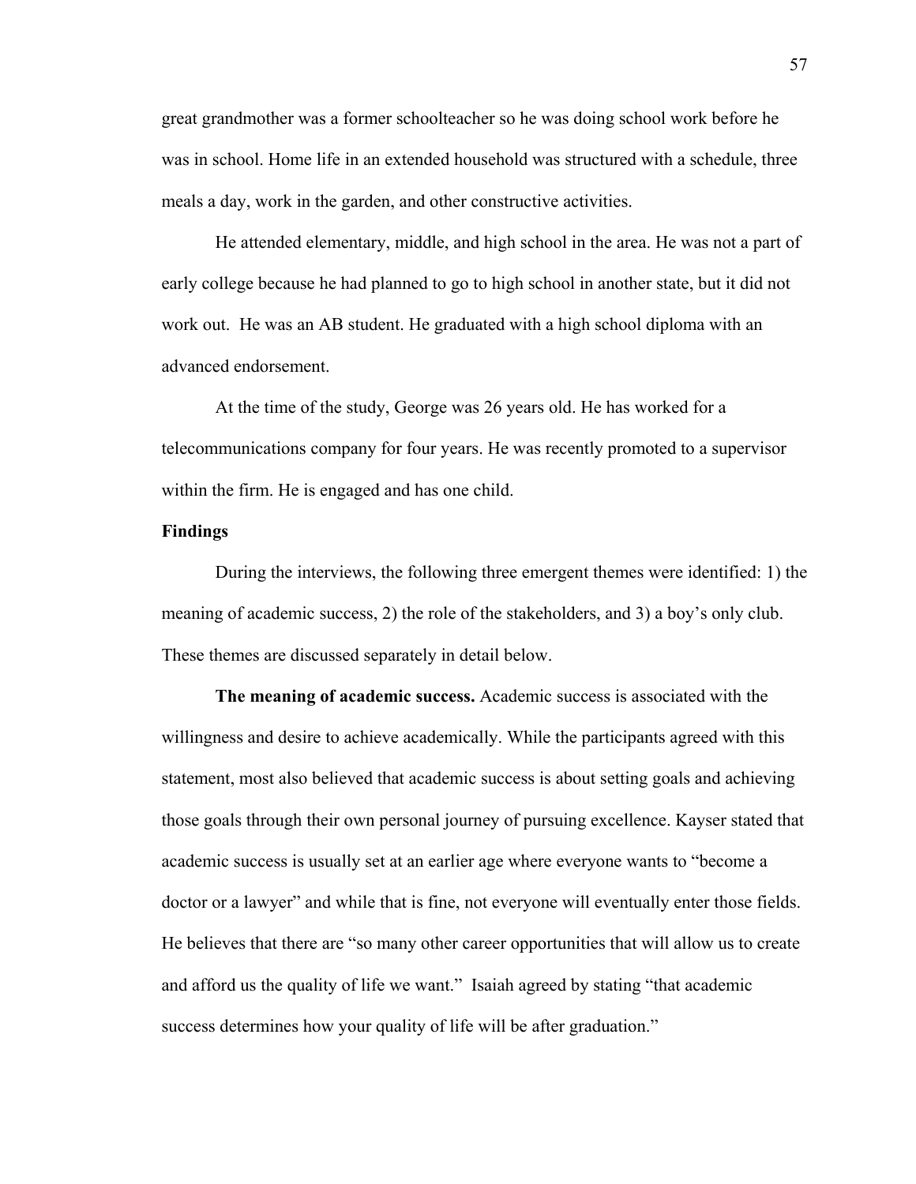great grandmother was a former schoolteacher so he was doing school work before he was in school. Home life in an extended household was structured with a schedule, three meals a day, work in the garden, and other constructive activities.

He attended elementary, middle, and high school in the area. He was not a part of early college because he had planned to go to high school in another state, but it did not work out. He was an AB student. He graduated with a high school diploma with an advanced endorsement.

At the time of the study, George was 26 years old. He has worked for a telecommunications company for four years. He was recently promoted to a supervisor within the firm. He is engaged and has one child.

### Findings

During the interviews, the following three emergent themes were identified: 1) the meaning of academic success, 2) the role of the stakeholders, and 3) a boy's only club. These themes are discussed separately in detail below.

**The meaning of academic success.** Academic success is associated with the willingness and desire to achieve academically. While the participants agreed with this statement, most also believed that academic success is about setting goals and achieving those goals through their own personal journey of pursuing excellence. Kayser stated that academic success is usually set at an earlier age where everyone wants to "become a doctor or a lawyer" and while that is fine, not everyone will eventually enter those fields. He believes that there are "so many other career opportunities that will allow us to create and afford us the quality of life we want." Isaiah agreed by stating "that academic success determines how your quality of life will be after graduation."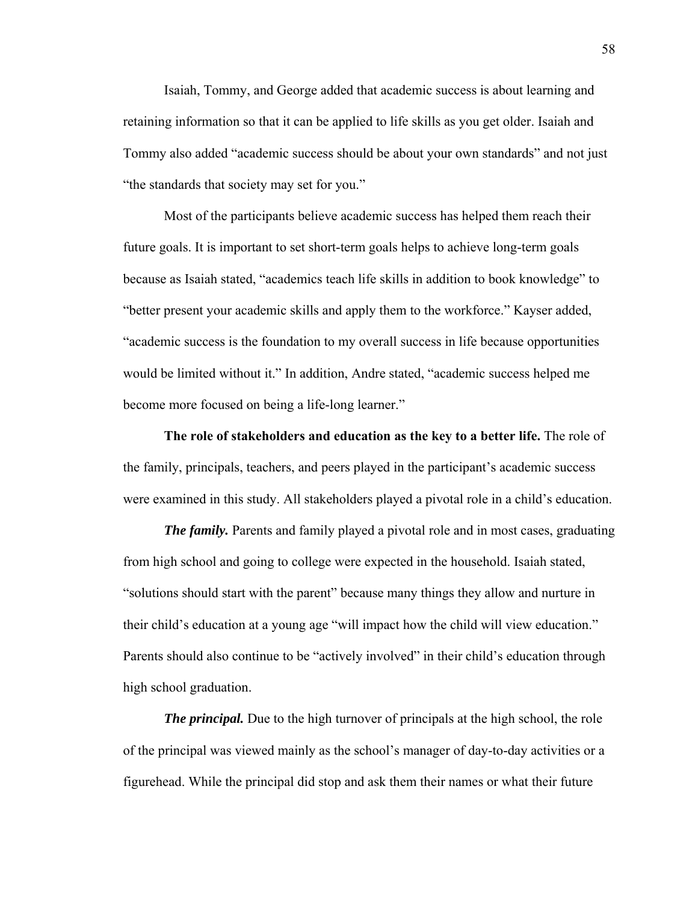Isaiah, Tommy, and George added that academic success is about learning and retaining information so that it can be applied to life skills as you get older. Isaiah and Tommy also added "academic success should be about your own standards" and not just "the standards that society may set for you."

Most of the participants believe academic success has helped them reach their future goals. It is important to set short-term goals helps to achieve long-term goals because as Isaiah stated, "academics teach life skills in addition to book knowledge" to "better present your academic skills and apply them to the workforce." Kayser added, "academic success is the foundation to my overall success in life because opportunities would be limited without it." In addition, Andre stated, "academic success helped me become more focused on being a life-long learner."

**The role of stakeholders and education as the key to a better life.** The role of the family, principals, teachers, and peers played in the participant's academic success were examined in this study. All stakeholders played a pivotal role in a child's education.

***The family.*** Parents and family played a pivotal role and in most cases, graduating from high school and going to college were expected in the household. Isaiah stated, "solutions should start with the parent" because many things they allow and nurture in their child's education at a young age "will impact how the child will view education." Parents should also continue to be "actively involved" in their child's education through high school graduation.

***The principal.*** Due to the high turnover of principals at the high school, the role of the principal was viewed mainly as the school's manager of day-to-day activities or a figurehead. While the principal did stop and ask them their names or what their future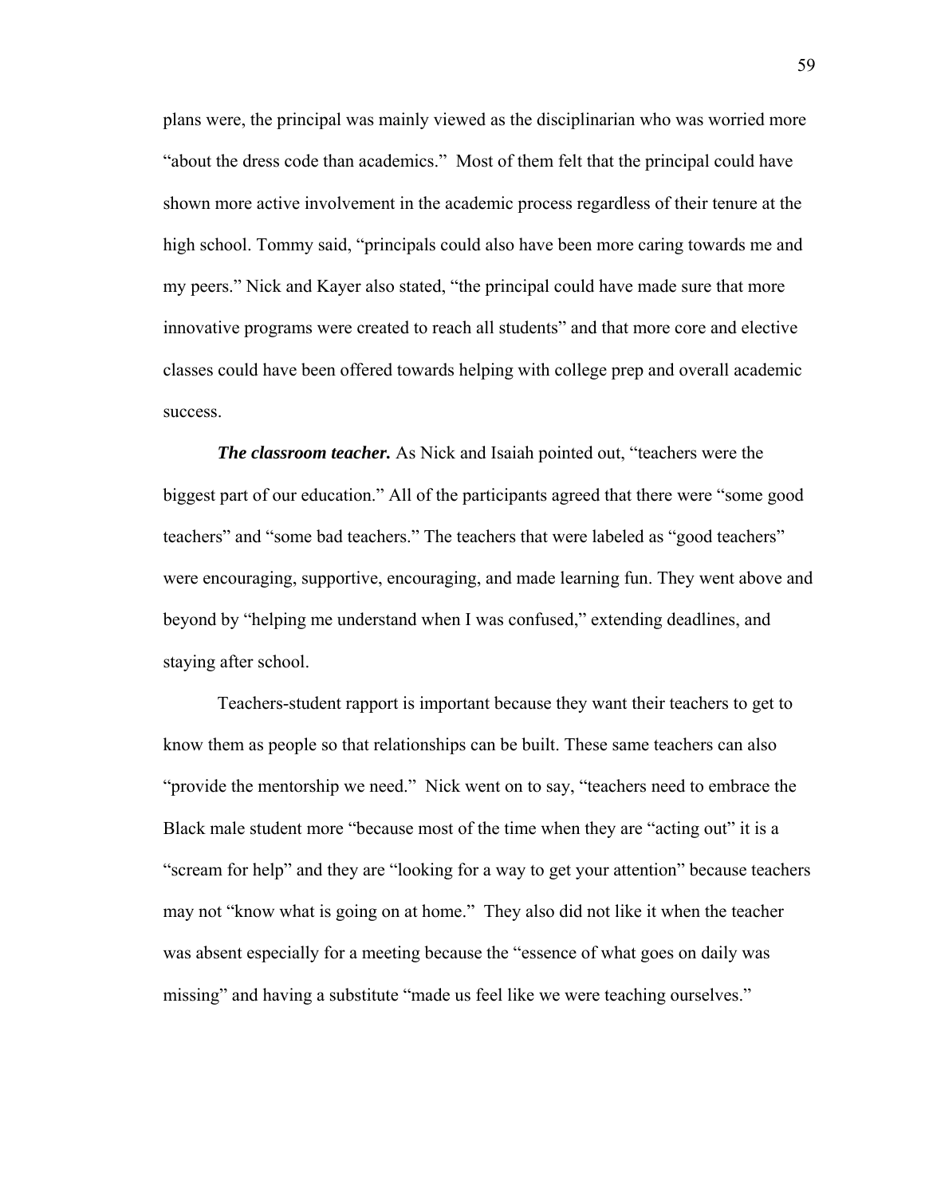plans were, the principal was mainly viewed as the disciplinarian who was worried more "about the dress code than academics." Most of them felt that the principal could have shown more active involvement in the academic process regardless of their tenure at the high school. Tommy said, "principals could also have been more caring towards me and my peers." Nick and Kayer also stated, "the principal could have made sure that more innovative programs were created to reach all students" and that more core and elective classes could have been offered towards helping with college prep and overall academic success.

***The classroom teacher.*** As Nick and Isaiah pointed out, "teachers were the biggest part of our education." All of the participants agreed that there were "some good teachers" and "some bad teachers." The teachers that were labeled as "good teachers" were encouraging, supportive, encouraging, and made learning fun. They went above and beyond by "helping me understand when I was confused," extending deadlines, and staying after school.

Teachers-student rapport is important because they want their teachers to get to know them as people so that relationships can be built. These same teachers can also "provide the mentorship we need." Nick went on to say, "teachers need to embrace the Black male student more "because most of the time when they are "acting out" it is a "scream for help" and they are "looking for a way to get your attention" because teachers may not "know what is going on at home." They also did not like it when the teacher was absent especially for a meeting because the "essence of what goes on daily was missing" and having a substitute "made us feel like we were teaching ourselves."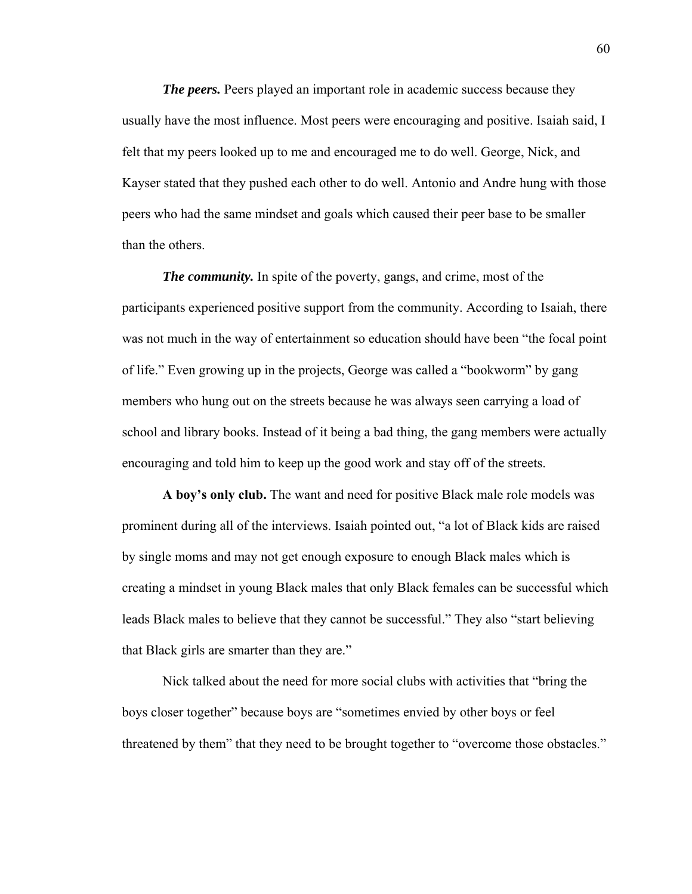***The peers.*** Peers played an important role in academic success because they usually have the most influence. Most peers were encouraging and positive. Isaiah said, I felt that my peers looked up to me and encouraged me to do well. George, Nick, and Kayser stated that they pushed each other to do well. Antonio and Andre hung with those peers who had the same mindset and goals which caused their peer base to be smaller than the others.

***The community.*** In spite of the poverty, gangs, and crime, most of the participants experienced positive support from the community. According to Isaiah, there was not much in the way of entertainment so education should have been "the focal point of life." Even growing up in the projects, George was called a "bookworm" by gang members who hung out on the streets because he was always seen carrying a load of school and library books. Instead of it being a bad thing, the gang members were actually encouraging and told him to keep up the good work and stay off of the streets.

**A boy's only club.** The want and need for positive Black male role models was prominent during all of the interviews. Isaiah pointed out, "a lot of Black kids are raised by single moms and may not get enough exposure to enough Black males which is creating a mindset in young Black males that only Black females can be successful which leads Black males to believe that they cannot be successful." They also "start believing that Black girls are smarter than they are."

Nick talked about the need for more social clubs with activities that "bring the boys closer together" because boys are "sometimes envied by other boys or feel threatened by them" that they need to be brought together to "overcome those obstacles."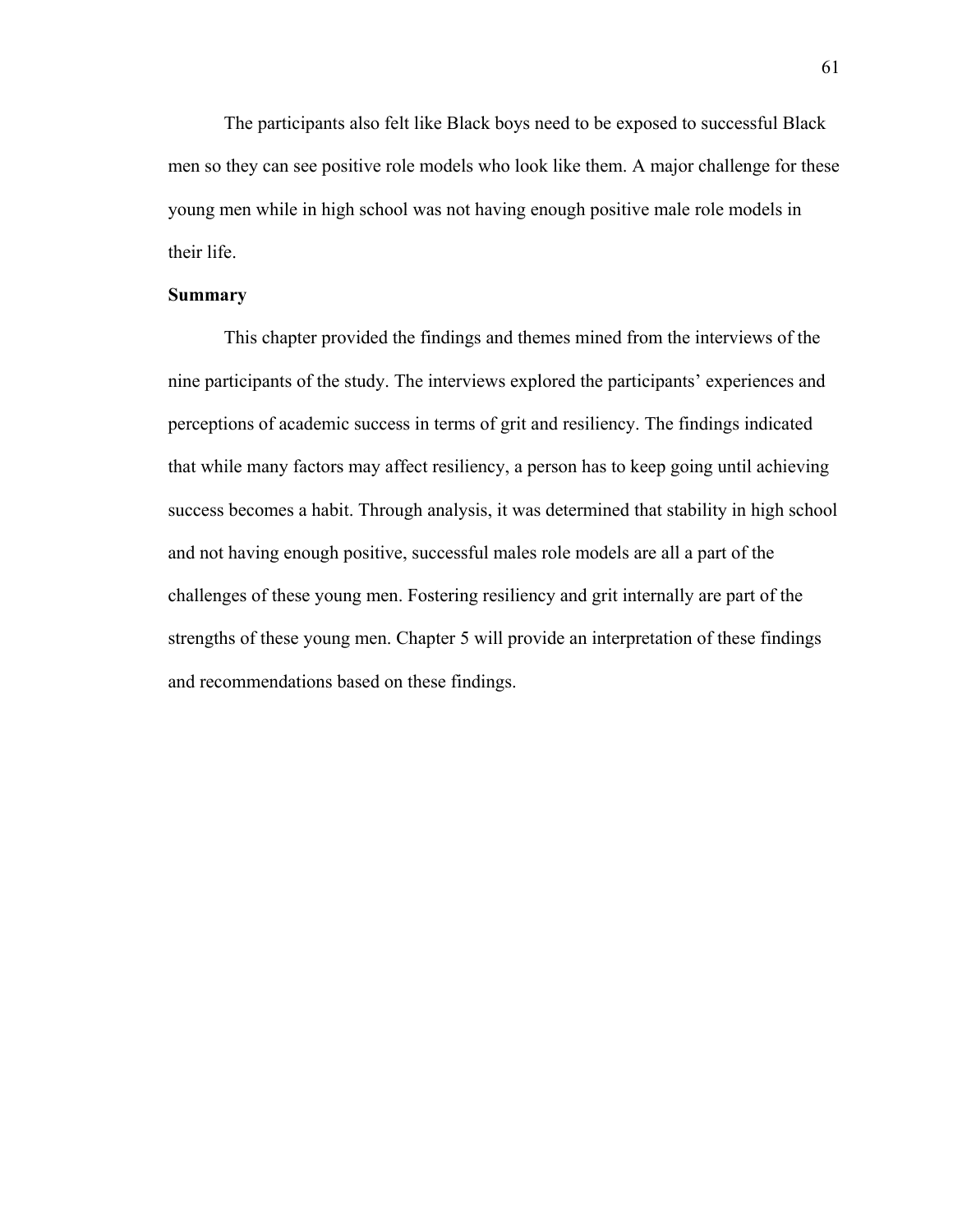The participants also felt like Black boys need to be exposed to successful Black men so they can see positive role models who look like them. A major challenge for these young men while in high school was not having enough positive male role models in their life.

**Summary**

This chapter provided the findings and themes mined from the interviews of the nine participants of the study. The interviews explored the participants' experiences and perceptions of academic success in terms of grit and resiliency. The findings indicated that while many factors may affect resiliency, a person has to keep going until achieving success becomes a habit. Through analysis, it was determined that stability in high school and not having enough positive, successful males role models are all a part of the challenges of these young men. Fostering resiliency and grit internally are part of the strengths of these young men. Chapter 5 will provide an interpretation of these findings and recommendations based on these findings.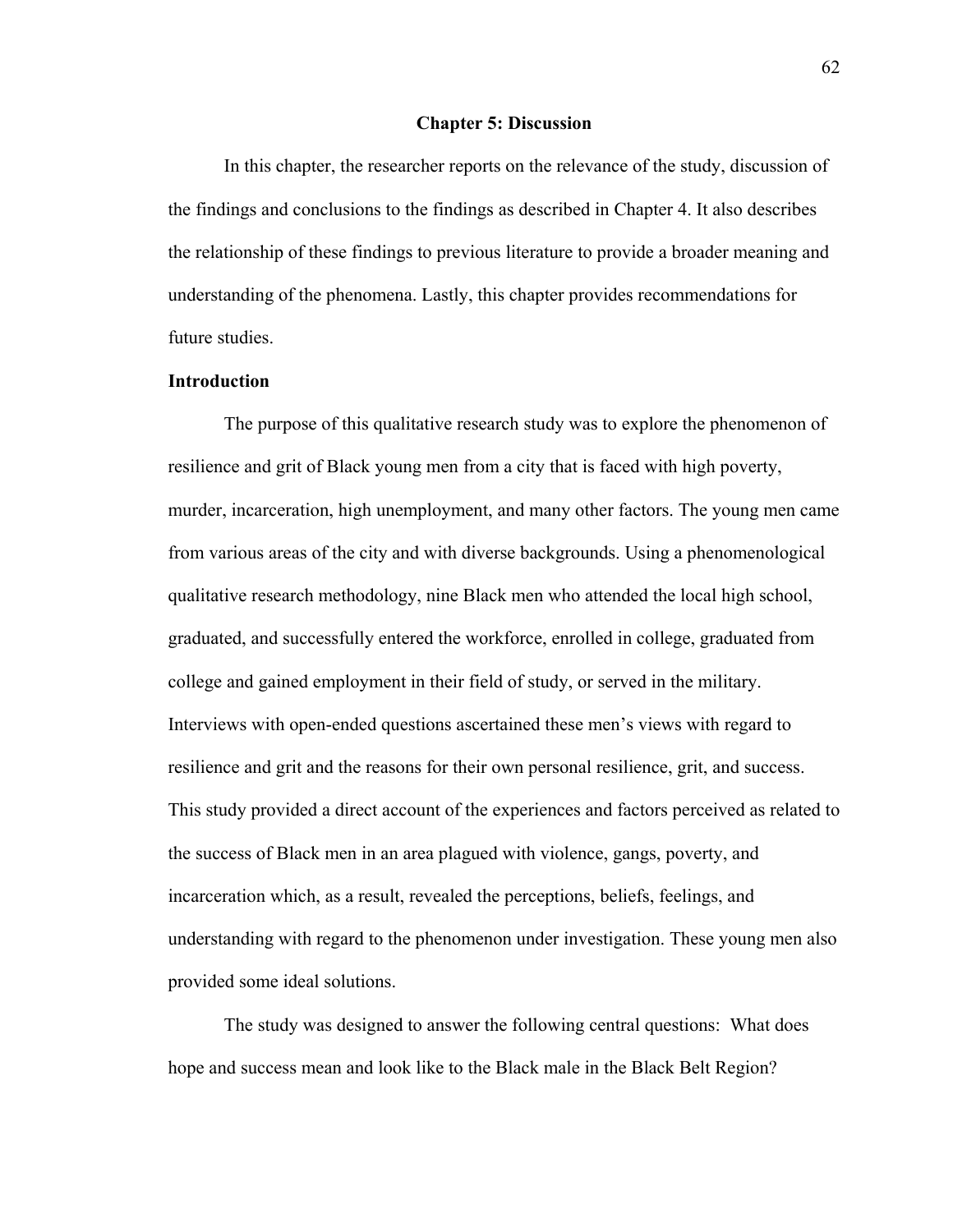# Chapter 5: Discussion

In this chapter, the researcher reports on the relevance of the study, discussion of the findings and conclusions to the findings as described in Chapter 4. It also describes the relationship of these findings to previous literature to provide a broader meaning and understanding of the phenomena. Lastly, this chapter provides recommendations for future studies.

## Introduction

The purpose of this qualitative research study was to explore the phenomenon of resilience and grit of Black young men from a city that is faced with high poverty, murder, incarceration, high unemployment, and many other factors. The young men came from various areas of the city and with diverse backgrounds. Using a phenomenological qualitative research methodology, nine Black men who attended the local high school, graduated, and successfully entered the workforce, enrolled in college, graduated from college and gained employment in their field of study, or served in the military. Interviews with open-ended questions ascertained these men's views with regard to resilience and grit and the reasons for their own personal resilience, grit, and success. This study provided a direct account of the experiences and factors perceived as related to the success of Black men in an area plagued with violence, gangs, poverty, and incarceration which, as a result, revealed the perceptions, beliefs, feelings, and understanding with regard to the phenomenon under investigation. These young men also provided some ideal solutions.

The study was designed to answer the following central questions: What does hope and success mean and look like to the Black male in the Black Belt Region?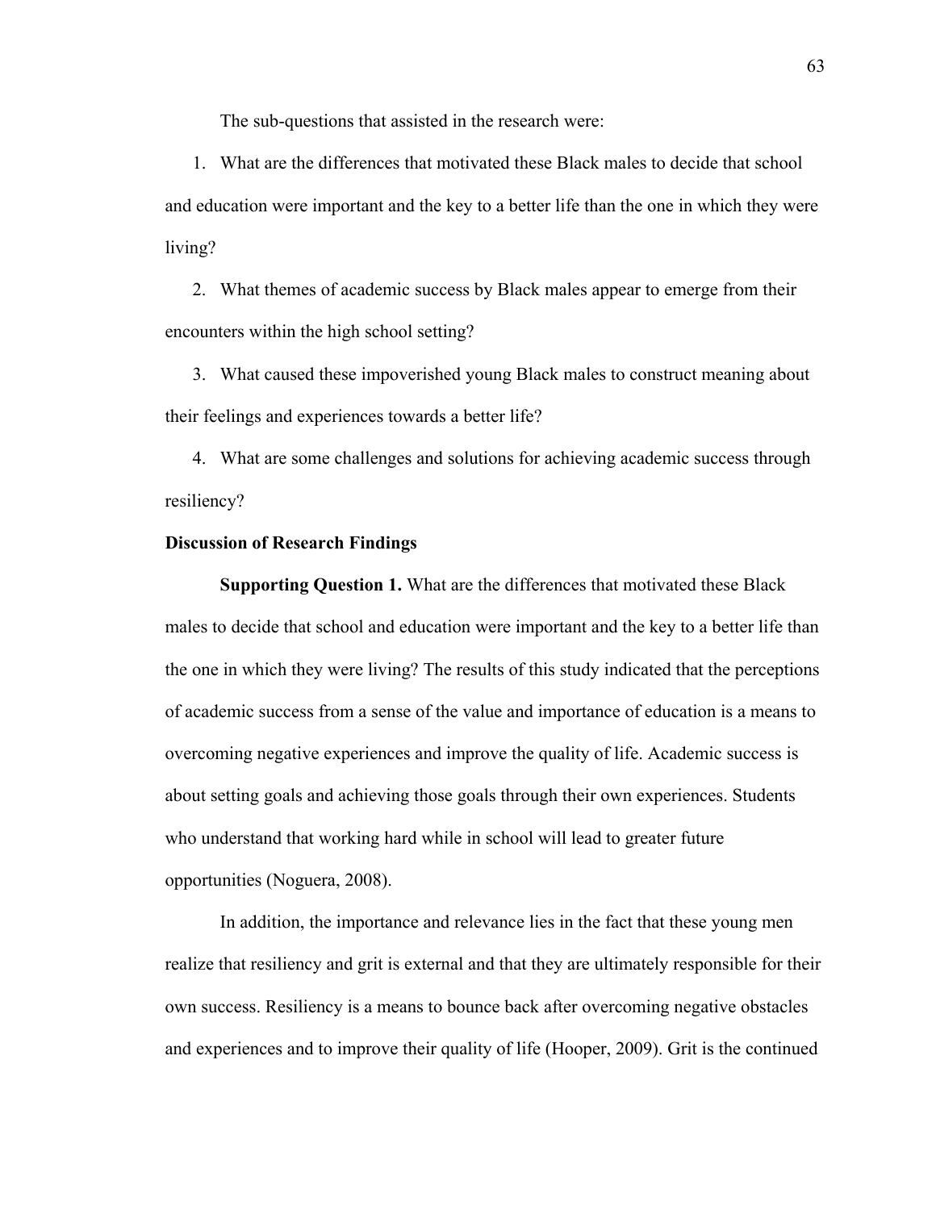The sub-questions that assisted in the research were:

1. What are the differences that motivated these Black males to decide that school and education were important and the key to a better life than the one in which they were living?
2. What themes of academic success by Black males appear to emerge from their encounters within the high school setting?
3. What caused these impoverished young Black males to construct meaning about their feelings and experiences towards a better life?
4. What are some challenges and solutions for achieving academic success through resiliency?

**Discussion of Research Findings**

**Supporting Question 1.** What are the differences that motivated these Black males to decide that school and education were important and the key to a better life than the one in which they were living? The results of this study indicated that the perceptions of academic success from a sense of the value and importance of education is a means to overcoming negative experiences and improve the quality of life. Academic success is about setting goals and achieving those goals through their own experiences. Students who understand that working hard while in school will lead to greater future opportunities (Noguera, 2008).

In addition, the importance and relevance lies in the fact that these young men realize that resiliency and grit is external and that they are ultimately responsible for their own success. Resiliency is a means to bounce back after overcoming negative obstacles and experiences and to improve their quality of life (Hooper, 2009). Grit is the continued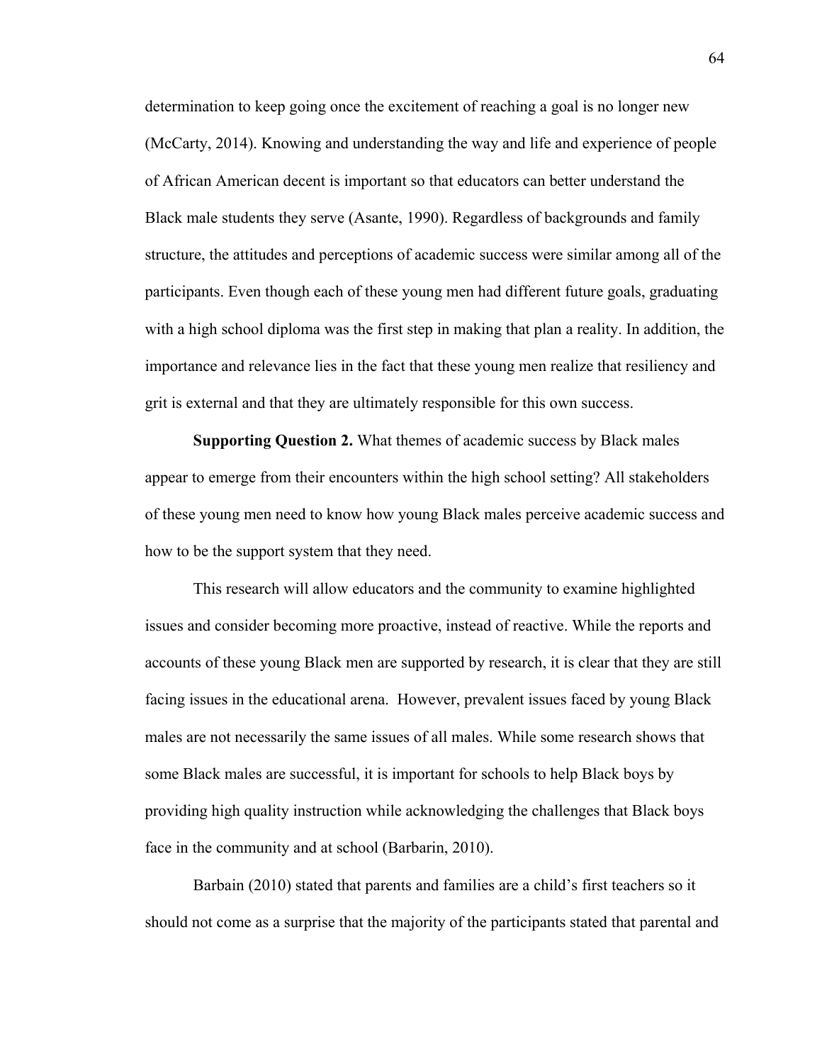determination to keep going once the excitement of reaching a goal is no longer new (McCarty, 2014). Knowing and understanding the way and life and experience of people of African American decent is important so that educators can better understand the Black male students they serve (Asante, 1990). Regardless of backgrounds and family structure, the attitudes and perceptions of academic success were similar among all of the participants. Even though each of these young men had different future goals, graduating with a high school diploma was the first step in making that plan a reality. In addition, the importance and relevance lies in the fact that these young men realize that resiliency and grit is external and that they are ultimately responsible for this own success.

**Supporting Question 2.** What themes of academic success by Black males appear to emerge from their encounters within the high school setting? All stakeholders of these young men need to know how young Black males perceive academic success and how to be the support system that they need.

This research will allow educators and the community to examine highlighted issues and consider becoming more proactive, instead of reactive. While the reports and accounts of these young Black men are supported by research, it is clear that they are still facing issues in the educational arena. However, prevalent issues faced by young Black males are not necessarily the same issues of all males. While some research shows that some Black males are successful, it is important for schools to help Black boys by providing high quality instruction while acknowledging the challenges that Black boys face in the community and at school (Barbarin, 2010).

Barbain (2010) stated that parents and families are a child's first teachers so it should not come as a surprise that the majority of the participants stated that parental and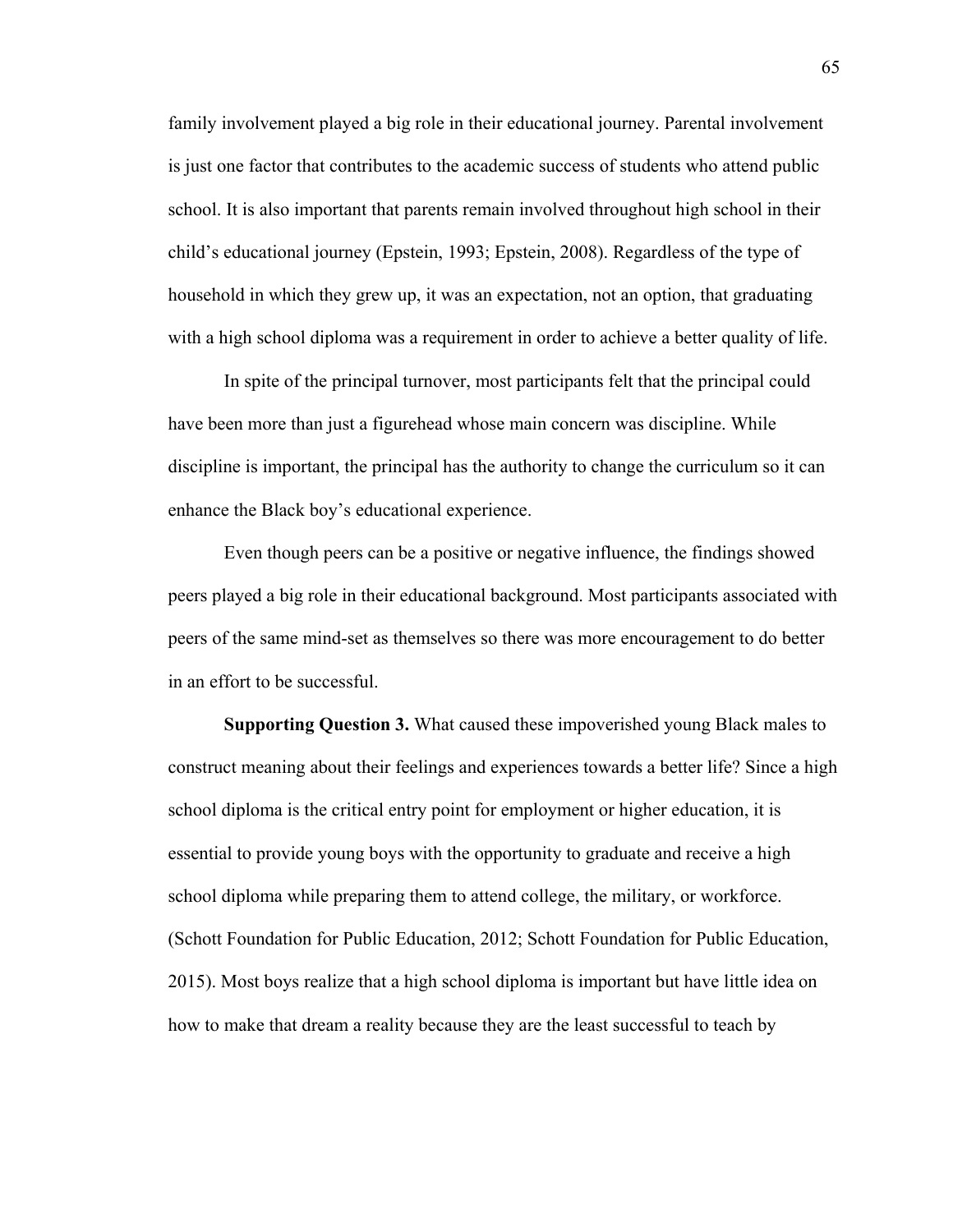family involvement played a big role in their educational journey. Parental involvement is just one factor that contributes to the academic success of students who attend public school. It is also important that parents remain involved throughout high school in their child's educational journey (Epstein, 1993; Epstein, 2008). Regardless of the type of household in which they grew up, it was an expectation, not an option, that graduating with a high school diploma was a requirement in order to achieve a better quality of life.

In spite of the principal turnover, most participants felt that the principal could have been more than just a figurehead whose main concern was discipline. While discipline is important, the principal has the authority to change the curriculum so it can enhance the Black boy's educational experience.

Even though peers can be a positive or negative influence, the findings showed peers played a big role in their educational background. Most participants associated with peers of the same mind-set as themselves so there was more encouragement to do better in an effort to be successful.

**Supporting Question 3.** What caused these impoverished young Black males to construct meaning about their feelings and experiences towards a better life? Since a high school diploma is the critical entry point for employment or higher education, it is essential to provide young boys with the opportunity to graduate and receive a high school diploma while preparing them to attend college, the military, or workforce. (Schott Foundation for Public Education, 2012; Schott Foundation for Public Education, 2015). Most boys realize that a high school diploma is important but have little idea on how to make that dream a reality because they are the least successful to teach by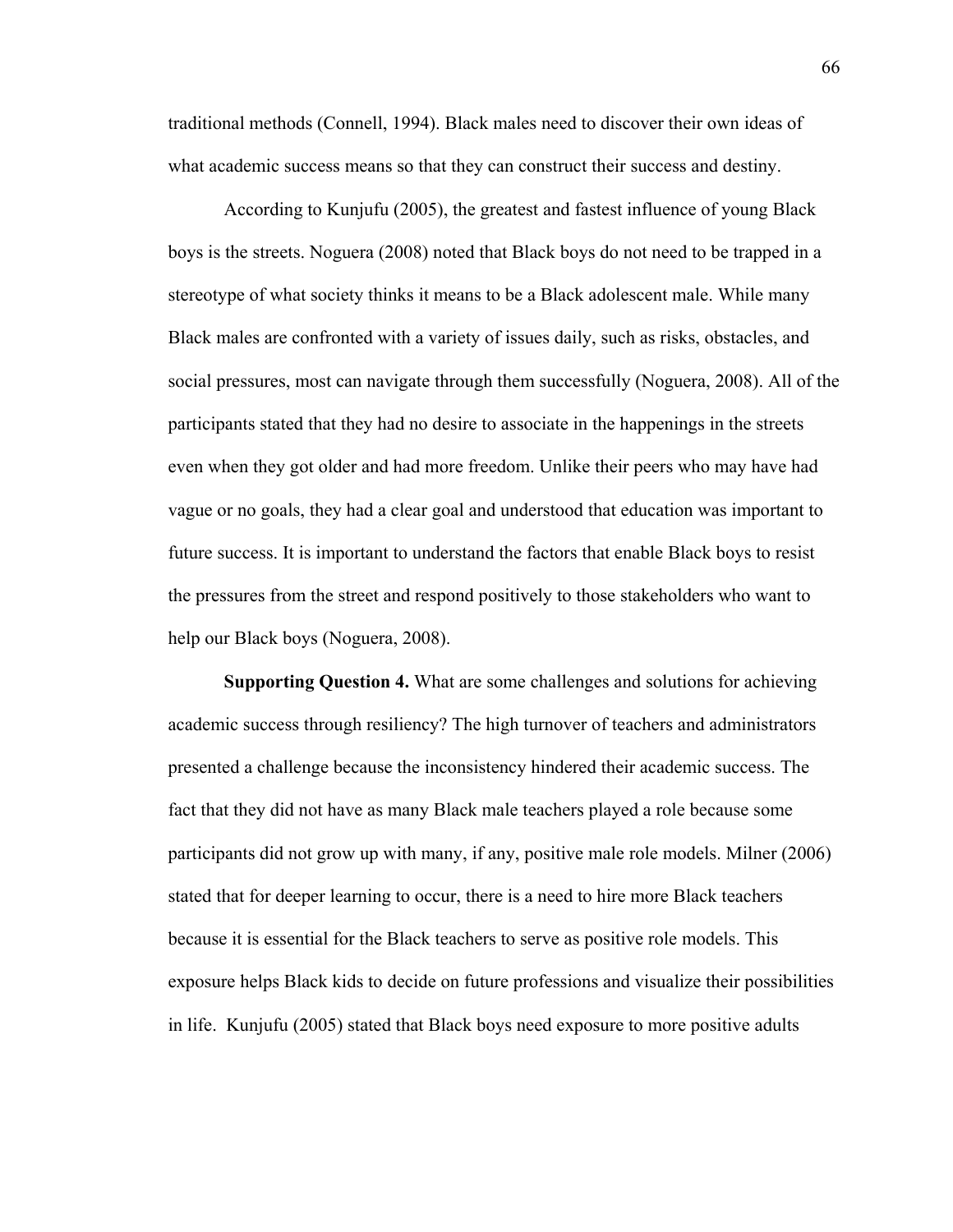traditional methods (Connell, 1994). Black males need to discover their own ideas of what academic success means so that they can construct their success and destiny.

According to Kunjufu (2005), the greatest and fastest influence of young Black boys is the streets. Noguera (2008) noted that Black boys do not need to be trapped in a stereotype of what society thinks it means to be a Black adolescent male. While many Black males are confronted with a variety of issues daily, such as risks, obstacles, and social pressures, most can navigate through them successfully (Noguera, 2008). All of the participants stated that they had no desire to associate in the happenings in the streets even when they got older and had more freedom. Unlike their peers who may have had vague or no goals, they had a clear goal and understood that education was important to future success. It is important to understand the factors that enable Black boys to resist the pressures from the street and respond positively to those stakeholders who want to help our Black boys (Noguera, 2008).

**Supporting Question 4.** What are some challenges and solutions for achieving academic success through resiliency? The high turnover of teachers and administrators presented a challenge because the inconsistency hindered their academic success. The fact that they did not have as many Black male teachers played a role because some participants did not grow up with many, if any, positive male role models. Milner (2006) stated that for deeper learning to occur, there is a need to hire more Black teachers because it is essential for the Black teachers to serve as positive role models. This exposure helps Black kids to decide on future professions and visualize their possibilities in life. Kunjufu (2005) stated that Black boys need exposure to more positive adults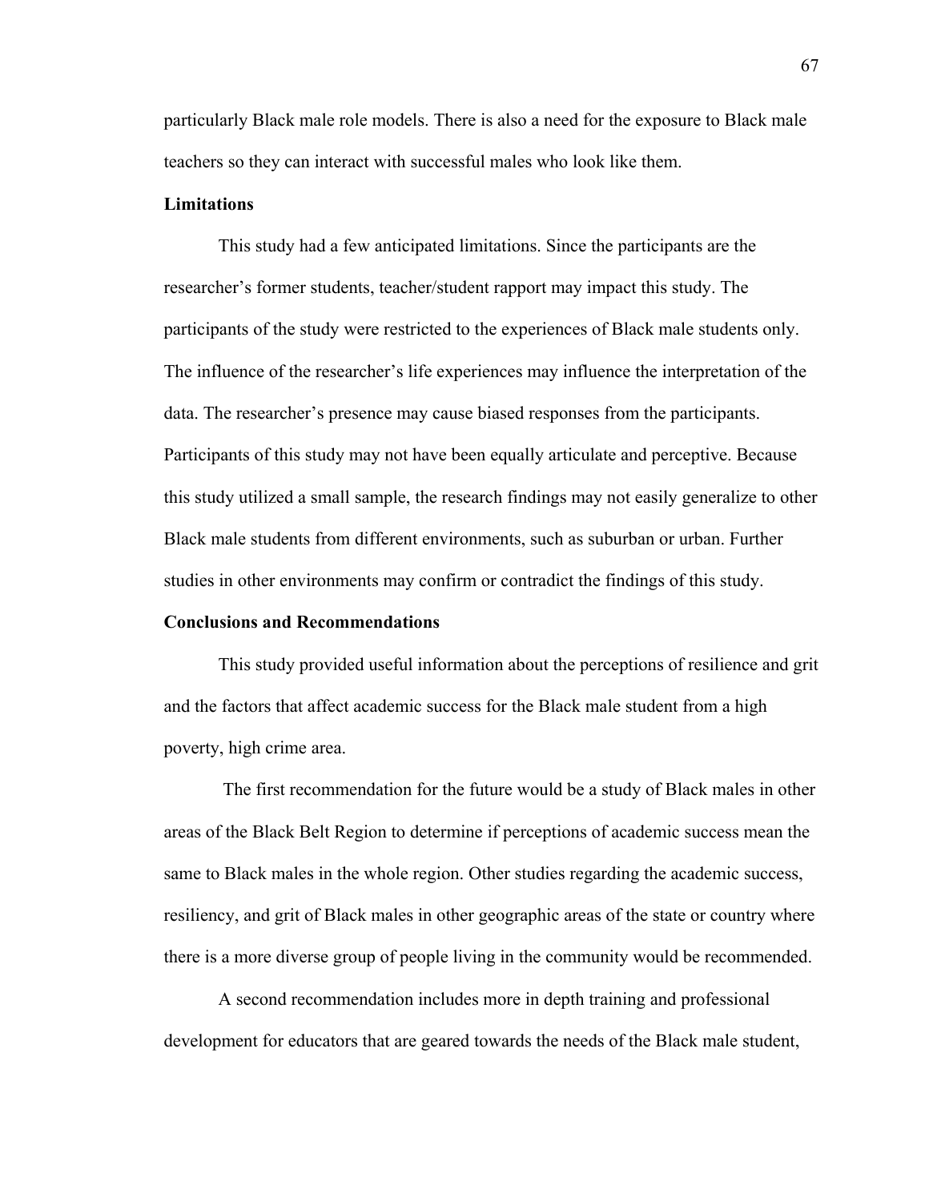particularly Black male role models. There is also a need for the exposure to Black male teachers so they can interact with successful males who look like them.

**Limitations**

This study had a few anticipated limitations. Since the participants are the researcher's former students, teacher/student rapport may impact this study. The participants of the study were restricted to the experiences of Black male students only. The influence of the researcher's life experiences may influence the interpretation of the data. The researcher's presence may cause biased responses from the participants. Participants of this study may not have been equally articulate and perceptive. Because this study utilized a small sample, the research findings may not easily generalize to other Black male students from different environments, such as suburban or urban. Further studies in other environments may confirm or contradict the findings of this study.

**Conclusions and Recommendations**

This study provided useful information about the perceptions of resilience and grit and the factors that affect academic success for the Black male student from a high poverty, high crime area.

The first recommendation for the future would be a study of Black males in other areas of the Black Belt Region to determine if perceptions of academic success mean the same to Black males in the whole region. Other studies regarding the academic success, resiliency, and grit of Black males in other geographic areas of the state or country where there is a more diverse group of people living in the community would be recommended.

A second recommendation includes more in depth training and professional development for educators that are geared towards the needs of the Black male student,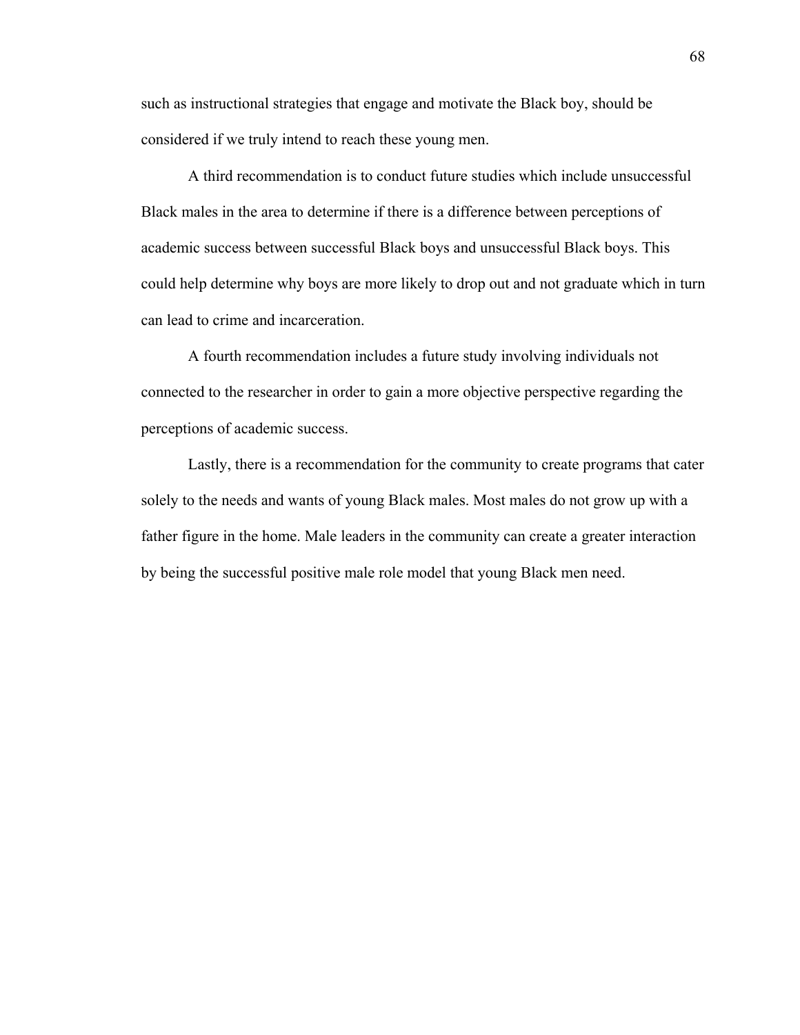such as instructional strategies that engage and motivate the Black boy, should be considered if we truly intend to reach these young men.

A third recommendation is to conduct future studies which include unsuccessful Black males in the area to determine if there is a difference between perceptions of academic success between successful Black boys and unsuccessful Black boys. This could help determine why boys are more likely to drop out and not graduate which in turn can lead to crime and incarceration.

A fourth recommendation includes a future study involving individuals not connected to the researcher in order to gain a more objective perspective regarding the perceptions of academic success.

Lastly, there is a recommendation for the community to create programs that cater solely to the needs and wants of young Black males. Most males do not grow up with a father figure in the home. Male leaders in the community can create a greater interaction by being the successful positive male role model that young Black men need.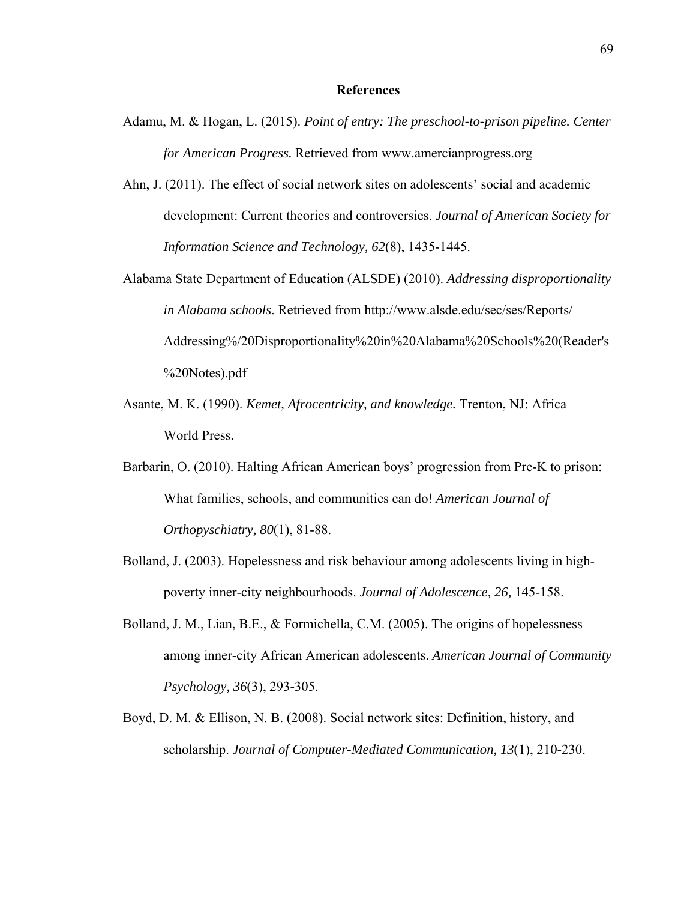# References

Adamu, M. & Hogan, L. (2015). *Point of entry: The preschool-to-prison pipeline. Center for American Progress.* Retrieved from www.amercianprogress.org

Ahn, J. (2011). The effect of social network sites on adolescents' social and academic development: Current theories and controversies. *Journal of American Society for Information Science and Technology, 62*(8), 1435-1445.

Alabama State Department of Education (ALSDE) (2010). *Addressing disproportionality in Alabama schools*. Retrieved from http://www.alsde.edu/sec/ses/Reports/ Addressing%/20Disproportionality%20in%20Alabama%20Schools%20(Reader's %20Notes).pdf

Asante, M. K. (1990). *Kemet, Afrocentricity, and knowledge.* Trenton, NJ: Africa World Press.

Barbarin, O. (2010). Halting African American boys' progression from Pre-K to prison: What families, schools, and communities can do! *American Journal of Orthopyschiatry, 80*(1), 81-88.

Bolland, J. (2003). Hopelessness and risk behaviour among adolescents living in high-poverty inner-city neighbourhoods. *Journal of Adolescence, 26,* 145-158.

Bolland, J. M., Lian, B.E., & Formichella, C.M. (2005). The origins of hopelessness among inner-city African American adolescents. *American Journal of Community Psychology, 36*(3), 293-305.

Boyd, D. M. & Ellison, N. B. (2008). Social network sites: Definition, history, and scholarship. *Journal of Computer-Mediated Communication, 13*(1), 210-230.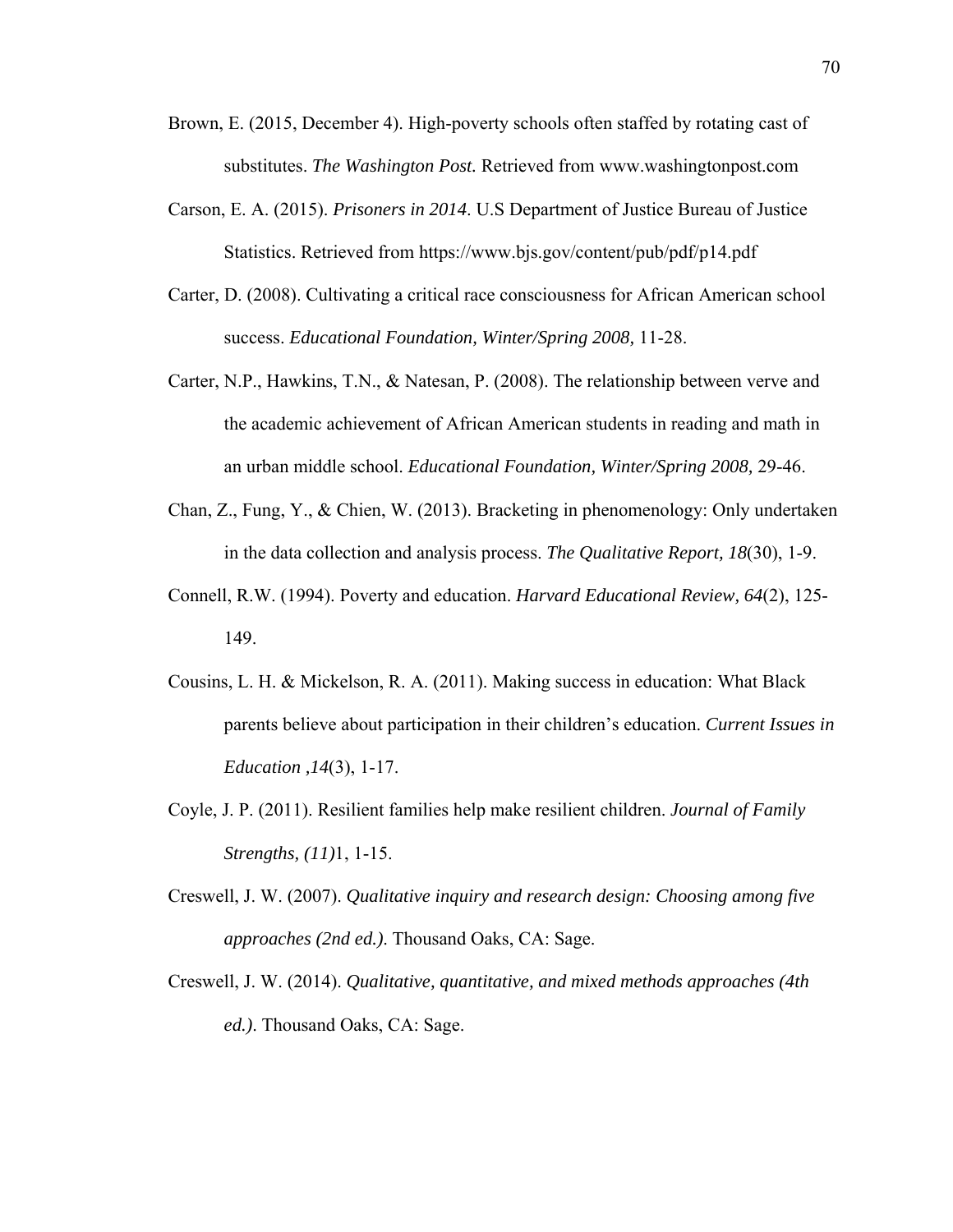Brown, E. (2015, December 4). High-poverty schools often staffed by rotating cast of substitutes. *The Washington Post.* Retrieved from www.washingtonpost.com

Carson, E. A. (2015). *Prisoners in 2014*. U.S Department of Justice Bureau of Justice Statistics. Retrieved from https://www.bjs.gov/content/pub/pdf/p14.pdf

Carter, D. (2008). Cultivating a critical race consciousness for African American school success. *Educational Foundation, Winter/Spring 2008,* 11-28.

Carter, N.P., Hawkins, T.N., & Natesan, P. (2008). The relationship between verve and the academic achievement of African American students in reading and math in an urban middle school. *Educational Foundation, Winter/Spring 2008,* 29-46.

Chan, Z., Fung, Y., & Chien, W. (2013). Bracketing in phenomenology: Only undertaken in the data collection and analysis process. *The Qualitative Report, 18*(30), 1-9.

Connell, R.W. (1994). Poverty and education. *Harvard Educational Review, 64*(2), 125-149.

Cousins, L. H. & Mickelson, R. A. (2011). Making success in education: What Black parents believe about participation in their children's education. *Current Issues in Education ,14*(3), 1-17.

Coyle, J. P. (2011). Resilient families help make resilient children. *Journal of Family Strengths, (11)*1, 1-15.

Creswell, J. W. (2007). *Qualitative inquiry and research design: Choosing among five approaches (2nd ed.)*. Thousand Oaks, CA: Sage.

Creswell, J. W. (2014). *Qualitative, quantitative, and mixed methods approaches (4th ed.)*. Thousand Oaks, CA: Sage.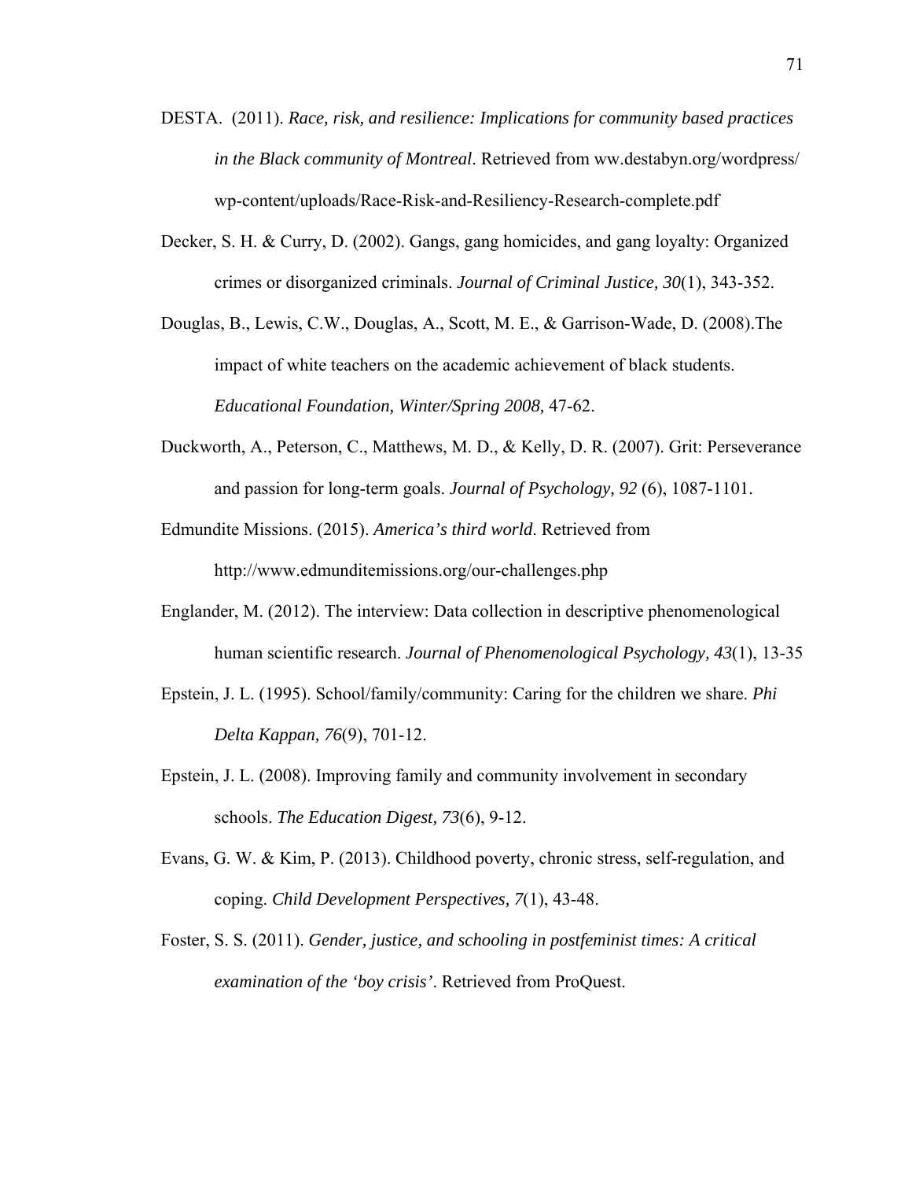DESTA. (2011). *Race, risk, and resilience: Implications for community based practices in the Black community of Montreal*. Retrieved from ww.destabyn.org/wordpress/wp-content/uploads/Race-Risk-and-Resiliency-Research-complete.pdf

Decker, S. H. & Curry, D. (2002). Gangs, gang homicides, and gang loyalty: Organized crimes or disorganized criminals. *Journal of Criminal Justice, 30*(1), 343-352.

Douglas, B., Lewis, C.W., Douglas, A., Scott, M. E., & Garrison-Wade, D. (2008).The impact of white teachers on the academic achievement of black students. *Educational Foundation, Winter/Spring 2008,* 47-62.

Duckworth, A., Peterson, C., Matthews, M. D., & Kelly, D. R. (2007). Grit: Perseverance and passion for long-term goals. *Journal of Psychology, 92* (6), 1087-1101.

Edmundite Missions. (2015). *America's third world*. Retrieved from http://www.edmunditemissions.org/our-challenges.php

Englander, M. (2012). The interview: Data collection in descriptive phenomenological human scientific research. *Journal of Phenomenological Psychology, 43*(1), 13-35

Epstein, J. L. (1995). School/family/community: Caring for the children we share. *Phi Delta Kappan, 76*(9), 701-12.

Epstein, J. L. (2008). Improving family and community involvement in secondary schools. *The Education Digest, 73*(6), 9-12.

Evans, G. W. & Kim, P. (2013). Childhood poverty, chronic stress, self-regulation, and coping. *Child Development Perspectives, 7*(1), 43-48.

Foster, S. S. (2011). *Gender, justice, and schooling in postfeminist times: A critical examination of the 'boy crisis'*. Retrieved from ProQuest.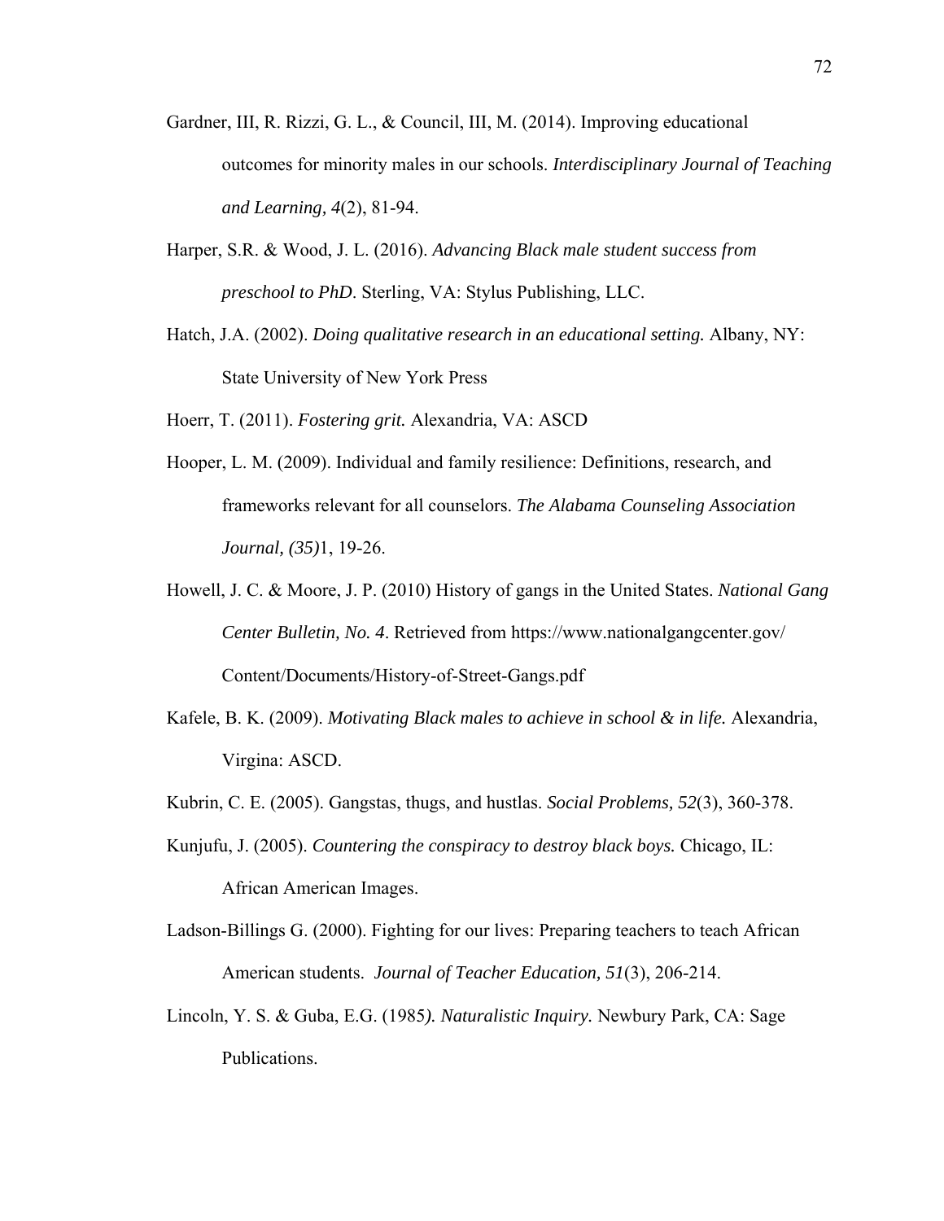Gardner, III, R. Rizzi, G. L., & Council, III, M. (2014). Improving educational outcomes for minority males in our schools. *Interdisciplinary Journal of Teaching and Learning, 4*(2), 81-94.

Harper, S.R. & Wood, J. L. (2016). *Advancing Black male student success from preschool to PhD*. Sterling, VA: Stylus Publishing, LLC.

Hatch, J.A. (2002). *Doing qualitative research in an educational setting.* Albany, NY: State University of New York Press

Hoerr, T. (2011). *Fostering grit.* Alexandria, VA: ASCD

Hooper, L. M. (2009). Individual and family resilience: Definitions, research, and frameworks relevant for all counselors. *The Alabama Counseling Association Journal, (35)*1, 19-26.

Howell, J. C. & Moore, J. P. (2010) History of gangs in the United States. *National Gang Center Bulletin, No. 4*. Retrieved from https://www.nationalgangcenter.gov/Content/Documents/History-of-Street-Gangs.pdf

Kafele, B. K. (2009). *Motivating Black males to achieve in school & in life.* Alexandria, Virgina: ASCD.

Kubrin, C. E. (2005). Gangstas, thugs, and hustlas. *Social Problems, 52*(3), 360-378.

Kunjufu, J. (2005). *Countering the conspiracy to destroy black boys.* Chicago, IL: African American Images.

Ladson-Billings G. (2000). Fighting for our lives: Preparing teachers to teach African American students. *Journal of Teacher Education, 51*(3), 206-214.

Lincoln, Y. S. & Guba, E.G. (1985*). Naturalistic Inquiry.* Newbury Park, CA: Sage Publications.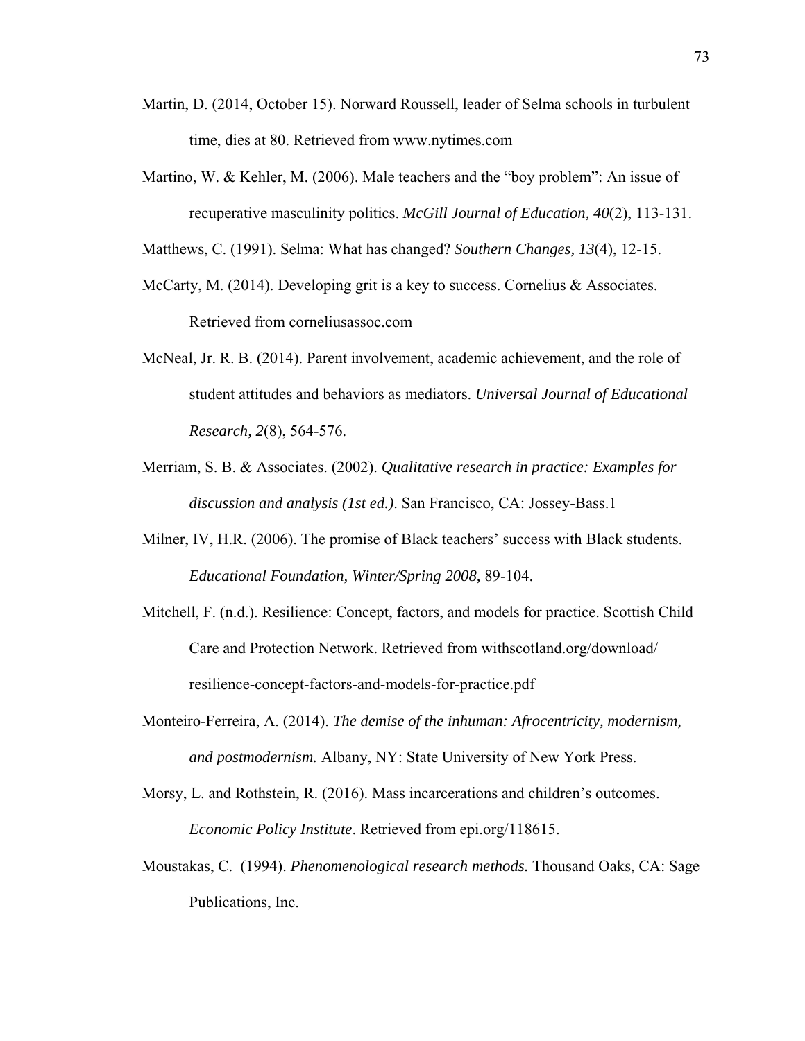Martin, D. (2014, October 15). Norward Roussell, leader of Selma schools in turbulent time, dies at 80. Retrieved from www.nytimes.com

Martino, W. & Kehler, M. (2006). Male teachers and the "boy problem": An issue of recuperative masculinity politics. *McGill Journal of Education, 40*(2), 113-131.

Matthews, C. (1991). Selma: What has changed? *Southern Changes, 13*(4), 12-15.

McCarty, M. (2014). Developing grit is a key to success. Cornelius & Associates. Retrieved from corneliusassoc.com

McNeal, Jr. R. B. (2014). Parent involvement, academic achievement, and the role of student attitudes and behaviors as mediators. *Universal Journal of Educational Research, 2*(8), 564-576.

Merriam, S. B. & Associates. (2002). *Qualitative research in practice: Examples for discussion and analysis (1st ed.)*. San Francisco, CA: Jossey-Bass.1

Milner, IV, H.R. (2006). The promise of Black teachers' success with Black students. *Educational Foundation, Winter/Spring 2008,* 89-104.

Mitchell, F. (n.d.). Resilience: Concept, factors, and models for practice. Scottish Child Care and Protection Network. Retrieved from withscotland.org/download/resilience-concept-factors-and-models-for-practice.pdf

Monteiro-Ferreira, A. (2014). *The demise of the inhuman: Afrocentricity, modernism, and postmodernism.* Albany, NY: State University of New York Press.

Morsy, L. and Rothstein, R. (2016). Mass incarcerations and children's outcomes. *Economic Policy Institute*. Retrieved from epi.org/118615.

Moustakas, C. (1994). *Phenomenological research methods.* Thousand Oaks, CA: Sage Publications, Inc.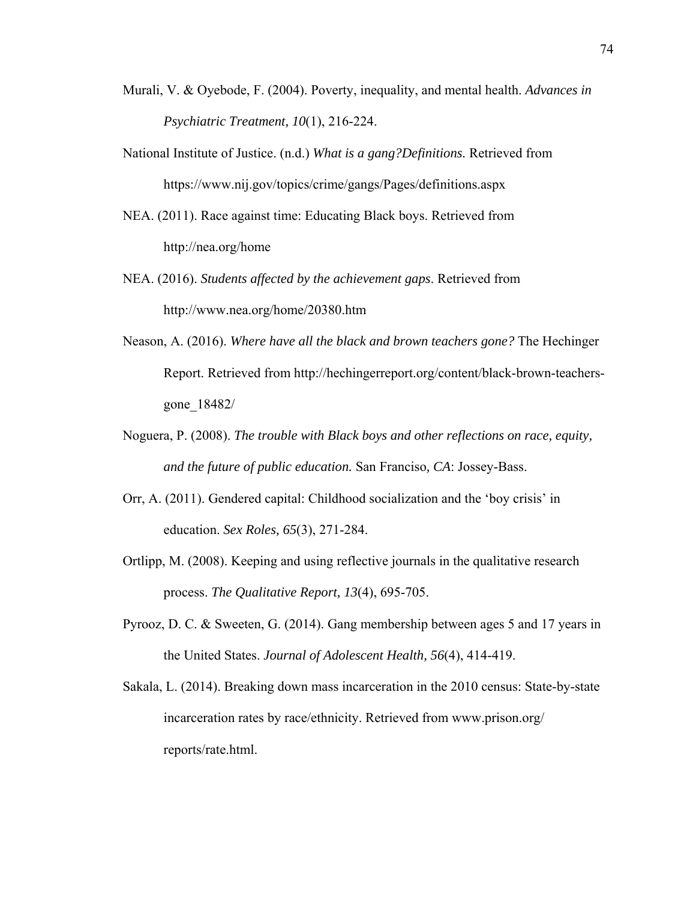Murali, V. & Oyebode, F. (2004). Poverty, inequality, and mental health. *Advances in Psychiatric Treatment, 10*(1), 216-224.

National Institute of Justice. (n.d.) *What is a gang?Definitions.* Retrieved from https://www.nij.gov/topics/crime/gangs/Pages/definitions.aspx

NEA. (2011). Race against time: Educating Black boys. Retrieved from http://nea.org/home

NEA. (2016). *Students affected by the achievement gaps*. Retrieved from http://www.nea.org/home/20380.htm

Neason, A. (2016). *Where have all the black and brown teachers gone?* The Hechinger Report. Retrieved from http://hechingerreport.org/content/black-brown-teachers-gone_18482/

Noguera, P. (2008). *The trouble with Black boys and other reflections on race, equity, and the future of public education.* San Franciso, *CA*: Jossey-Bass.

Orr, A. (2011). Gendered capital: Childhood socialization and the 'boy crisis' in education. *Sex Roles, 65*(3), 271-284.

Ortlipp, M. (2008). Keeping and using reflective journals in the qualitative research process. *The Qualitative Report, 13*(4), 695-705.

Pyrooz, D. C. & Sweeten, G. (2014). Gang membership between ages 5 and 17 years in the United States. *Journal of Adolescent Health, 56*(4), 414-419.

Sakala, L. (2014). Breaking down mass incarceration in the 2010 census: State-by-state incarceration rates by race/ethnicity. Retrieved from www.prison.org/ reports/rate.html.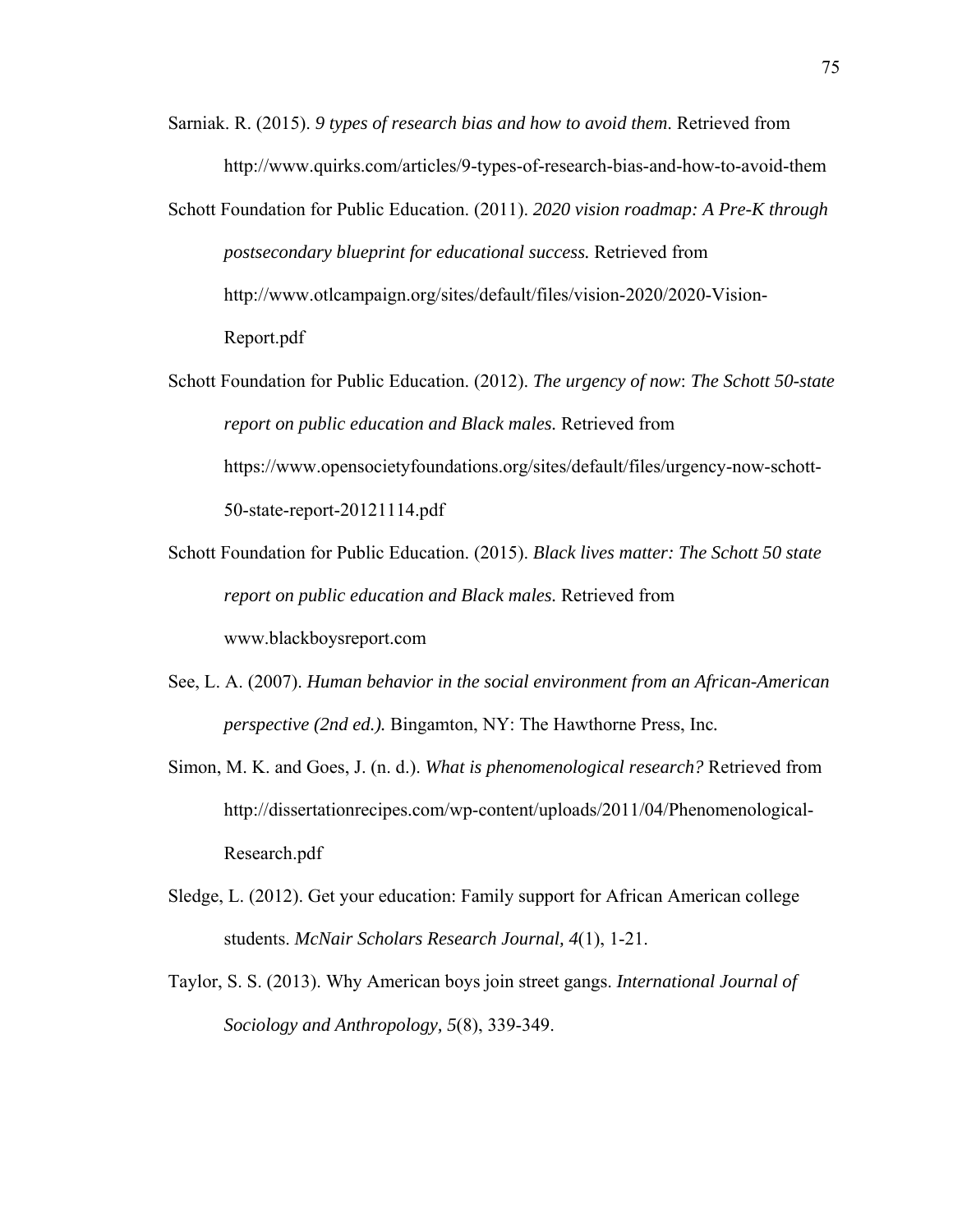Sarniak. R. (2015). *9 types of research bias and how to avoid them*. Retrieved from http://www.quirks.com/articles/9-types-of-research-bias-and-how-to-avoid-them

Schott Foundation for Public Education. (2011). *2020 vision roadmap: A Pre-K through postsecondary blueprint for educational success.* Retrieved from http://www.otlcampaign.org/sites/default/files/vision-2020/2020-Vision-Report.pdf

Schott Foundation for Public Education. (2012). *The urgency of now*: *The Schott 50-state report on public education and Black males.* Retrieved from https://www.opensocietyfoundations.org/sites/default/files/urgency-now-schott-50-state-report-20121114.pdf

Schott Foundation for Public Education. (2015). *Black lives matter: The Schott 50 state report on public education and Black males.* Retrieved from www.blackboysreport.com

See, L. A. (2007). *Human behavior in the social environment from an African-American perspective (2nd ed.).* Bingamton, NY: The Hawthorne Press, Inc.

Simon, M. K. and Goes, J. (n. d.). *What is phenomenological research?* Retrieved from http://dissertationrecipes.com/wp-content/uploads/2011/04/Phenomenological-Research.pdf

Sledge, L. (2012). Get your education: Family support for African American college students. *McNair Scholars Research Journal, 4*(1), 1-21.

Taylor, S. S. (2013). Why American boys join street gangs. *International Journal of Sociology and Anthropology, 5*(8), 339-349.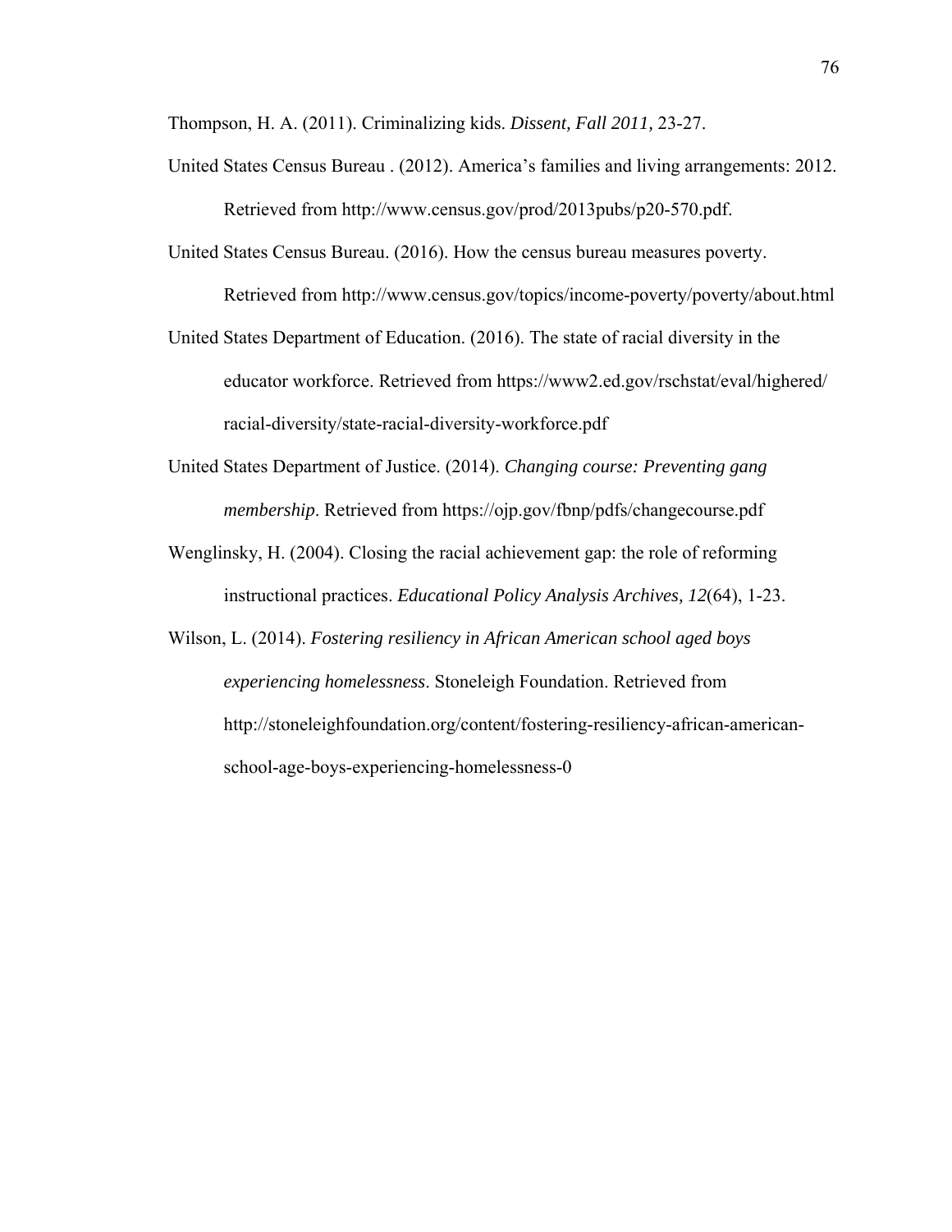Thompson, H. A. (2011). Criminalizing kids. *Dissent, Fall 2011,* 23-27.

United States Census Bureau . (2012). America's families and living arrangements: 2012. Retrieved from http://www.census.gov/prod/2013pubs/p20-570.pdf.

United States Census Bureau. (2016). How the census bureau measures poverty. Retrieved from http://www.census.gov/topics/income-poverty/poverty/about.html

United States Department of Education. (2016). The state of racial diversity in the educator workforce. Retrieved from https://www2.ed.gov/rschstat/eval/highered/racial-diversity/state-racial-diversity-workforce.pdf

United States Department of Justice. (2014). *Changing course: Preventing gang membership*. Retrieved from https://ojp.gov/fbnp/pdfs/changecourse.pdf

Wenglinsky, H. (2004). Closing the racial achievement gap: the role of reforming instructional practices. *Educational Policy Analysis Archives, 12*(64), 1-23.

Wilson, L. (2014). *Fostering resiliency in African American school aged boys experiencing homelessness*. Stoneleigh Foundation. Retrieved from http://stoneleighfoundation.org/content/fostering-resiliency-african-american-school-age-boys-experiencing-homelessness-0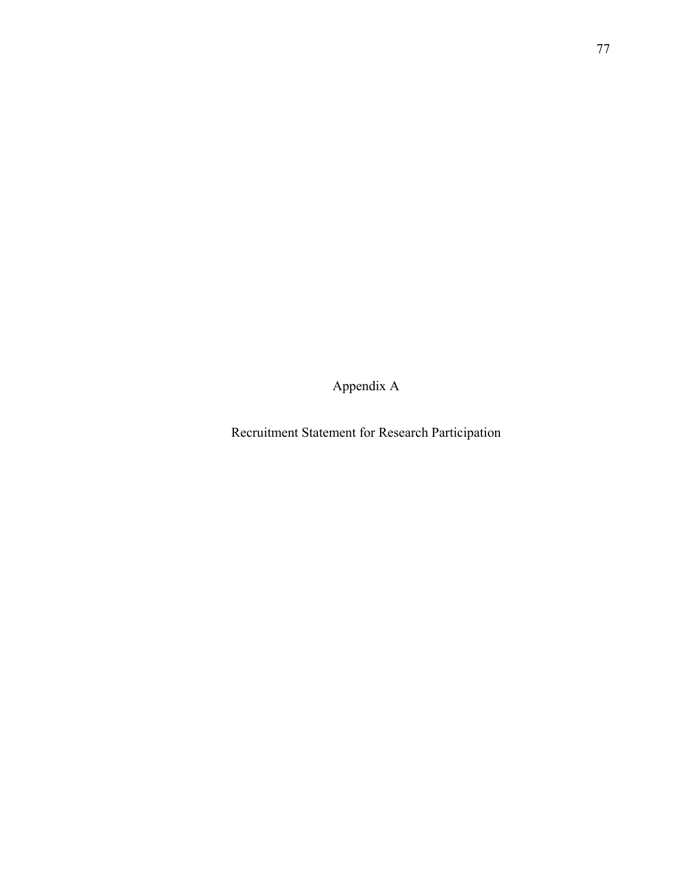# Appendix A

## Recruitment Statement for Research Participation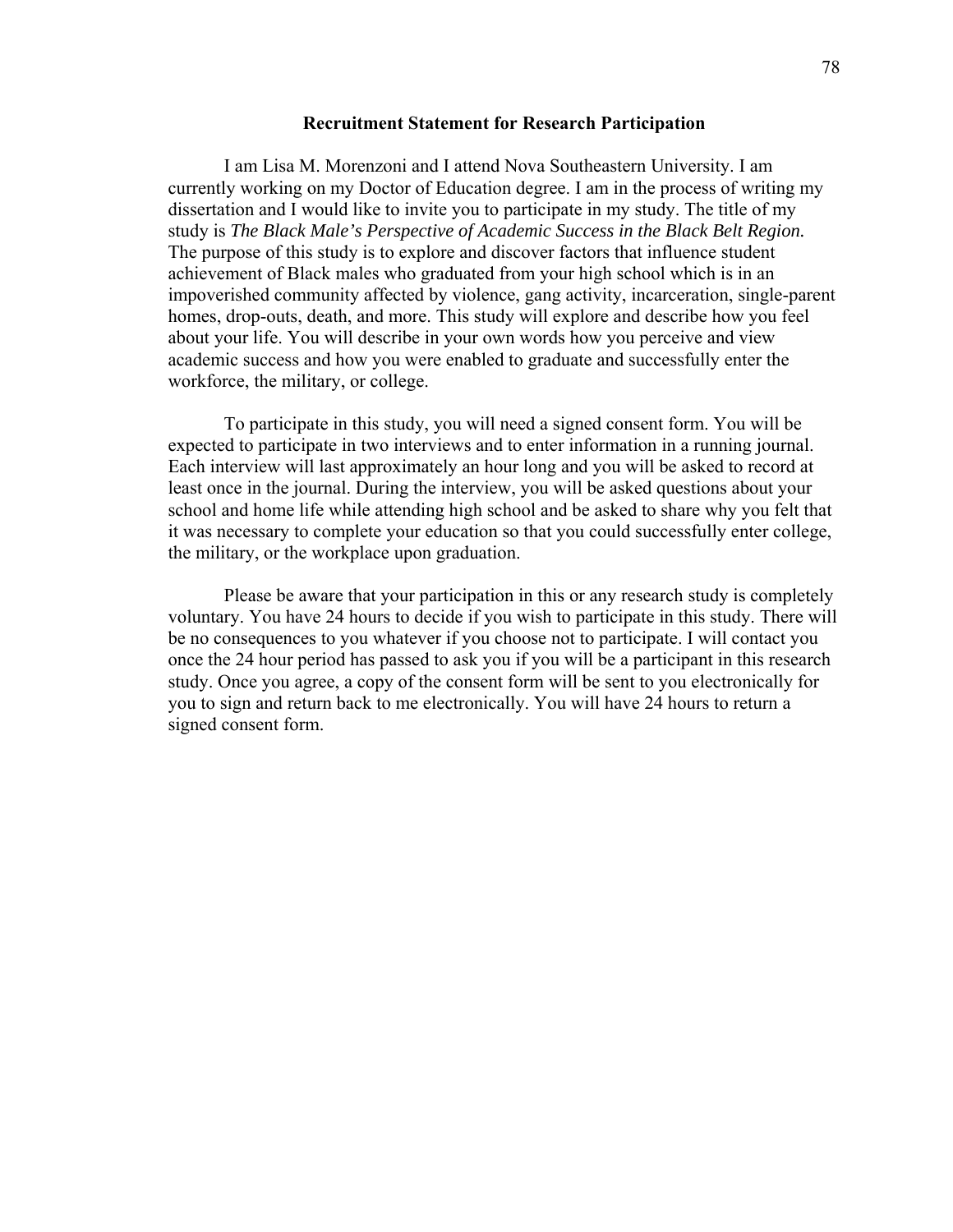**Recruitment Statement for Research Participation**

I am Lisa M. Morenzoni and I attend Nova Southeastern University. I am currently working on my Doctor of Education degree. I am in the process of writing my dissertation and I would like to invite you to participate in my study. The title of my study is *The Black Male's Perspective of Academic Success in the Black Belt Region.* The purpose of this study is to explore and discover factors that influence student achievement of Black males who graduated from your high school which is in an impoverished community affected by violence, gang activity, incarceration, single-parent homes, drop-outs, death, and more. This study will explore and describe how you feel about your life. You will describe in your own words how you perceive and view academic success and how you were enabled to graduate and successfully enter the workforce, the military, or college.

To participate in this study, you will need a signed consent form. You will be expected to participate in two interviews and to enter information in a running journal. Each interview will last approximately an hour long and you will be asked to record at least once in the journal. During the interview, you will be asked questions about your school and home life while attending high school and be asked to share why you felt that it was necessary to complete your education so that you could successfully enter college, the military, or the workplace upon graduation.

Please be aware that your participation in this or any research study is completely voluntary. You have 24 hours to decide if you wish to participate in this study. There will be no consequences to you whatever if you choose not to participate. I will contact you once the 24 hour period has passed to ask you if you will be a participant in this research study. Once you agree, a copy of the consent form will be sent to you electronically for you to sign and return back to me electronically. You will have 24 hours to return a signed consent form.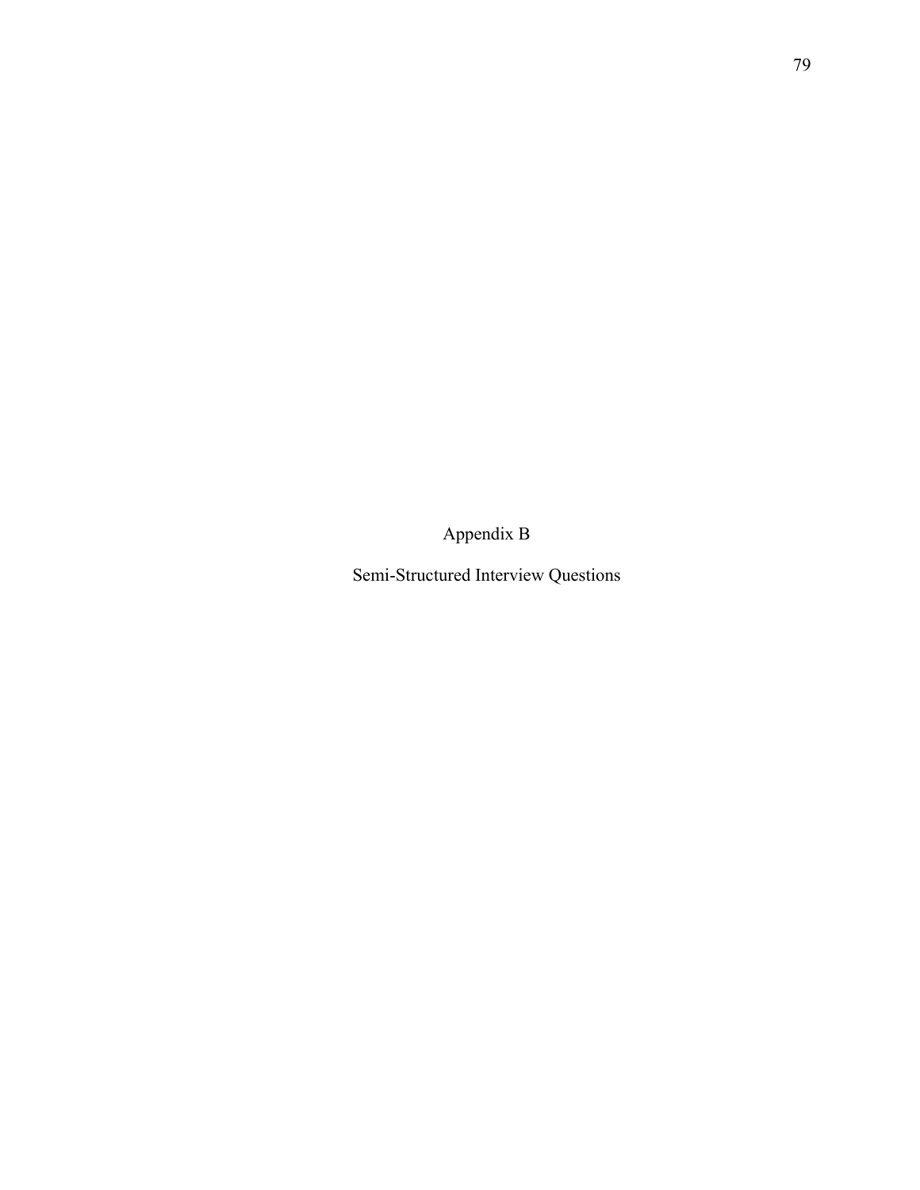# Appendix B

## Semi-Structured Interview Questions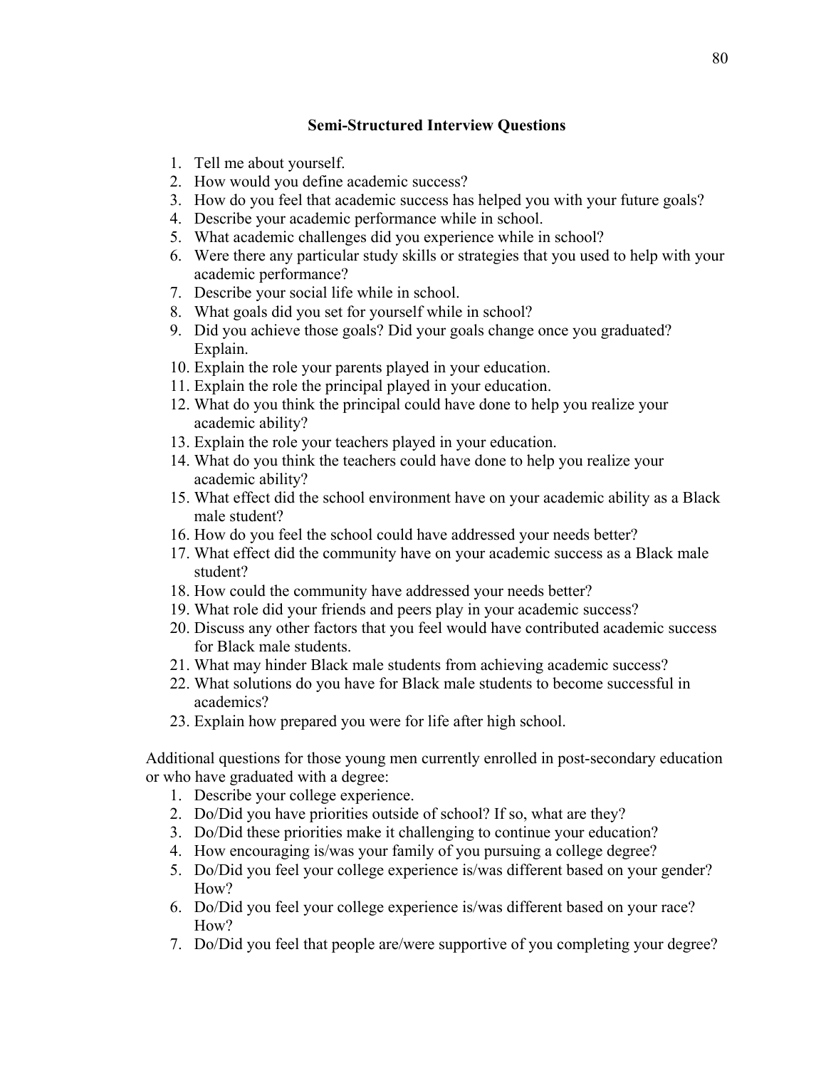## Semi-Structured Interview Questions

1. Tell me about yourself.
2. How would you define academic success?
3. How do you feel that academic success has helped you with your future goals?
4. Describe your academic performance while in school.
5. What academic challenges did you experience while in school?
6. Were there any particular study skills or strategies that you used to help with your academic performance?
7. Describe your social life while in school.
8. What goals did you set for yourself while in school?
9. Did you achieve those goals? Did your goals change once you graduated? Explain.
10. Explain the role your parents played in your education.
11. Explain the role the principal played in your education.
12. What do you think the principal could have done to help you realize your academic ability?
13. Explain the role your teachers played in your education.
14. What do you think the teachers could have done to help you realize your academic ability?
15. What effect did the school environment have on your academic ability as a Black male student?
16. How do you feel the school could have addressed your needs better?
17. What effect did the community have on your academic success as a Black male student?
18. How could the community have addressed your needs better?
19. What role did your friends and peers play in your academic success?
20. Discuss any other factors that you feel would have contributed academic success for Black male students.
21. What may hinder Black male students from achieving academic success?
22. What solutions do you have for Black male students to become successful in academics?
23. Explain how prepared you were for life after high school.

Additional questions for those young men currently enrolled in post-secondary education or who have graduated with a degree:

1. Describe your college experience.
2. Do/Did you have priorities outside of school? If so, what are they?
3. Do/Did these priorities make it challenging to continue your education?
4. How encouraging is/was your family of you pursuing a college degree?
5. Do/Did you feel your college experience is/was different based on your gender? How?
6. Do/Did you feel your college experience is/was different based on your race? How?
7. Do/Did you feel that people are/were supportive of you completing your degree?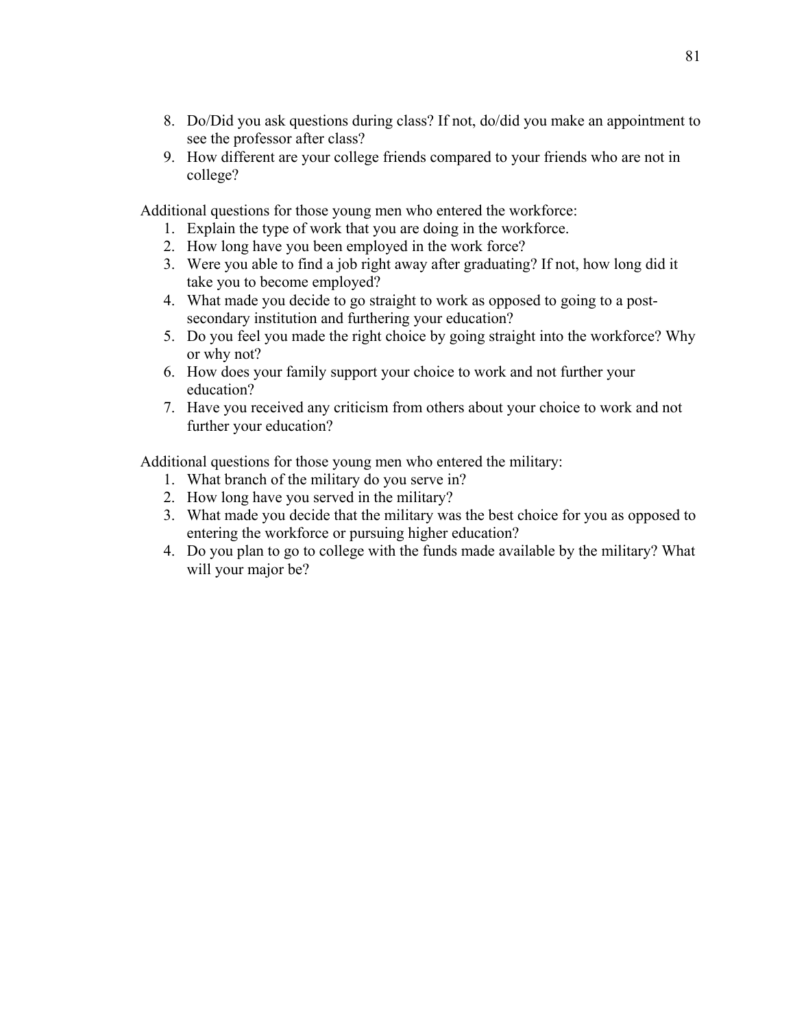8. Do/Did you ask questions during class? If not, do/did you make an appointment to see the professor after class?
9. How different are your college friends compared to your friends who are not in college?

Additional questions for those young men who entered the workforce:

1. Explain the type of work that you are doing in the workforce.
2. How long have you been employed in the work force?
3. Were you able to find a job right away after graduating? If not, how long did it take you to become employed?
4. What made you decide to go straight to work as opposed to going to a post-secondary institution and furthering your education?
5. Do you feel you made the right choice by going straight into the workforce? Why or why not?
6. How does your family support your choice to work and not further your education?
7. Have you received any criticism from others about your choice to work and not further your education?

Additional questions for those young men who entered the military:

1. What branch of the military do you serve in?
2. How long have you served in the military?
3. What made you decide that the military was the best choice for you as opposed to entering the workforce or pursuing higher education?
4. Do you plan to go to college with the funds made available by the military? What will your major be?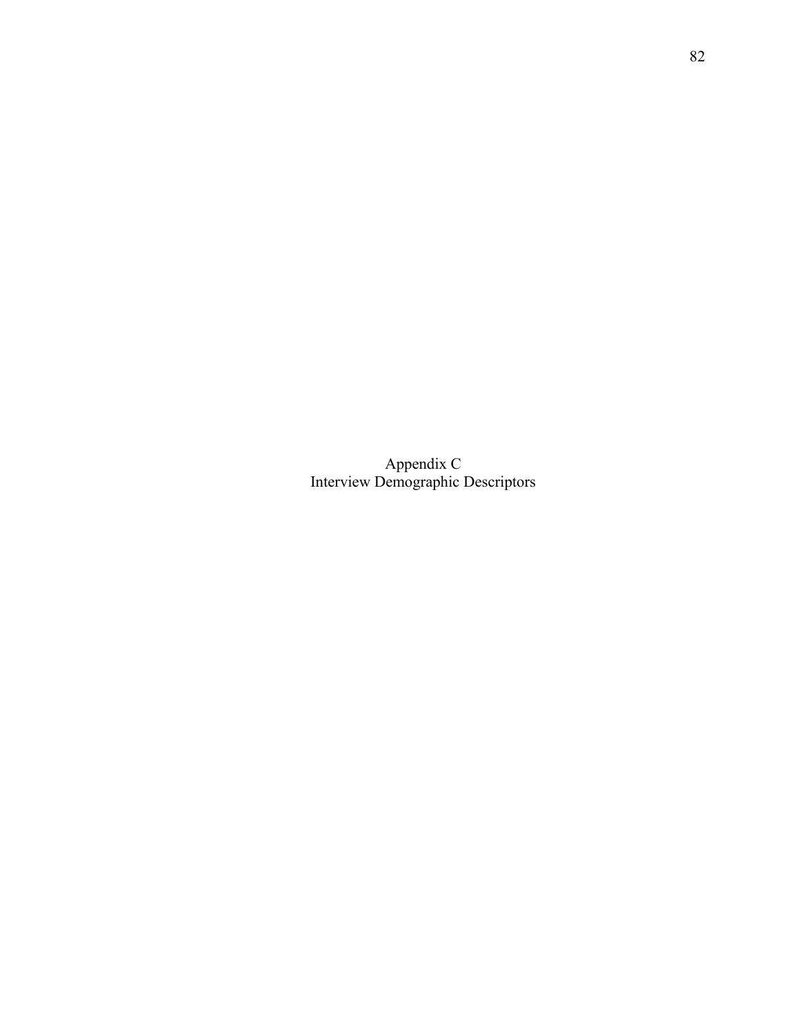# Appendix C
## Interview Demographic Descriptors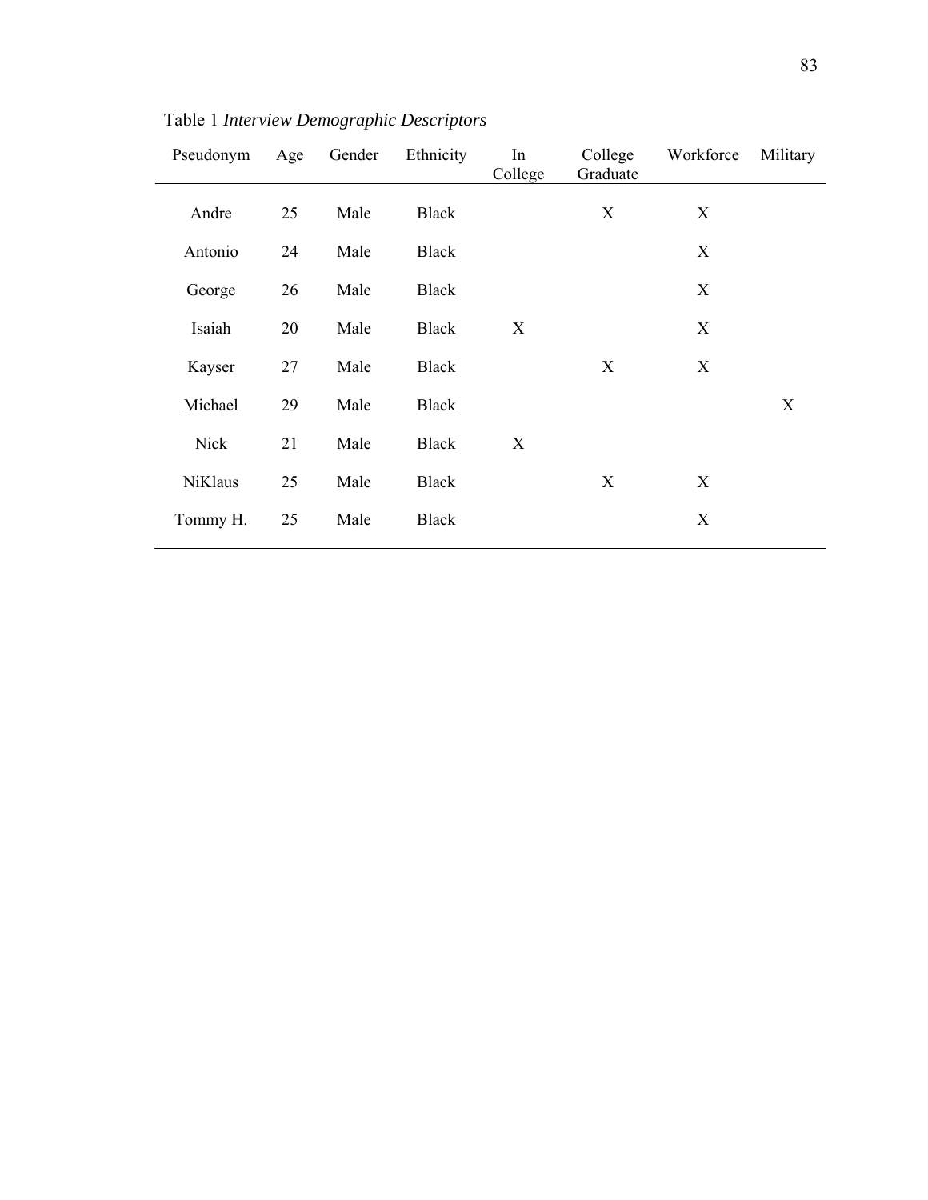Table 1 *Interview Demographic Descriptors*

| Pseudonym | Age | Gender | Ethnicity | In College | College Graduate | Workforce | Military |
|---|---|---|---|---|---|---|---|
| Andre | 25 | Male | Black | | X | X | |
| Antonio | 24 | Male | Black | | | X | |
| George | 26 | Male | Black | | | X | |
| Isaiah | 20 | Male | Black | X | | X | |
| Kayser | 27 | Male | Black | | X | X | |
| Michael | 29 | Male | Black | | | | X |
| Nick | 21 | Male | Black | X | | | |
| NiKlaus | 25 | Male | Black | | X | X | |
| Tommy H. | 25 | Male | Black | | | X | |